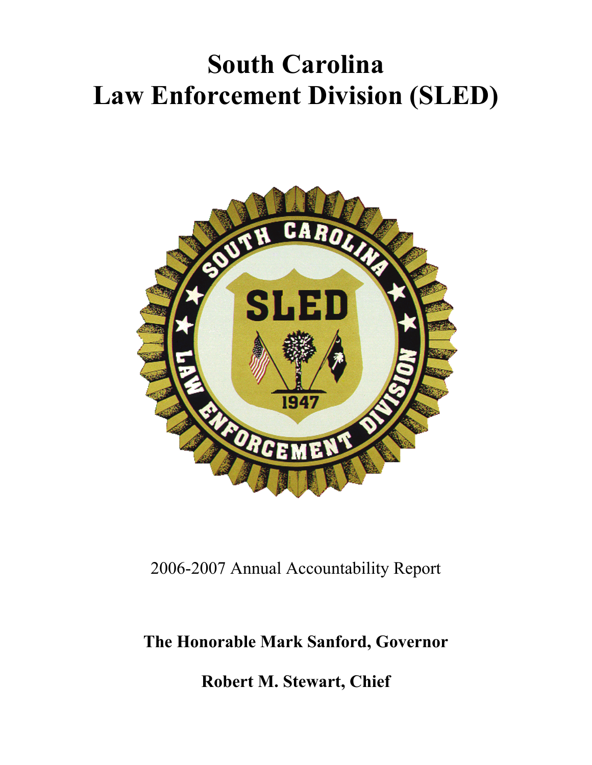# South Carolina Law Enforcement Division (SLED)

2006-2007 Annual Accountability Report

**The Honorable Mark Sanford, Governor**

**Robert M. Stewart, Chief**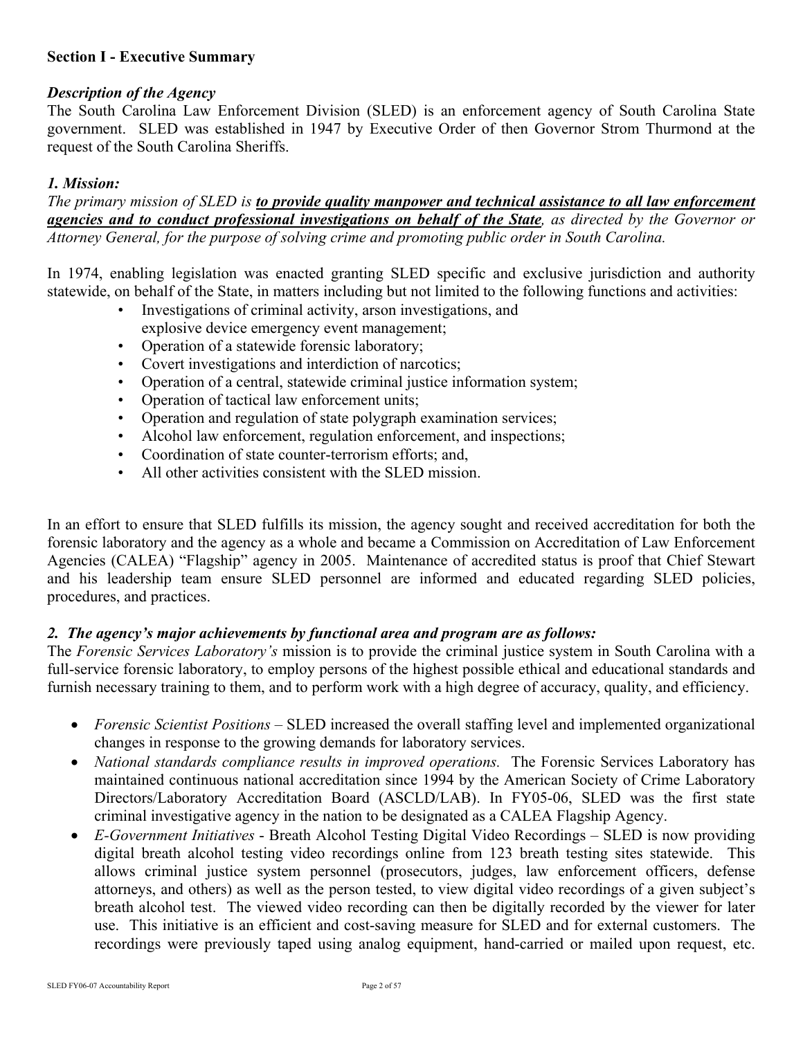## Section I - Executive Summary

### *Description of the Agency*

The South Carolina Law Enforcement Division (SLED) is an enforcement agency of South Carolina State government. SLED was established in 1947 by Executive Order of then Governor Strom Thurmond at the request of the South Carolina Sheriffs.

### *1. Mission:*

*The primary mission of SLED is* ***to provide quality manpower and technical assistance to all law enforcement agencies and to conduct professional investigations on behalf of the State****, as directed by the Governor or Attorney General, for the purpose of solving crime and promoting public order in South Carolina.*

In 1974, enabling legislation was enacted granting SLED specific and exclusive jurisdiction and authority statewide, on behalf of the State, in matters including but not limited to the following functions and activities:

- Investigations of criminal activity, arson investigations, and explosive device emergency event management;
- Operation of a statewide forensic laboratory;
- Covert investigations and interdiction of narcotics;
- Operation of a central, statewide criminal justice information system;
- Operation of tactical law enforcement units;
- Operation and regulation of state polygraph examination services;
- Alcohol law enforcement, regulation enforcement, and inspections;
- Coordination of state counter-terrorism efforts; and,
- All other activities consistent with the SLED mission.

In an effort to ensure that SLED fulfills its mission, the agency sought and received accreditation for both the forensic laboratory and the agency as a whole and became a Commission on Accreditation of Law Enforcement Agencies (CALEA) "Flagship" agency in 2005. Maintenance of accredited status is proof that Chief Stewart and his leadership team ensure SLED personnel are informed and educated regarding SLED policies, procedures, and practices.

### *2. The agency's major achievements by functional area and program are as follows:*

The *Forensic Services Laboratory's* mission is to provide the criminal justice system in South Carolina with a full-service forensic laboratory, to employ persons of the highest possible ethical and educational standards and furnish necessary training to them, and to perform work with a high degree of accuracy, quality, and efficiency.

- *Forensic Scientist Positions* – SLED increased the overall staffing level and implemented organizational changes in response to the growing demands for laboratory services.
- *National standards compliance results in improved operations.* The Forensic Services Laboratory has maintained continuous national accreditation since 1994 by the American Society of Crime Laboratory Directors/Laboratory Accreditation Board (ASCLD/LAB). In FY05-06, SLED was the first state criminal investigative agency in the nation to be designated as a CALEA Flagship Agency.
- *E-Government Initiatives* - Breath Alcohol Testing Digital Video Recordings – SLED is now providing digital breath alcohol testing video recordings online from 123 breath testing sites statewide. This allows criminal justice system personnel (prosecutors, judges, law enforcement officers, defense attorneys, and others) as well as the person tested, to view digital video recordings of a given subject's breath alcohol test. The viewed video recording can then be digitally recorded by the viewer for later use. This initiative is an efficient and cost-saving measure for SLED and for external customers. The recordings were previously taped using analog equipment, hand-carried or mailed upon request, etc.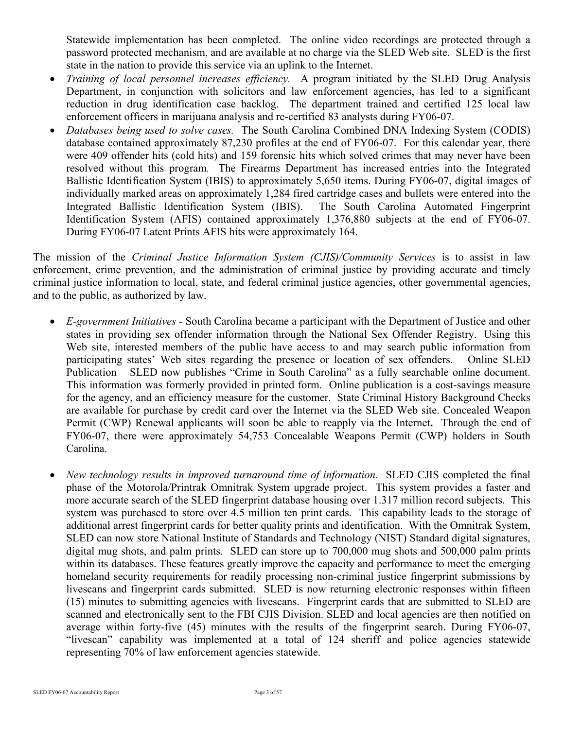Statewide implementation has been completed. The online video recordings are protected through a password protected mechanism, and are available at no charge via the SLED Web site. SLED is the first state in the nation to provide this service via an uplink to the Internet.

- *Training of local personnel increases efficiency.* A program initiated by the SLED Drug Analysis Department, in conjunction with solicitors and law enforcement agencies, has led to a significant reduction in drug identification case backlog. The department trained and certified 125 local law enforcement officers in marijuana analysis and re-certified 83 analysts during FY06-07.
- *Databases being used to solve cases.* The South Carolina Combined DNA Indexing System (CODIS) database contained approximately 87,230 profiles at the end of FY06-07. For this calendar year, there were 409 offender hits (cold hits) and 159 forensic hits which solved crimes that may never have been resolved without this program. The Firearms Department has increased entries into the Integrated Ballistic Identification System (IBIS) to approximately 5,650 items. During FY06-07, digital images of individually marked areas on approximately 1,284 fired cartridge cases and bullets were entered into the Integrated Ballistic Identification System (IBIS). The South Carolina Automated Fingerprint Identification System (AFIS) contained approximately 1,376,880 subjects at the end of FY06-07. During FY06-07 Latent Prints AFIS hits were approximately 164.

The mission of the *Criminal Justice Information System (CJIS)/Community Services* is to assist in law enforcement, crime prevention, and the administration of criminal justice by providing accurate and timely criminal justice information to local, state, and federal criminal justice agencies, other governmental agencies, and to the public, as authorized by law.

- *E-government Initiatives* - South Carolina became a participant with the Department of Justice and other states in providing sex offender information through the National Sex Offender Registry. Using this Web site, interested members of the public have access to and may search public information from participating states' Web sites regarding the presence or location of sex offenders. Online SLED Publication – SLED now publishes "Crime in South Carolina" as a fully searchable online document. This information was formerly provided in printed form. Online publication is a cost-savings measure for the agency, and an efficiency measure for the customer. State Criminal History Background Checks are available for purchase by credit card over the Internet via the SLED Web site. Concealed Weapon Permit (CWP) Renewal applicants will soon be able to reapply via the Internet**.** Through the end of FY06-07, there were approximately 54,753 Concealable Weapons Permit (CWP) holders in South Carolina.

- *New technology results in improved turnaround time of information.* SLED CJIS completed the final phase of the Motorola/Printrak Omnitrak System upgrade project. This system provides a faster and more accurate search of the SLED fingerprint database housing over 1.317 million record subjects. This system was purchased to store over 4.5 million ten print cards. This capability leads to the storage of additional arrest fingerprint cards for better quality prints and identification. With the Omnitrak System, SLED can now store National Institute of Standards and Technology (NIST) Standard digital signatures, digital mug shots, and palm prints. SLED can store up to 700,000 mug shots and 500,000 palm prints within its databases. These features greatly improve the capacity and performance to meet the emerging homeland security requirements for readily processing non-criminal justice fingerprint submissions by livescans and fingerprint cards submitted. SLED is now returning electronic responses within fifteen (15) minutes to submitting agencies with livescans. Fingerprint cards that are submitted to SLED are scanned and electronically sent to the FBI CJIS Division. SLED and local agencies are then notified on average within forty-five (45) minutes with the results of the fingerprint search. During FY06-07, "livescan" capability was implemented at a total of 124 sheriff and police agencies statewide representing 70% of law enforcement agencies statewide.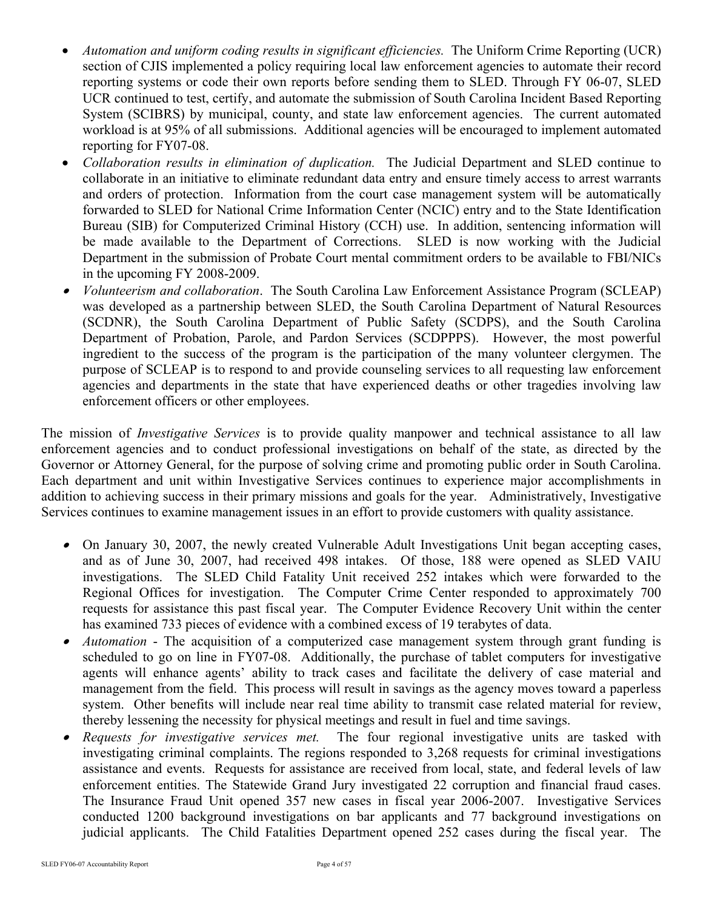- *Automation and uniform coding results in significant efficiencies.* The Uniform Crime Reporting (UCR) section of CJIS implemented a policy requiring local law enforcement agencies to automate their record reporting systems or code their own reports before sending them to SLED. Through FY 06-07, SLED UCR continued to test, certify, and automate the submission of South Carolina Incident Based Reporting System (SCIBRS) by municipal, county, and state law enforcement agencies. The current automated workload is at 95% of all submissions. Additional agencies will be encouraged to implement automated reporting for FY07-08.
- *Collaboration results in elimination of duplication.* The Judicial Department and SLED continue to collaborate in an initiative to eliminate redundant data entry and ensure timely access to arrest warrants and orders of protection. Information from the court case management system will be automatically forwarded to SLED for National Crime Information Center (NCIC) entry and to the State Identification Bureau (SIB) for Computerized Criminal History (CCH) use. In addition, sentencing information will be made available to the Department of Corrections. SLED is now working with the Judicial Department in the submission of Probate Court mental commitment orders to be available to FBI/NICs in the upcoming FY 2008-2009.
- *Volunteerism and collaboration*. The South Carolina Law Enforcement Assistance Program (SCLEAP) was developed as a partnership between SLED, the South Carolina Department of Natural Resources (SCDNR), the South Carolina Department of Public Safety (SCDPS), and the South Carolina Department of Probation, Parole, and Pardon Services (SCDPPPS). However, the most powerful ingredient to the success of the program is the participation of the many volunteer clergymen. The purpose of SCLEAP is to respond to and provide counseling services to all requesting law enforcement agencies and departments in the state that have experienced deaths or other tragedies involving law enforcement officers or other employees.

The mission of *Investigative Services* is to provide quality manpower and technical assistance to all law enforcement agencies and to conduct professional investigations on behalf of the state, as directed by the Governor or Attorney General, for the purpose of solving crime and promoting public order in South Carolina. Each department and unit within Investigative Services continues to experience major accomplishments in addition to achieving success in their primary missions and goals for the year. Administratively, Investigative Services continues to examine management issues in an effort to provide customers with quality assistance.

- On January 30, 2007, the newly created Vulnerable Adult Investigations Unit began accepting cases, and as of June 30, 2007, had received 498 intakes. Of those, 188 were opened as SLED VAIU investigations. The SLED Child Fatality Unit received 252 intakes which were forwarded to the Regional Offices for investigation. The Computer Crime Center responded to approximately 700 requests for assistance this past fiscal year. The Computer Evidence Recovery Unit within the center has examined 733 pieces of evidence with a combined excess of 19 terabytes of data.
- *Automation* - The acquisition of a computerized case management system through grant funding is scheduled to go on line in FY07-08. Additionally, the purchase of tablet computers for investigative agents will enhance agents' ability to track cases and facilitate the delivery of case material and management from the field. This process will result in savings as the agency moves toward a paperless system. Other benefits will include near real time ability to transmit case related material for review, thereby lessening the necessity for physical meetings and result in fuel and time savings.
- *Requests for investigative services met.* The four regional investigative units are tasked with investigating criminal complaints. The regions responded to 3,268 requests for criminal investigations assistance and events. Requests for assistance are received from local, state, and federal levels of law enforcement entities. The Statewide Grand Jury investigated 22 corruption and financial fraud cases. The Insurance Fraud Unit opened 357 new cases in fiscal year 2006-2007. Investigative Services conducted 1200 background investigations on bar applicants and 77 background investigations on judicial applicants. The Child Fatalities Department opened 252 cases during the fiscal year. The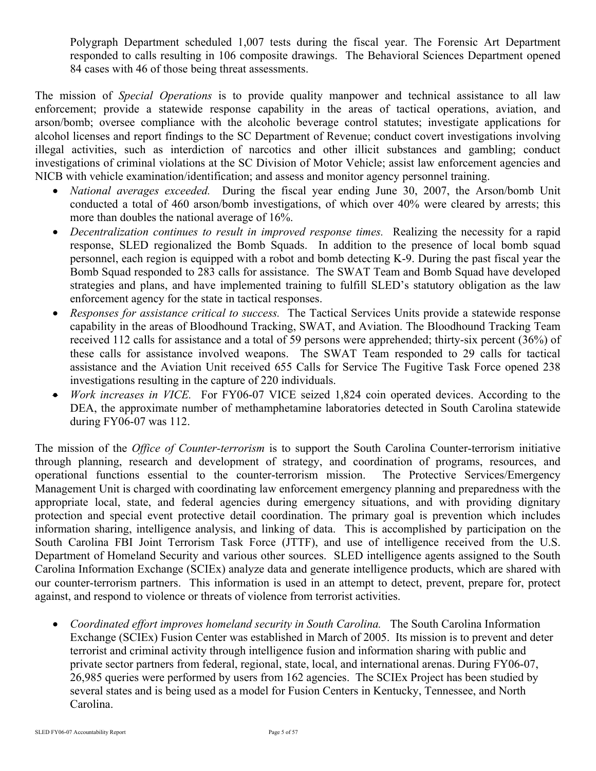Polygraph Department scheduled 1,007 tests during the fiscal year. The Forensic Art Department responded to calls resulting in 106 composite drawings. The Behavioral Sciences Department opened 84 cases with 46 of those being threat assessments.

The mission of *Special Operations* is to provide quality manpower and technical assistance to all law enforcement; provide a statewide response capability in the areas of tactical operations, aviation, and arson/bomb; oversee compliance with the alcoholic beverage control statutes; investigate applications for alcohol licenses and report findings to the SC Department of Revenue; conduct covert investigations involving illegal activities, such as interdiction of narcotics and other illicit substances and gambling; conduct investigations of criminal violations at the SC Division of Motor Vehicle; assist law enforcement agencies and NICB with vehicle examination/identification; and assess and monitor agency personnel training.

- *National averages exceeded.* During the fiscal year ending June 30, 2007, the Arson/bomb Unit conducted a total of 460 arson/bomb investigations, of which over 40% were cleared by arrests; this more than doubles the national average of 16%.
- *Decentralization continues to result in improved response times.* Realizing the necessity for a rapid response, SLED regionalized the Bomb Squads. In addition to the presence of local bomb squad personnel, each region is equipped with a robot and bomb detecting K-9. During the past fiscal year the Bomb Squad responded to 283 calls for assistance. The SWAT Team and Bomb Squad have developed strategies and plans, and have implemented training to fulfill SLED's statutory obligation as the law enforcement agency for the state in tactical responses.
- *Responses for assistance critical to success.* The Tactical Services Units provide a statewide response capability in the areas of Bloodhound Tracking, SWAT, and Aviation. The Bloodhound Tracking Team received 112 calls for assistance and a total of 59 persons were apprehended; thirty-six percent (36%) of these calls for assistance involved weapons. The SWAT Team responded to 29 calls for tactical assistance and the Aviation Unit received 655 Calls for Service The Fugitive Task Force opened 238 investigations resulting in the capture of 220 individuals.
- *Work increases in VICE.* For FY06-07 VICE seized 1,824 coin operated devices. According to the DEA, the approximate number of methamphetamine laboratories detected in South Carolina statewide during FY06-07 was 112.

The mission of the *Office of Counter-terrorism* is to support the South Carolina Counter-terrorism initiative through planning, research and development of strategy, and coordination of programs, resources, and operational functions essential to the counter-terrorism mission. The Protective Services/Emergency Management Unit is charged with coordinating law enforcement emergency planning and preparedness with the appropriate local, state, and federal agencies during emergency situations, and with providing dignitary protection and special event protective detail coordination. The primary goal is prevention which includes information sharing, intelligence analysis, and linking of data. This is accomplished by participation on the South Carolina FBI Joint Terrorism Task Force (JTTF), and use of intelligence received from the U.S. Department of Homeland Security and various other sources. SLED intelligence agents assigned to the South Carolina Information Exchange (SCIEx) analyze data and generate intelligence products, which are shared with our counter-terrorism partners. This information is used in an attempt to detect, prevent, prepare for, protect against, and respond to violence or threats of violence from terrorist activities.

- *Coordinated effort improves homeland security in South Carolina.* The South Carolina Information Exchange (SCIEx) Fusion Center was established in March of 2005. Its mission is to prevent and deter terrorist and criminal activity through intelligence fusion and information sharing with public and private sector partners from federal, regional, state, local, and international arenas. During FY06-07, 26,985 queries were performed by users from 162 agencies. The SCIEx Project has been studied by several states and is being used as a model for Fusion Centers in Kentucky, Tennessee, and North Carolina.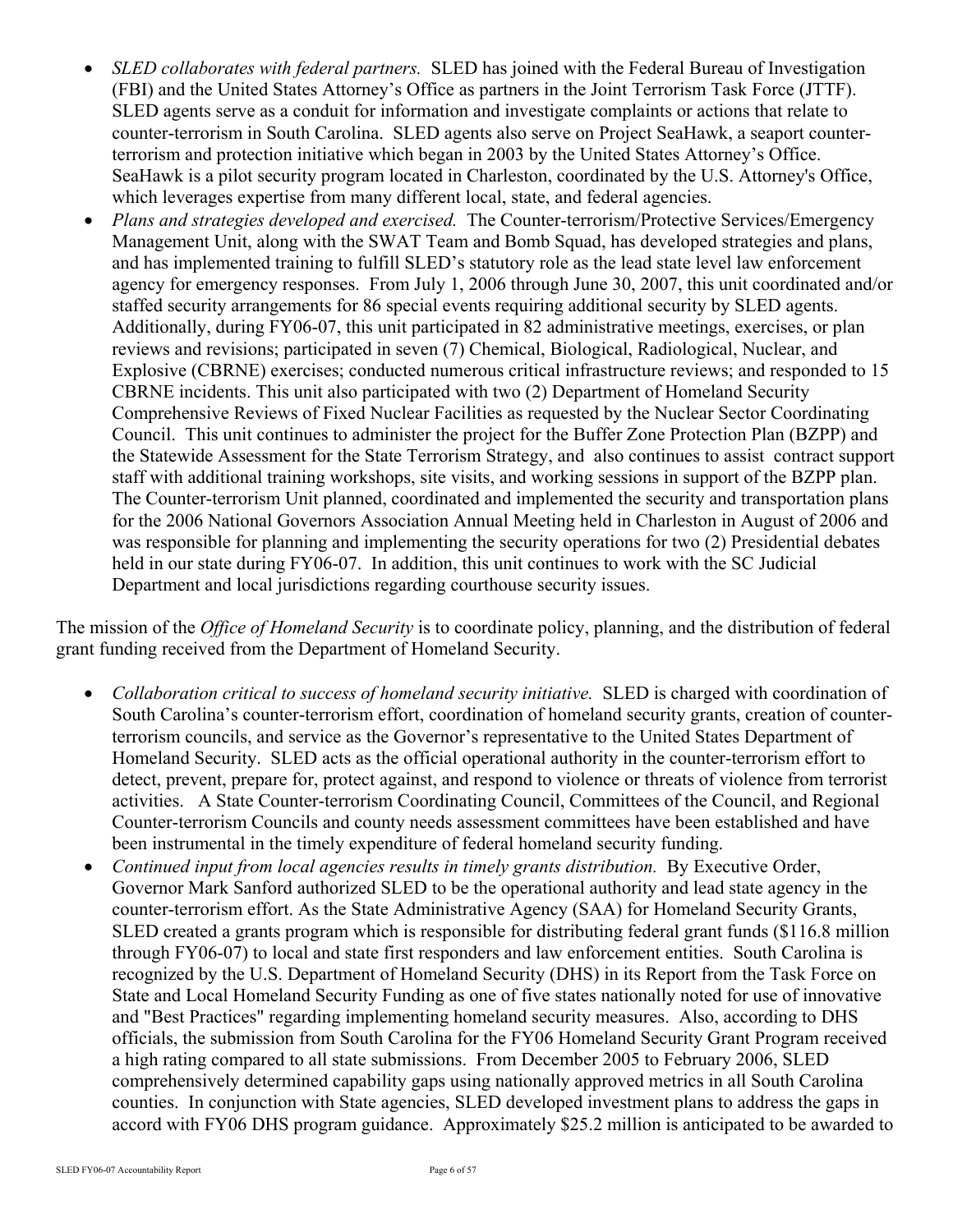- *SLED collaborates with federal partners.* SLED has joined with the Federal Bureau of Investigation (FBI) and the United States Attorney's Office as partners in the Joint Terrorism Task Force (JTTF). SLED agents serve as a conduit for information and investigate complaints or actions that relate to counter-terrorism in South Carolina. SLED agents also serve on Project SeaHawk, a seaport counter-terrorism and protection initiative which began in 2003 by the United States Attorney's Office. SeaHawk is a pilot security program located in Charleston, coordinated by the U.S. Attorney's Office, which leverages expertise from many different local, state, and federal agencies.
- *Plans and strategies developed and exercised.* The Counter-terrorism/Protective Services/Emergency Management Unit, along with the SWAT Team and Bomb Squad, has developed strategies and plans, and has implemented training to fulfill SLED's statutory role as the lead state level law enforcement agency for emergency responses. From July 1, 2006 through June 30, 2007, this unit coordinated and/or staffed security arrangements for 86 special events requiring additional security by SLED agents. Additionally, during FY06-07, this unit participated in 82 administrative meetings, exercises, or plan reviews and revisions; participated in seven (7) Chemical, Biological, Radiological, Nuclear, and Explosive (CBRNE) exercises; conducted numerous critical infrastructure reviews; and responded to 15 CBRNE incidents. This unit also participated with two (2) Department of Homeland Security Comprehensive Reviews of Fixed Nuclear Facilities as requested by the Nuclear Sector Coordinating Council. This unit continues to administer the project for the Buffer Zone Protection Plan (BZPP) and the Statewide Assessment for the State Terrorism Strategy, and also continues to assist contract support staff with additional training workshops, site visits, and working sessions in support of the BZPP plan. The Counter-terrorism Unit planned, coordinated and implemented the security and transportation plans for the 2006 National Governors Association Annual Meeting held in Charleston in August of 2006 and was responsible for planning and implementing the security operations for two (2) Presidential debates held in our state during FY06-07. In addition, this unit continues to work with the SC Judicial Department and local jurisdictions regarding courthouse security issues.

The mission of the *Office of Homeland Security* is to coordinate policy, planning, and the distribution of federal grant funding received from the Department of Homeland Security.

- *Collaboration critical to success of homeland security initiative.* SLED is charged with coordination of South Carolina's counter-terrorism effort, coordination of homeland security grants, creation of counter-terrorism councils, and service as the Governor's representative to the United States Department of Homeland Security. SLED acts as the official operational authority in the counter-terrorism effort to detect, prevent, prepare for, protect against, and respond to violence or threats of violence from terrorist activities. A State Counter-terrorism Coordinating Council, Committees of the Council, and Regional Counter-terrorism Councils and county needs assessment committees have been established and have been instrumental in the timely expenditure of federal homeland security funding.
- *Continued input from local agencies results in timely grants distribution.* By Executive Order, Governor Mark Sanford authorized SLED to be the operational authority and lead state agency in the counter-terrorism effort. As the State Administrative Agency (SAA) for Homeland Security Grants, SLED created a grants program which is responsible for distributing federal grant funds ($116.8 million through FY06-07) to local and state first responders and law enforcement entities. South Carolina is recognized by the U.S. Department of Homeland Security (DHS) in its Report from the Task Force on State and Local Homeland Security Funding as one of five states nationally noted for use of innovative and "Best Practices" regarding implementing homeland security measures. Also, according to DHS officials, the submission from South Carolina for the FY06 Homeland Security Grant Program received a high rating compared to all state submissions. From December 2005 to February 2006, SLED comprehensively determined capability gaps using nationally approved metrics in all South Carolina counties. In conjunction with State agencies, SLED developed investment plans to address the gaps in accord with FY06 DHS program guidance. Approximately $25.2 million is anticipated to be awarded to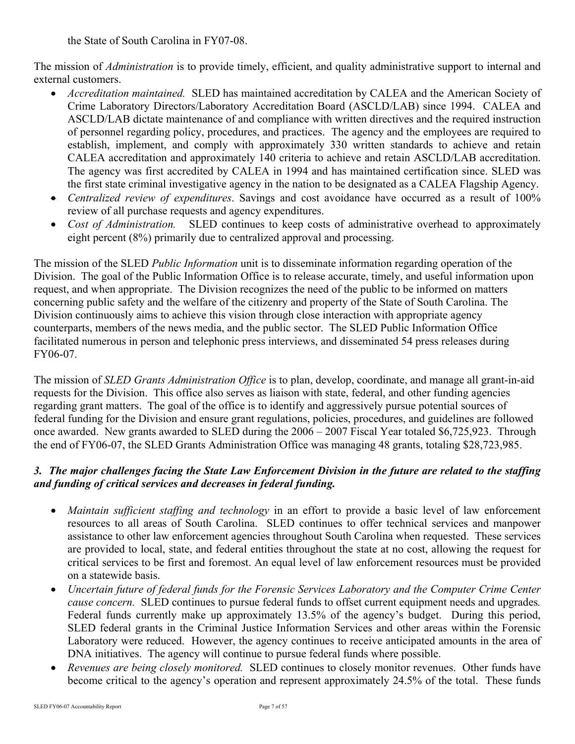the State of South Carolina in FY07-08.

The mission of *Administration* is to provide timely, efficient, and quality administrative support to internal and external customers.

- *Accreditation maintained.* SLED has maintained accreditation by CALEA and the American Society of Crime Laboratory Directors/Laboratory Accreditation Board (ASCLD/LAB) since 1994. CALEA and ASCLD/LAB dictate maintenance of and compliance with written directives and the required instruction of personnel regarding policy, procedures, and practices. The agency and the employees are required to establish, implement, and comply with approximately 330 written standards to achieve and retain CALEA accreditation and approximately 140 criteria to achieve and retain ASCLD/LAB accreditation. The agency was first accredited by CALEA in 1994 and has maintained certification since. SLED was the first state criminal investigative agency in the nation to be designated as a CALEA Flagship Agency.
- *Centralized review of expenditures*. Savings and cost avoidance have occurred as a result of 100% review of all purchase requests and agency expenditures.
- *Cost of Administration.* SLED continues to keep costs of administrative overhead to approximately eight percent (8%) primarily due to centralized approval and processing.

The mission of the SLED *Public Information* unit is to disseminate information regarding operation of the Division. The goal of the Public Information Office is to release accurate, timely, and useful information upon request, and when appropriate. The Division recognizes the need of the public to be informed on matters concerning public safety and the welfare of the citizenry and property of the State of South Carolina. The Division continuously aims to achieve this vision through close interaction with appropriate agency counterparts, members of the news media, and the public sector. The SLED Public Information Office facilitated numerous in person and telephonic press interviews, and disseminated 54 press releases during FY06-07.

The mission of *SLED Grants Administration Office* is to plan, develop, coordinate, and manage all grant-in-aid requests for the Division. This office also serves as liaison with state, federal, and other funding agencies regarding grant matters. The goal of the office is to identify and aggressively pursue potential sources of federal funding for the Division and ensure grant regulations, policies, procedures, and guidelines are followed once awarded. New grants awarded to SLED during the 2006 – 2007 Fiscal Year totaled $6,725,923. Through the end of FY06-07, the SLED Grants Administration Office was managing 48 grants, totaling $28,723,985.

***3. The major challenges facing the State Law Enforcement Division in the future are related to the staffing and funding of critical services and decreases in federal funding.***

- *Maintain sufficient staffing and technology* in an effort to provide a basic level of law enforcement resources to all areas of South Carolina. SLED continues to offer technical services and manpower assistance to other law enforcement agencies throughout South Carolina when requested. These services are provided to local, state, and federal entities throughout the state at no cost, allowing the request for critical services to be first and foremost. An equal level of law enforcement resources must be provided on a statewide basis.
- *Uncertain future of federal funds for the Forensic Services Laboratory and the Computer Crime Center cause concern.* SLED continues to pursue federal funds to offset current equipment needs and upgrades*.* Federal funds currently make up approximately 13.5% of the agency's budget. During this period, SLED federal grants in the Criminal Justice Information Services and other areas within the Forensic Laboratory were reduced. However, the agency continues to receive anticipated amounts in the area of DNA initiatives. The agency will continue to pursue federal funds where possible.
- *Revenues are being closely monitored.* SLED continues to closely monitor revenues. Other funds have become critical to the agency's operation and represent approximately 24.5% of the total. These funds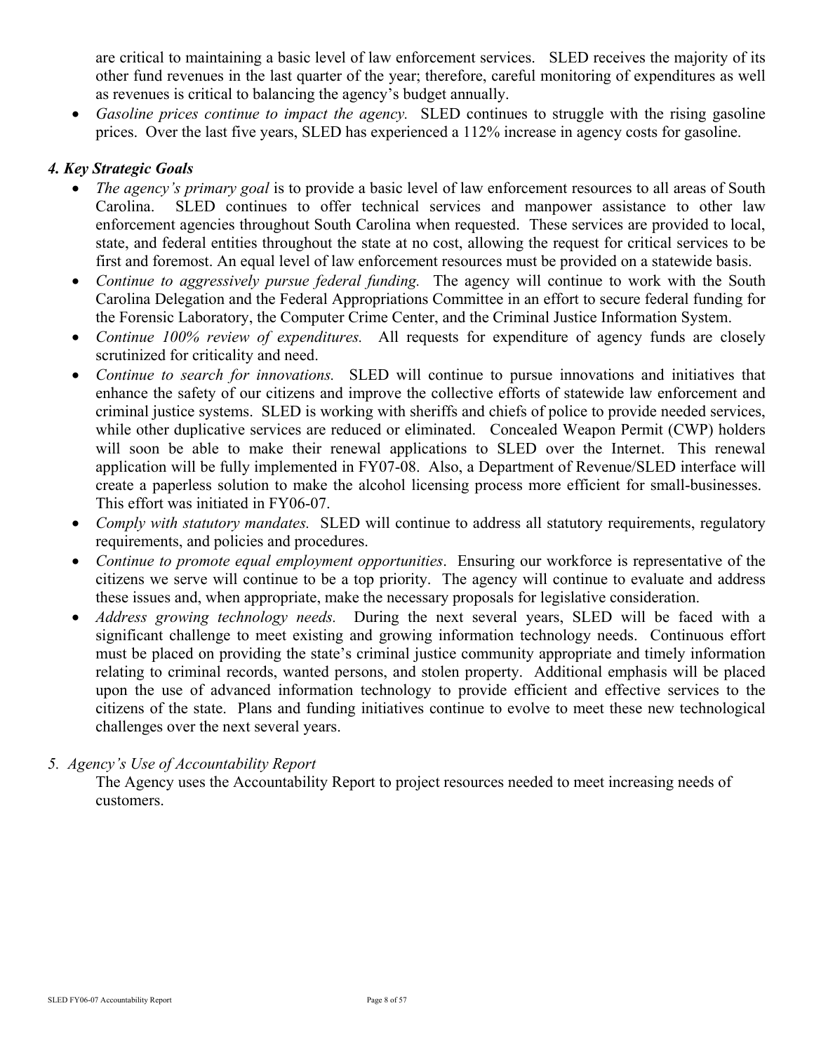are critical to maintaining a basic level of law enforcement services. SLED receives the majority of its other fund revenues in the last quarter of the year; therefore, careful monitoring of expenditures as well as revenues is critical to balancing the agency's budget annually.

- *Gasoline prices continue to impact the agency.* SLED continues to struggle with the rising gasoline prices. Over the last five years, SLED has experienced a 112% increase in agency costs for gasoline.

### *4. Key Strategic Goals*

- *The agency's primary goal* is to provide a basic level of law enforcement resources to all areas of South Carolina. SLED continues to offer technical services and manpower assistance to other law enforcement agencies throughout South Carolina when requested. These services are provided to local, state, and federal entities throughout the state at no cost, allowing the request for critical services to be first and foremost. An equal level of law enforcement resources must be provided on a statewide basis.
- *Continue to aggressively pursue federal funding.* The agency will continue to work with the South Carolina Delegation and the Federal Appropriations Committee in an effort to secure federal funding for the Forensic Laboratory, the Computer Crime Center, and the Criminal Justice Information System.
- *Continue 100% review of expenditures.* All requests for expenditure of agency funds are closely scrutinized for criticality and need.
- *Continue to search for innovations.* SLED will continue to pursue innovations and initiatives that enhance the safety of our citizens and improve the collective efforts of statewide law enforcement and criminal justice systems. SLED is working with sheriffs and chiefs of police to provide needed services, while other duplicative services are reduced or eliminated. Concealed Weapon Permit (CWP) holders will soon be able to make their renewal applications to SLED over the Internet. This renewal application will be fully implemented in FY07-08. Also, a Department of Revenue/SLED interface will create a paperless solution to make the alcohol licensing process more efficient for small-businesses. This effort was initiated in FY06-07.
- *Comply with statutory mandates.* SLED will continue to address all statutory requirements, regulatory requirements, and policies and procedures.
- *Continue to promote equal employment opportunities*. Ensuring our workforce is representative of the citizens we serve will continue to be a top priority. The agency will continue to evaluate and address these issues and, when appropriate, make the necessary proposals for legislative consideration.
- *Address growing technology needs.* During the next several years, SLED will be faced with a significant challenge to meet existing and growing information technology needs. Continuous effort must be placed on providing the state's criminal justice community appropriate and timely information relating to criminal records, wanted persons, and stolen property. Additional emphasis will be placed upon the use of advanced information technology to provide efficient and effective services to the citizens of the state. Plans and funding initiatives continue to evolve to meet these new technological challenges over the next several years.

### *5. Agency's Use of Accountability Report*

The Agency uses the Accountability Report to project resources needed to meet increasing needs of customers.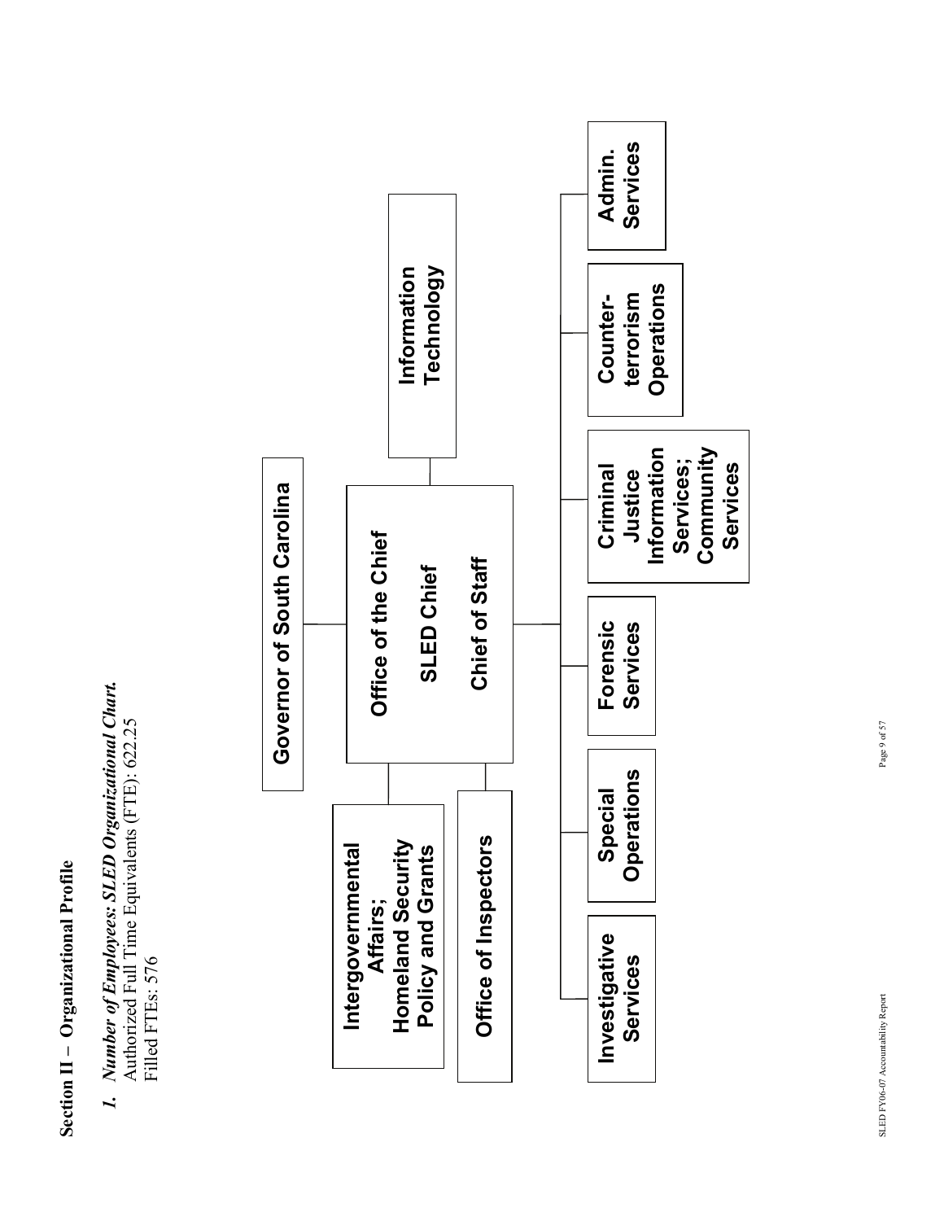# Section II – Organizational Profile

1. ***Number of Employees: SLED Organizational Chart.***
   Authorized Full Time Equivalents (FTE): 622.25
   Filled FTEs: 576

Governor of South Carolina

Office of the Chief

SLED Chief

Chief of Staff

Intergovernmental Affairs; Homeland Security Policy and Grants

Office of Inspectors

Information Technology

Investigative Services

Special Operations

Forensic Services

Criminal Justice Information Services; Community Services

Counter-terrorism Operations

Admin. Services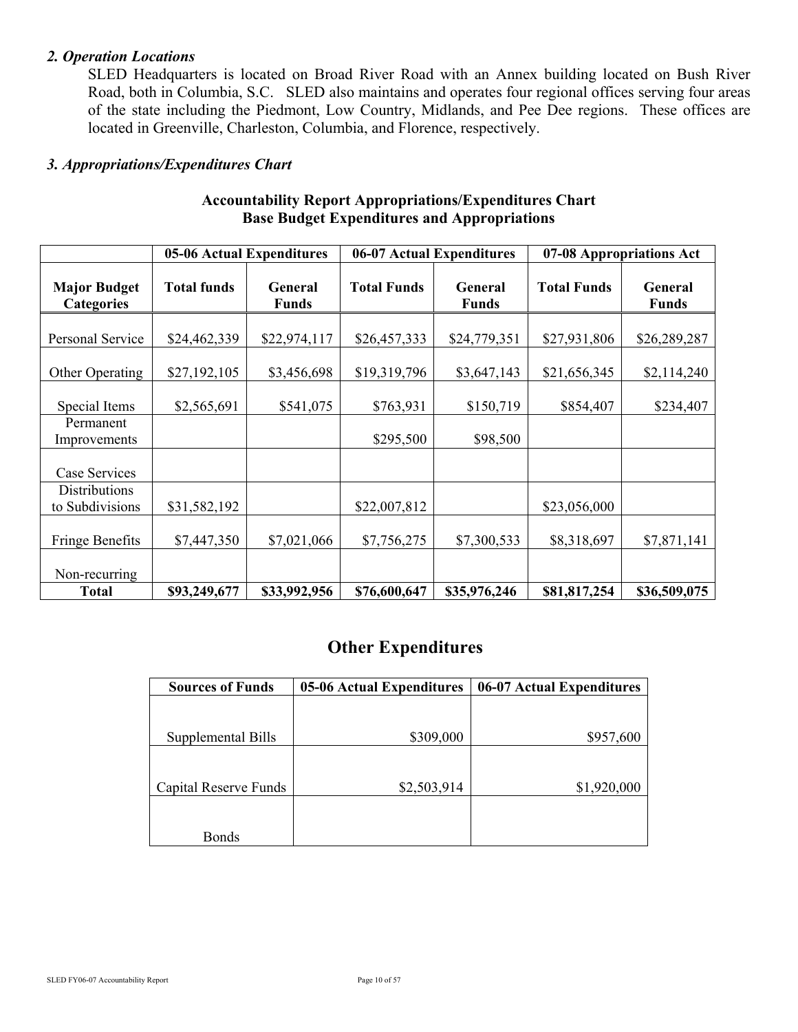### *2. Operation Locations*

SLED Headquarters is located on Broad River Road with an Annex building located on Bush River Road, both in Columbia, S.C. SLED also maintains and operates four regional offices serving four areas of the state including the Piedmont, Low Country, Midlands, and Pee Dee regions. These offices are located in Greenville, Charleston, Columbia, and Florence, respectively.

### *3. Appropriations/Expenditures Chart*

**Accountability Report Appropriations/Expenditures Chart**
**Base Budget Expenditures and Appropriations**

| | 05-06 Actual Expenditures | | 06-07 Actual Expenditures | | 07-08 Appropriations Act | |
|---|---|---|---|---|---|---|
| **Major Budget Categories** | **Total funds** | **General Funds** | **Total Funds** | **General Funds** | **Total Funds** | **General Funds** |
| Personal Service | $24,462,339 | $22,974,117 | $26,457,333 | $24,779,351 | $27,931,806 | $26,289,287 |
| Other Operating | $27,192,105 | $3,456,698 | $19,319,796 | $3,647,143 | $21,656,345 | $2,114,240 |
| Special Items | $2,565,691 | $541,075 | $763,931 | $150,719 | $854,407 | $234,407 |
| Permanent Improvements | | | $295,500 | $98,500 | | |
| Case Services | | | | | | |
| Distributions to Subdivisions | $31,582,192 | | $22,007,812 | | $23,056,000 | |
| Fringe Benefits | $7,447,350 | $7,021,066 | $7,756,275 | $7,300,533 | $8,318,697 | $7,871,141 |
| Non-recurring | | | | | | |
| **Total** | **$93,249,677** | **$33,992,956** | **$76,600,647** | **$35,976,246** | **$81,817,254** | **$36,509,075** |

## Other Expenditures

| Sources of Funds | 05-06 Actual Expenditures | 06-07 Actual Expenditures |
|---|---|---|
| Supplemental Bills | $309,000 | $957,600 |
| Capital Reserve Funds | $2,503,914 | $1,920,000 |
| Bonds | | |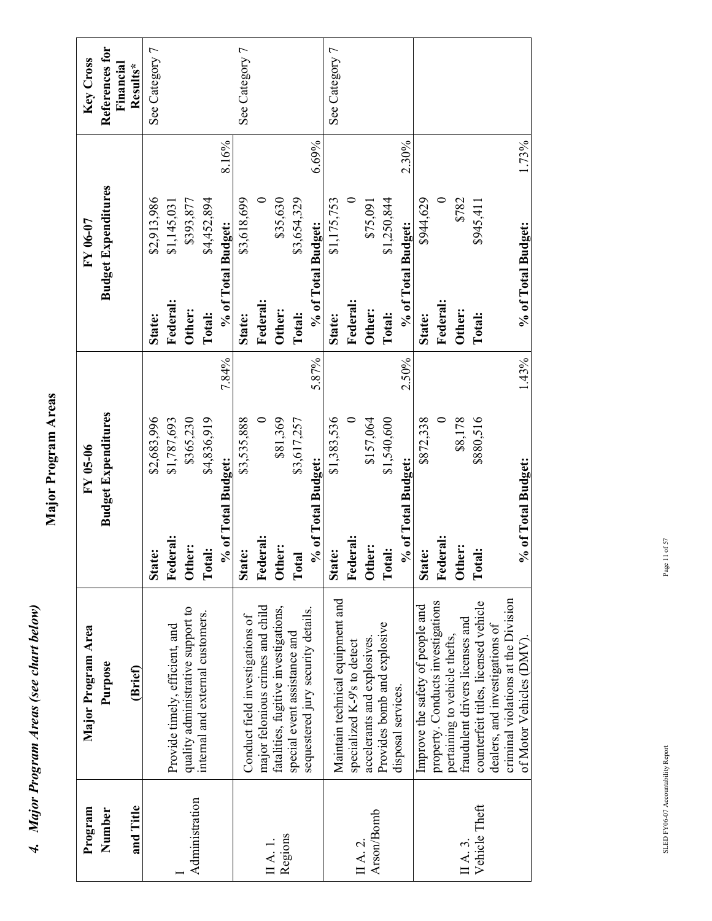## 4. *Major Program Areas (see chart below)*

# Major Program Areas

| Program Number and Title | Major Program Area Purpose (Brief) | FY 05-06 Budget Expenditures | | FY 06-07 Budget Expenditures | | Key Cross References for Financial Results* |
|---|---|---|---|---|---|---|
| I Administration | Provide timely, efficient, and quality administrative support to internal and external customers. | State: | $2,683,996 | State: | $2,913,986 | See Category 7 |
| | | Federal: | $1,787,693 | Federal: | $1,145,031 | |
| | | Other: | $365,230 | Other: | $393,877 | |
| | | Total: | $4,836,919 | Total: | $4,452,894 | |
| | | % of Total Budget: | 7.84% | % of Total Budget: | 8.16% | |
| II A. 1. Regions | Conduct field investigations of major felonious crimes and child fatalities, fugitive investigations, special event assistance and sequestered jury security details. | State: | $3,535,888 | State: | $3,618,699 | See Category 7 |
| | | Federal: | 0 | Federal: | 0 | |
| | | Other: | $81,369 | Other: | $35,630 | |
| | | Total | $3,617,257 | Total: | $3,654,329 | |
| | | % of Total Budget: | 5.87% | % of Total Budget: | 6.69% | |
| II A. 2. Arson/Bomb | Maintain technical equipment and specialized K-9's to detect accelerants and explosives. Provides bomb and explosive disposal services. | State: | $1,383,536 | State: | $1,175,753 | See Category 7 |
| | | Federal: | 0 | Federal: | 0 | |
| | | Other: | $157,064 | Other: | $75,091 | |
| | | Total: | $1,540,600 | Total: | $1,250,844 | |
| | | % of Total Budget: | 2.50% | % of Total Budget: | 2.30% | |
| II A. 3. Vehicle Theft | Improve the safety of people and property. Conducts investigations pertaining to vehicle thefts, fraudulent drivers licenses and counterfeit titles, licensed vehicle dealers, and investigations of criminal violations at the Division of Motor Vehicles (DMV). | State: | $872,338 | State: | $944,629 | |
| | | Federal: | 0 | Federal: | 0 | |
| | | Other: | $8,178 | Other: | $782 | |
| | | Total: | $880,516 | Total: | $945,411 | |
| | | % of Total Budget: | 1.43% | % of Total Budget: | 1.73% | |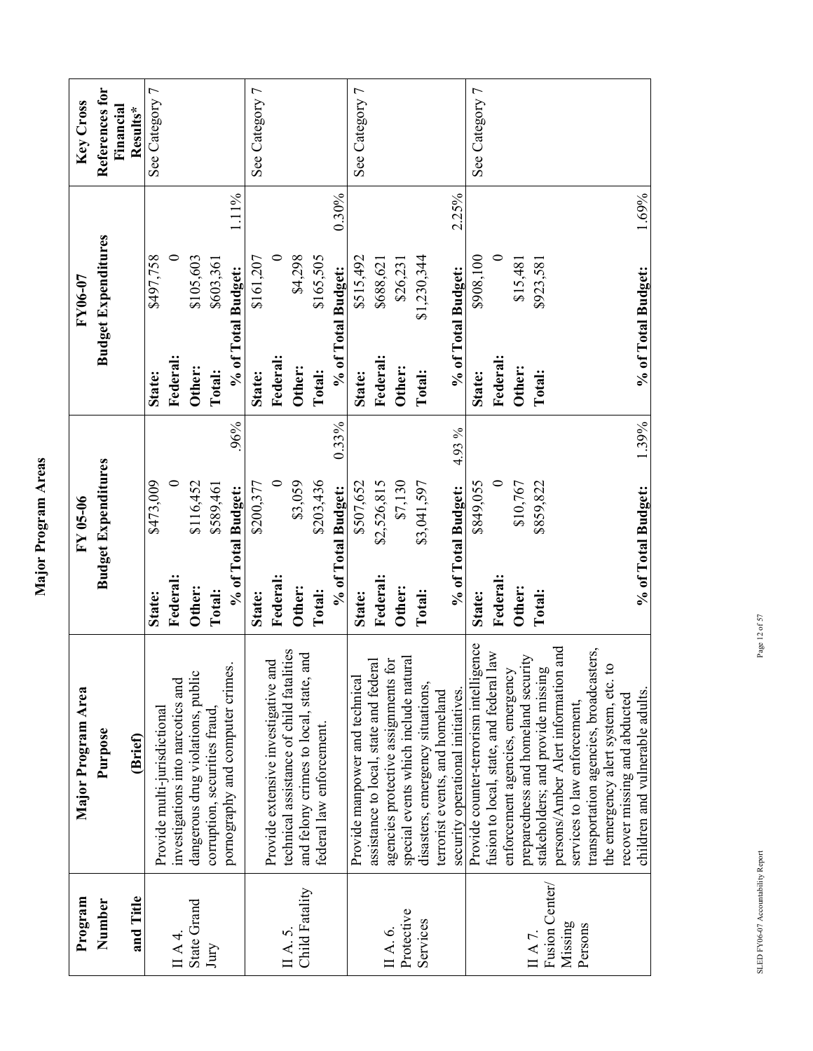# Major Program Areas

| Program Number and Title | Major Program Area Purpose (Brief) | FY 05-06 Budget Expenditures | | FY06-07 Budget Expenditures | | Key Cross References for Financial Results* |
|---|---|---|---|---|---|---|
| II A 4. State Grand Jury | Provide multi-jurisdictional investigations into narcotics and dangerous drug violations, public corruption, securities fraud, pornography and computer crimes. | State: | $473,009 | State: | $497,758 | See Category 7 |
| | | Federal: | 0 | Federal: | 0 | |
| | | Other: | $116,452 | Other: | $105,603 | |
| | | Total: | $589,461 | Total: | $603,361 | |
| | | % of Total Budget: | .96% | % of Total Budget: | 1.11% | |
| II A. 5. Child Fatality | Provide extensive investigative and technical assistance of child fatalities and felony crimes to local, state, and federal law enforcement. | State: | $200,377 | State: | $161,207 | See Category 7 |
| | | Federal: | 0 | Federal: | 0 | |
| | | Other: | $3,059 | Other: | $4,298 | |
| | | Total: | $203,436 | Total: | $165,505 | |
| | | % of Total Budget: | 0.33% | % of Total Budget: | 0.30% | |
| II A. 6. Protective Services | Provide manpower and technical assistance to local, state and federal agencies protective assignments for special events which include natural disasters, emergency situations, terrorist events, and homeland security operational initiatives. | State: | $507,652 | State: | $515,492 | See Category 7 |
| | | Federal: | $2,526,815 | Federal: | $688,621 | |
| | | Other: | $7,130 | Other: | $26,231 | |
| | | Total: | $3,041,597 | Total: | $1,230,344 | |
| | | % of Total Budget: | 4.93 % | % of Total Budget: | 2.25% | |
| II A 7. Fusion Center/ Missing Persons | Provide counter-terrorism intelligence fusion to local, state, and federal law enforcement agencies, emergency preparedness and homeland security stakeholders; and provide missing persons/Amber Alert information and services to law enforcement, transportation agencies, broadcasters, the emergency alert system, etc. to recover missing and abducted children and vulnerable adults. | State: | $849,055 | State: | $908,100 | See Category 7 |
| | | Federal: | 0 | Federal: | 0 | |
| | | Other: | $10,767 | Other: | $15,481 | |
| | | Total: | $859,822 | Total: | $923,581 | |
| | | % of Total Budget: | 1.39% | % of Total Budget: | 1.69% | |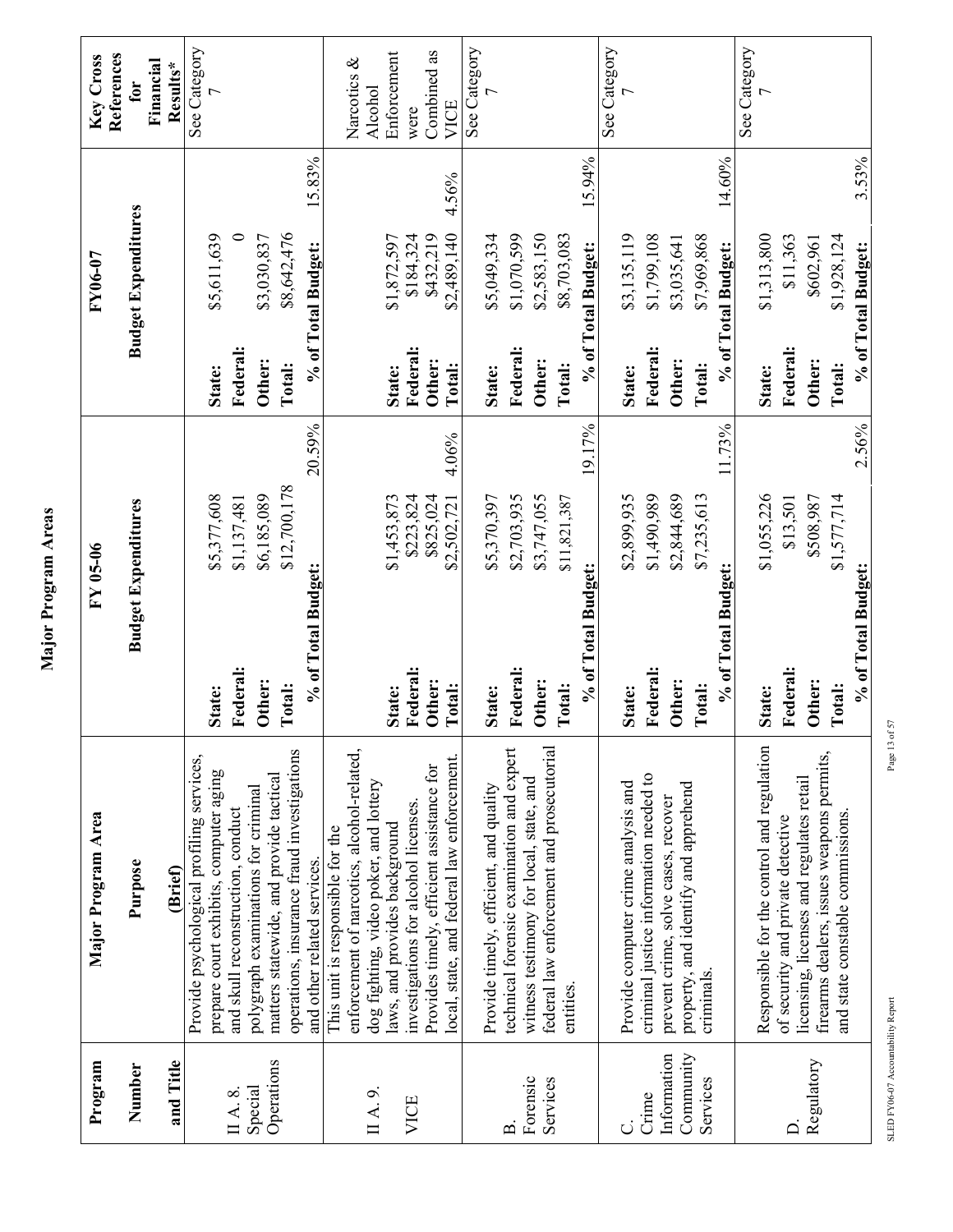# Major Program Areas

| Program Number and Title | Major Program Area Purpose (Brief) | FY 05-06 Budget Expenditures | | FY06-07 Budget Expenditures | | Key Cross References for Financial Results* |
|---|---|---|---|---|---|---|
| II A. 8. Special Operations | Provide psychological profiling services, prepare court exhibits, computer aging and skull reconstruction, conduct polygraph examinations for criminal matters statewide, and provide tactical operations, insurance fraud investigations and other related services. | **State:** | $5,377,608 | **State:** | $5,611,639 | See Category 7 |
| | | **Federal:** | $1,137,481 | **Federal:** | 0 | |
| | | **Other:** | $6,185,089 | **Other:** | $3,030,837 | |
| | | **Total:** | $12,700,178 | **Total:** | $8,642,476 | |
| | | **% of Total Budget:** | 20.59% | **% of Total Budget:** | 15.83% | |
| II A. 9. VICE | This unit is responsible for the enforcement of narcotics, alcohol-related, dog fighting, video poker, and lottery laws, and provides background investigations for alcohol licenses. Provides timely, efficient assistance for local, state, and federal law enforcement. | **State:** | $1,453,873 | **State:** | $1,872,597 | Narcotics & Alcohol Enforcement were Combined as VICE |
| | | **Federal:** | $223,824 | **Federal:** | $184,324 | |
| | | **Other:** | $825,024 | **Other:** | $432,219 | |
| | | **Total:** | $2,502,721 | **Total:** | $2,489,140 | |
| | | | 4.06% | | 4.56% | |
| B. Forensic Services | Provide timely, efficient, and quality technical forensic examination and expert witness testimony for local, state, and federal law enforcement and prosecutorial entities. | **State:** | $5,370,397 | **State:** | $5,049,334 | See Category 7 |
| | | **Federal:** | $2,703,935 | **Federal:** | $1,070,599 | |
| | | **Other:** | $3,747,055 | **Other:** | $2,583,150 | |
| | | **Total:** | $11,821,387 | **Total:** | $8,703,083 | |
| | | **% of Total Budget:** | 19.17% | **% of Total Budget:** | 15.94% | |
| C. Crime Information Community Services | Provide computer crime analysis and criminal justice information needed to prevent crime, solve cases, recover property, and identify and apprehend criminals. | **State:** | $2,899,935 | **State:** | $3,135,119 | See Category 7 |
| | | **Federal:** | $1,490,989 | **Federal:** | $1,799,108 | |
| | | **Other:** | $2,844,689 | **Other:** | $3,035,641 | |
| | | **Total:** | $7,235,613 | **Total:** | $7,969,868 | |
| | | **% of Total Budget:** | 11.73% | **% of Total Budget:** | 14.60% | |
| D. Regulatory | Responsible for the control and regulation of security and private detective licensing, licenses and regulates retail firearms dealers, issues weapons permits, and state constable commissions. | **State:** | $1,055,226 | **State:** | $1,313,800 | See Category 7 |
| | | **Federal:** | $13,501 | **Federal:** | $11,363 | |
| | | **Other:** | $508,987 | **Other:** | $602,961 | |
| | | **Total:** | $1,577,714 | **Total:** | $1,928,124 | |
| | | **% of Total Budget:** | 2.56% | **% of Total Budget:** | 3.53% | |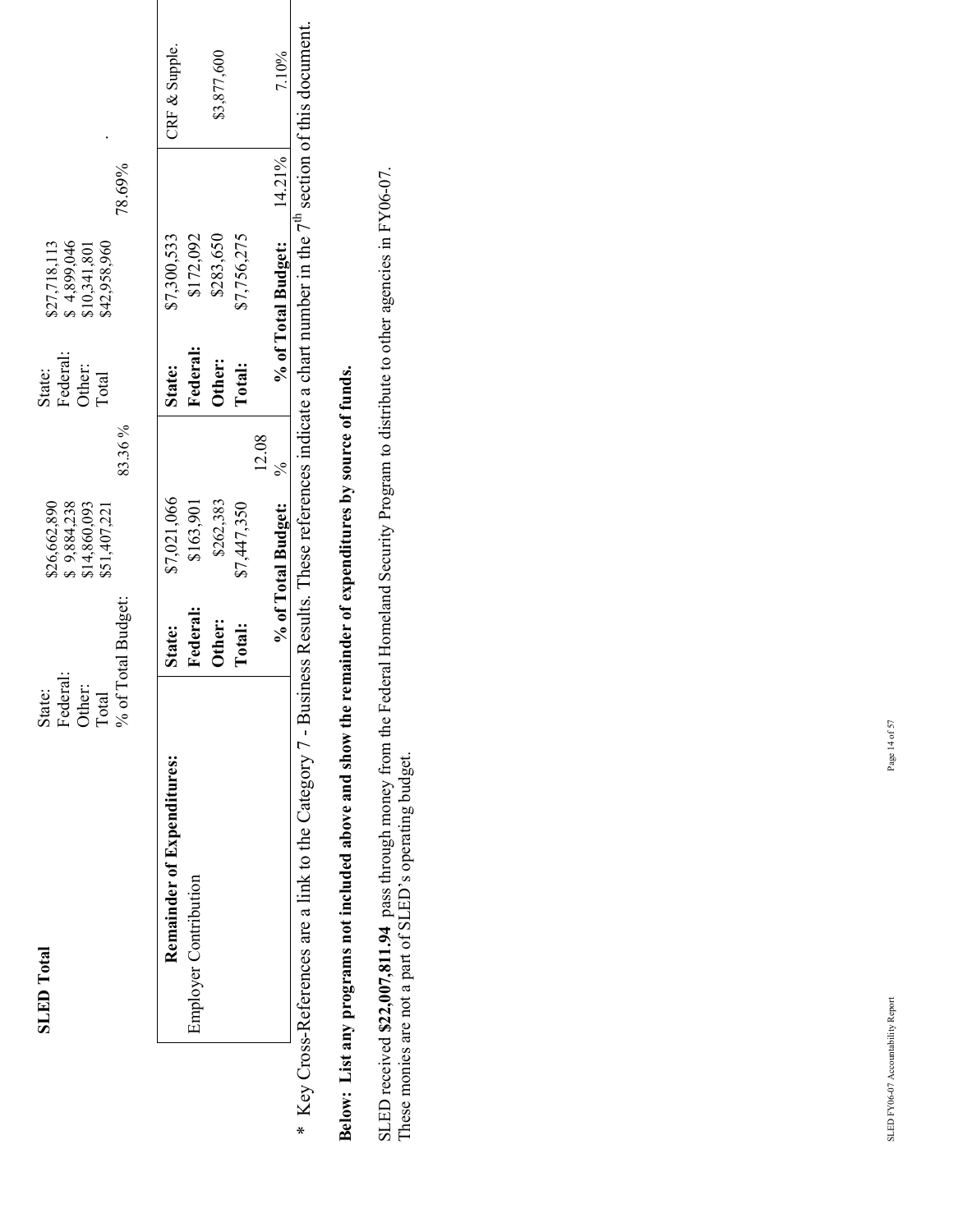**SLED Total**

| | | | | | | |
|---|---|---|---|---|---|---|
| | State:<br>Federal:<br>Other:<br>Total<br>% of Total Budget: | \$26,662,890<br>\$ 9,884,238<br>\$14,860,093<br>\$51,407,221 | 83.36 % | State:<br>Federal:<br>Other:<br>Total | \$27,718,113<br>\$ 4,899,046<br>\$10,341,801<br>\$42,958,960 | 78.69% |
| **Remainder of Expenditures:** | | | | | | |
| Employer Contribution | **State:**<br>**Federal:**<br>**Other:**<br>**Total:** | \$7,021,066<br>\$163,901<br>\$262,383<br>\$7,447,350 | | **State:**<br>**Federal:**<br>**Other:**<br>**Total:** | \$7,300,533<br>\$172,092<br>\$283,650<br>\$7,756,275 | | CRF & Supple.<br>\$3,877,600 |
| | **% of Total Budget:** | | 12.08 % | **% of Total Budget:** | | 14.21% | 7.10% |

\* Key Cross-References are a link to the Category 7 - Business Results. These references indicate a chart number in the 7th section of this document.

**Below: List any programs not included above and show the remainder of expenditures by source of funds.**

SLED received **\$22,007,811.94** pass through money from the Federal Homeland Security Program to distribute to other agencies in FY06-07. These monies are not a part of SLED's operating budget.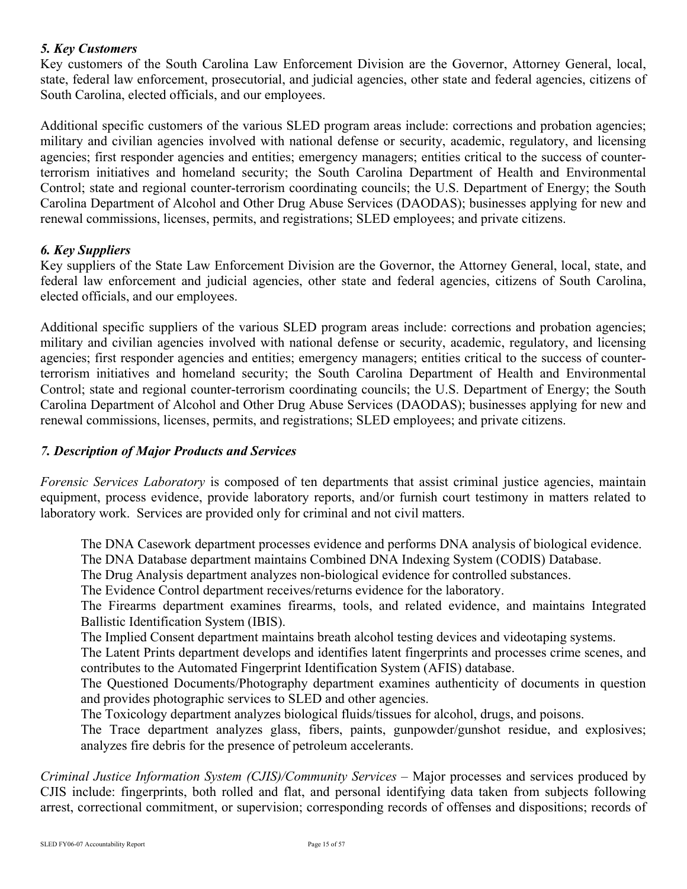### *5. Key Customers*

Key customers of the South Carolina Law Enforcement Division are the Governor, Attorney General, local, state, federal law enforcement, prosecutorial, and judicial agencies, other state and federal agencies, citizens of South Carolina, elected officials, and our employees.

Additional specific customers of the various SLED program areas include: corrections and probation agencies; military and civilian agencies involved with national defense or security, academic, regulatory, and licensing agencies; first responder agencies and entities; emergency managers; entities critical to the success of counter-terrorism initiatives and homeland security; the South Carolina Department of Health and Environmental Control; state and regional counter-terrorism coordinating councils; the U.S. Department of Energy; the South Carolina Department of Alcohol and Other Drug Abuse Services (DAODAS); businesses applying for new and renewal commissions, licenses, permits, and registrations; SLED employees; and private citizens.

### *6. Key Suppliers*

Key suppliers of the State Law Enforcement Division are the Governor, the Attorney General, local, state, and federal law enforcement and judicial agencies, other state and federal agencies, citizens of South Carolina, elected officials, and our employees.

Additional specific suppliers of the various SLED program areas include: corrections and probation agencies; military and civilian agencies involved with national defense or security, academic, regulatory, and licensing agencies; first responder agencies and entities; emergency managers; entities critical to the success of counter-terrorism initiatives and homeland security; the South Carolina Department of Health and Environmental Control; state and regional counter-terrorism coordinating councils; the U.S. Department of Energy; the South Carolina Department of Alcohol and Other Drug Abuse Services (DAODAS); businesses applying for new and renewal commissions, licenses, permits, and registrations; SLED employees; and private citizens.

### *7. Description of Major Products and Services*

*Forensic Services Laboratory* is composed of ten departments that assist criminal justice agencies, maintain equipment, process evidence, provide laboratory reports, and/or furnish court testimony in matters related to laboratory work. Services are provided only for criminal and not civil matters.

> The DNA Casework department processes evidence and performs DNA analysis of biological evidence.
>
> The DNA Database department maintains Combined DNA Indexing System (CODIS) Database.
>
> The Drug Analysis department analyzes non-biological evidence for controlled substances.
>
> The Evidence Control department receives/returns evidence for the laboratory.
>
> The Firearms department examines firearms, tools, and related evidence, and maintains Integrated Ballistic Identification System (IBIS).
>
> The Implied Consent department maintains breath alcohol testing devices and videotaping systems.
>
> The Latent Prints department develops and identifies latent fingerprints and processes crime scenes, and contributes to the Automated Fingerprint Identification System (AFIS) database.
>
> The Questioned Documents/Photography department examines authenticity of documents in question and provides photographic services to SLED and other agencies.
>
> The Toxicology department analyzes biological fluids/tissues for alcohol, drugs, and poisons.
>
> The Trace department analyzes glass, fibers, paints, gunpowder/gunshot residue, and explosives; analyzes fire debris for the presence of petroleum accelerants.

*Criminal Justice Information System (CJIS)/Community Services* – Major processes and services produced by CJIS include: fingerprints, both rolled and flat, and personal identifying data taken from subjects following arrest, correctional commitment, or supervision; corresponding records of offenses and dispositions; records of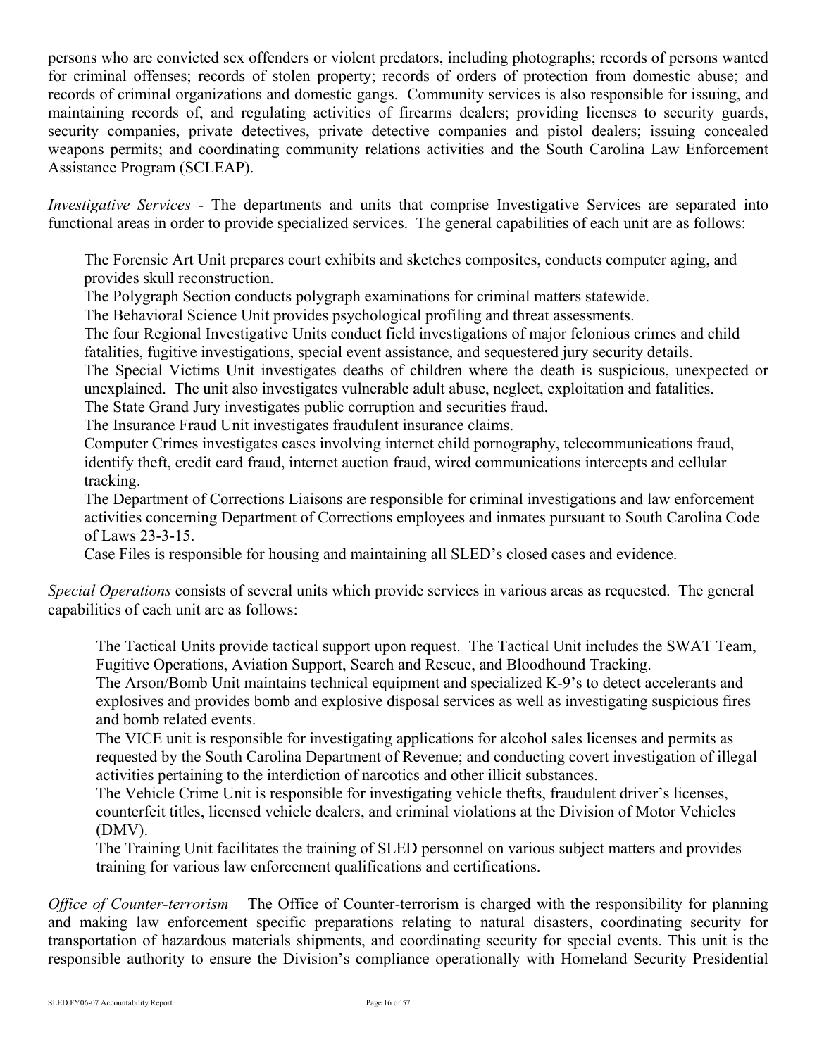persons who are convicted sex offenders or violent predators, including photographs; records of persons wanted for criminal offenses; records of stolen property; records of orders of protection from domestic abuse; and records of criminal organizations and domestic gangs. Community services is also responsible for issuing, and maintaining records of, and regulating activities of firearms dealers; providing licenses to security guards, security companies, private detectives, private detective companies and pistol dealers; issuing concealed weapons permits; and coordinating community relations activities and the South Carolina Law Enforcement Assistance Program (SCLEAP).

*Investigative Services* - The departments and units that comprise Investigative Services are separated into functional areas in order to provide specialized services. The general capabilities of each unit are as follows:

> The Forensic Art Unit prepares court exhibits and sketches composites, conducts computer aging, and provides skull reconstruction.
> The Polygraph Section conducts polygraph examinations for criminal matters statewide.
> The Behavioral Science Unit provides psychological profiling and threat assessments.
> The four Regional Investigative Units conduct field investigations of major felonious crimes and child fatalities, fugitive investigations, special event assistance, and sequestered jury security details.
> The Special Victims Unit investigates deaths of children where the death is suspicious, unexpected or unexplained. The unit also investigates vulnerable adult abuse, neglect, exploitation and fatalities.
> The State Grand Jury investigates public corruption and securities fraud.
> The Insurance Fraud Unit investigates fraudulent insurance claims.
> Computer Crimes investigates cases involving internet child pornography, telecommunications fraud, identify theft, credit card fraud, internet auction fraud, wired communications intercepts and cellular tracking.
> The Department of Corrections Liaisons are responsible for criminal investigations and law enforcement activities concerning Department of Corrections employees and inmates pursuant to South Carolina Code of Laws 23-3-15.
> Case Files is responsible for housing and maintaining all SLED's closed cases and evidence.

*Special Operations* consists of several units which provide services in various areas as requested. The general capabilities of each unit are as follows:

> The Tactical Units provide tactical support upon request. The Tactical Unit includes the SWAT Team, Fugitive Operations, Aviation Support, Search and Rescue, and Bloodhound Tracking.
> The Arson/Bomb Unit maintains technical equipment and specialized K-9's to detect accelerants and explosives and provides bomb and explosive disposal services as well as investigating suspicious fires and bomb related events.
> The VICE unit is responsible for investigating applications for alcohol sales licenses and permits as requested by the South Carolina Department of Revenue; and conducting covert investigation of illegal activities pertaining to the interdiction of narcotics and other illicit substances.
> The Vehicle Crime Unit is responsible for investigating vehicle thefts, fraudulent driver's licenses, counterfeit titles, licensed vehicle dealers, and criminal violations at the Division of Motor Vehicles (DMV).
> The Training Unit facilitates the training of SLED personnel on various subject matters and provides training for various law enforcement qualifications and certifications.

*Office of Counter-terrorism* – The Office of Counter-terrorism is charged with the responsibility for planning and making law enforcement specific preparations relating to natural disasters, coordinating security for transportation of hazardous materials shipments, and coordinating security for special events. This unit is the responsible authority to ensure the Division's compliance operationally with Homeland Security Presidential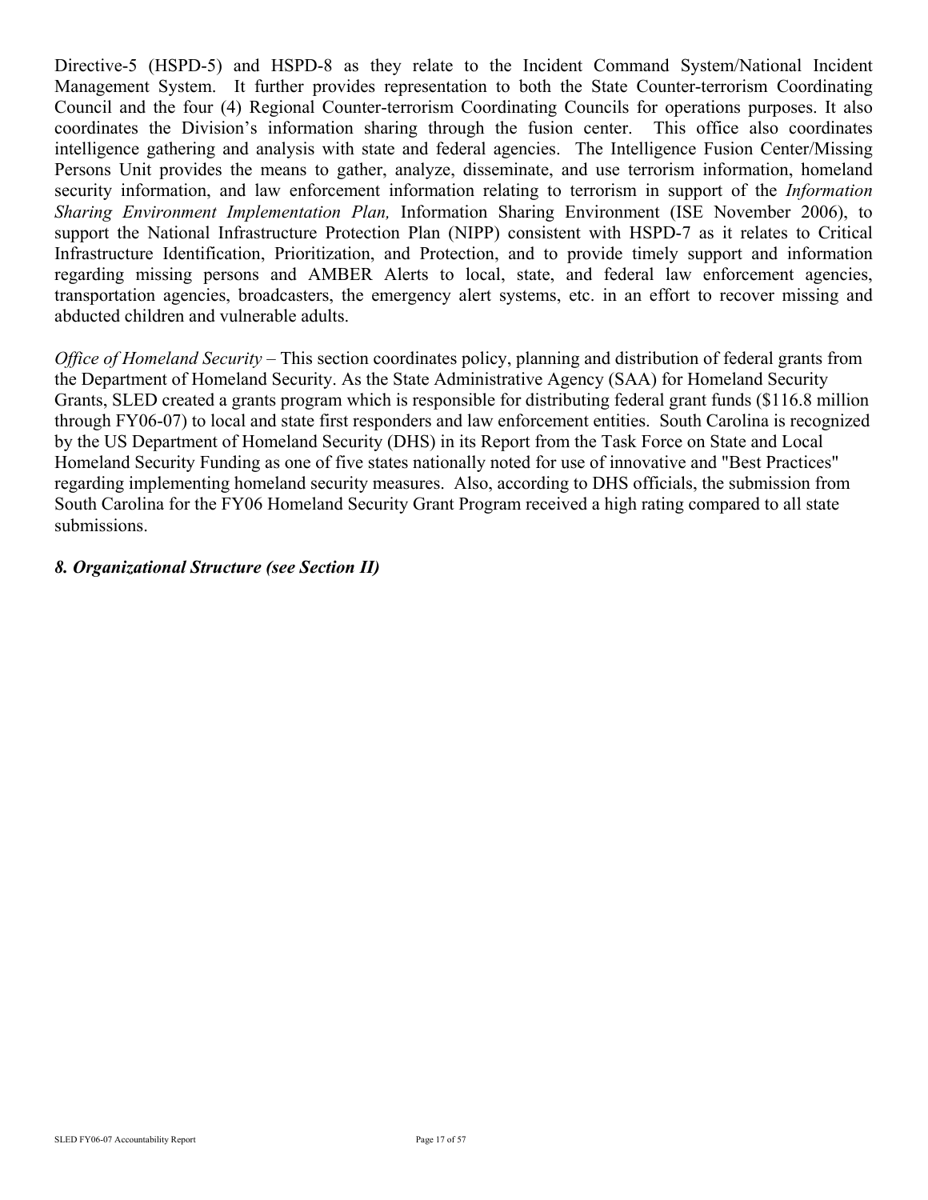Directive-5 (HSPD-5) and HSPD-8 as they relate to the Incident Command System/National Incident Management System. It further provides representation to both the State Counter-terrorism Coordinating Council and the four (4) Regional Counter-terrorism Coordinating Councils for operations purposes. It also coordinates the Division's information sharing through the fusion center. This office also coordinates intelligence gathering and analysis with state and federal agencies. The Intelligence Fusion Center/Missing Persons Unit provides the means to gather, analyze, disseminate, and use terrorism information, homeland security information, and law enforcement information relating to terrorism in support of the *Information Sharing Environment Implementation Plan,* Information Sharing Environment (ISE November 2006), to support the National Infrastructure Protection Plan (NIPP) consistent with HSPD-7 as it relates to Critical Infrastructure Identification, Prioritization, and Protection, and to provide timely support and information regarding missing persons and AMBER Alerts to local, state, and federal law enforcement agencies, transportation agencies, broadcasters, the emergency alert systems, etc. in an effort to recover missing and abducted children and vulnerable adults.

*Office of Homeland Security* – This section coordinates policy, planning and distribution of federal grants from the Department of Homeland Security. As the State Administrative Agency (SAA) for Homeland Security Grants, SLED created a grants program which is responsible for distributing federal grant funds ($116.8 million through FY06-07) to local and state first responders and law enforcement entities. South Carolina is recognized by the US Department of Homeland Security (DHS) in its Report from the Task Force on State and Local Homeland Security Funding as one of five states nationally noted for use of innovative and "Best Practices" regarding implementing homeland security measures. Also, according to DHS officials, the submission from South Carolina for the FY06 Homeland Security Grant Program received a high rating compared to all state submissions.

***8. Organizational Structure (see Section II)***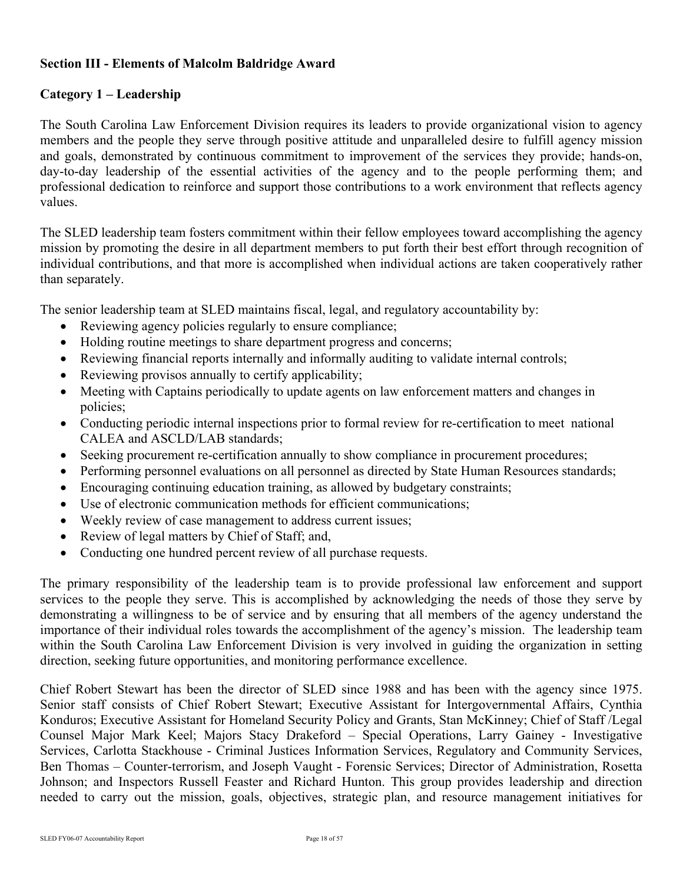**Section III - Elements of Malcolm Baldridge Award**

**Category 1 – Leadership**

The South Carolina Law Enforcement Division requires its leaders to provide organizational vision to agency members and the people they serve through positive attitude and unparalleled desire to fulfill agency mission and goals, demonstrated by continuous commitment to improvement of the services they provide; hands-on, day-to-day leadership of the essential activities of the agency and to the people performing them; and professional dedication to reinforce and support those contributions to a work environment that reflects agency values.

The SLED leadership team fosters commitment within their fellow employees toward accomplishing the agency mission by promoting the desire in all department members to put forth their best effort through recognition of individual contributions, and that more is accomplished when individual actions are taken cooperatively rather than separately.

The senior leadership team at SLED maintains fiscal, legal, and regulatory accountability by:

- Reviewing agency policies regularly to ensure compliance;
- Holding routine meetings to share department progress and concerns;
- Reviewing financial reports internally and informally auditing to validate internal controls;
- Reviewing provisos annually to certify applicability;
- Meeting with Captains periodically to update agents on law enforcement matters and changes in policies;
- Conducting periodic internal inspections prior to formal review for re-certification to meet national CALEA and ASCLD/LAB standards;
- Seeking procurement re-certification annually to show compliance in procurement procedures;
- Performing personnel evaluations on all personnel as directed by State Human Resources standards;
- Encouraging continuing education training, as allowed by budgetary constraints;
- Use of electronic communication methods for efficient communications;
- Weekly review of case management to address current issues;
- Review of legal matters by Chief of Staff; and,
- Conducting one hundred percent review of all purchase requests.

The primary responsibility of the leadership team is to provide professional law enforcement and support services to the people they serve. This is accomplished by acknowledging the needs of those they serve by demonstrating a willingness to be of service and by ensuring that all members of the agency understand the importance of their individual roles towards the accomplishment of the agency's mission. The leadership team within the South Carolina Law Enforcement Division is very involved in guiding the organization in setting direction, seeking future opportunities, and monitoring performance excellence.

Chief Robert Stewart has been the director of SLED since 1988 and has been with the agency since 1975. Senior staff consists of Chief Robert Stewart; Executive Assistant for Intergovernmental Affairs, Cynthia Konduros; Executive Assistant for Homeland Security Policy and Grants, Stan McKinney; Chief of Staff /Legal Counsel Major Mark Keel; Majors Stacy Drakeford – Special Operations, Larry Gainey - Investigative Services, Carlotta Stackhouse - Criminal Justices Information Services, Regulatory and Community Services, Ben Thomas – Counter-terrorism, and Joseph Vaught - Forensic Services; Director of Administration, Rosetta Johnson; and Inspectors Russell Feaster and Richard Hunton. This group provides leadership and direction needed to carry out the mission, goals, objectives, strategic plan, and resource management initiatives for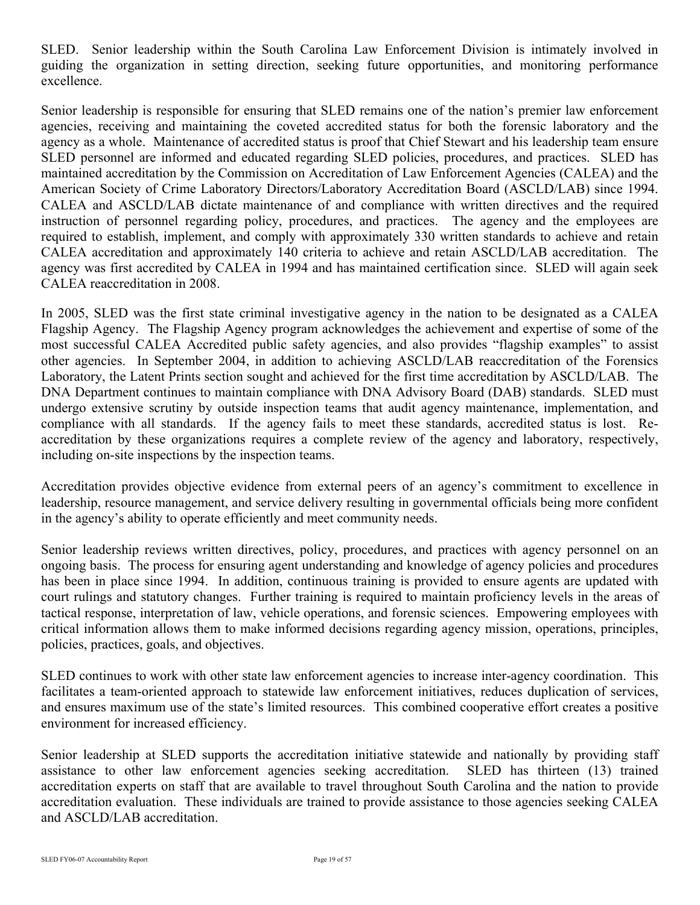SLED. Senior leadership within the South Carolina Law Enforcement Division is intimately involved in guiding the organization in setting direction, seeking future opportunities, and monitoring performance excellence.

Senior leadership is responsible for ensuring that SLED remains one of the nation's premier law enforcement agencies, receiving and maintaining the coveted accredited status for both the forensic laboratory and the agency as a whole. Maintenance of accredited status is proof that Chief Stewart and his leadership team ensure SLED personnel are informed and educated regarding SLED policies, procedures, and practices. SLED has maintained accreditation by the Commission on Accreditation of Law Enforcement Agencies (CALEA) and the American Society of Crime Laboratory Directors/Laboratory Accreditation Board (ASCLD/LAB) since 1994. CALEA and ASCLD/LAB dictate maintenance of and compliance with written directives and the required instruction of personnel regarding policy, procedures, and practices. The agency and the employees are required to establish, implement, and comply with approximately 330 written standards to achieve and retain CALEA accreditation and approximately 140 criteria to achieve and retain ASCLD/LAB accreditation. The agency was first accredited by CALEA in 1994 and has maintained certification since. SLED will again seek CALEA reaccreditation in 2008.

In 2005, SLED was the first state criminal investigative agency in the nation to be designated as a CALEA Flagship Agency. The Flagship Agency program acknowledges the achievement and expertise of some of the most successful CALEA Accredited public safety agencies, and also provides "flagship examples" to assist other agencies. In September 2004, in addition to achieving ASCLD/LAB reaccreditation of the Forensics Laboratory, the Latent Prints section sought and achieved for the first time accreditation by ASCLD/LAB. The DNA Department continues to maintain compliance with DNA Advisory Board (DAB) standards. SLED must undergo extensive scrutiny by outside inspection teams that audit agency maintenance, implementation, and compliance with all standards. If the agency fails to meet these standards, accredited status is lost. Re-accreditation by these organizations requires a complete review of the agency and laboratory, respectively, including on-site inspections by the inspection teams.

Accreditation provides objective evidence from external peers of an agency's commitment to excellence in leadership, resource management, and service delivery resulting in governmental officials being more confident in the agency's ability to operate efficiently and meet community needs.

Senior leadership reviews written directives, policy, procedures, and practices with agency personnel on an ongoing basis. The process for ensuring agent understanding and knowledge of agency policies and procedures has been in place since 1994. In addition, continuous training is provided to ensure agents are updated with court rulings and statutory changes. Further training is required to maintain proficiency levels in the areas of tactical response, interpretation of law, vehicle operations, and forensic sciences. Empowering employees with critical information allows them to make informed decisions regarding agency mission, operations, principles, policies, practices, goals, and objectives.

SLED continues to work with other state law enforcement agencies to increase inter-agency coordination. This facilitates a team-oriented approach to statewide law enforcement initiatives, reduces duplication of services, and ensures maximum use of the state's limited resources. This combined cooperative effort creates a positive environment for increased efficiency.

Senior leadership at SLED supports the accreditation initiative statewide and nationally by providing staff assistance to other law enforcement agencies seeking accreditation. SLED has thirteen (13) trained accreditation experts on staff that are available to travel throughout South Carolina and the nation to provide accreditation evaluation. These individuals are trained to provide assistance to those agencies seeking CALEA and ASCLD/LAB accreditation.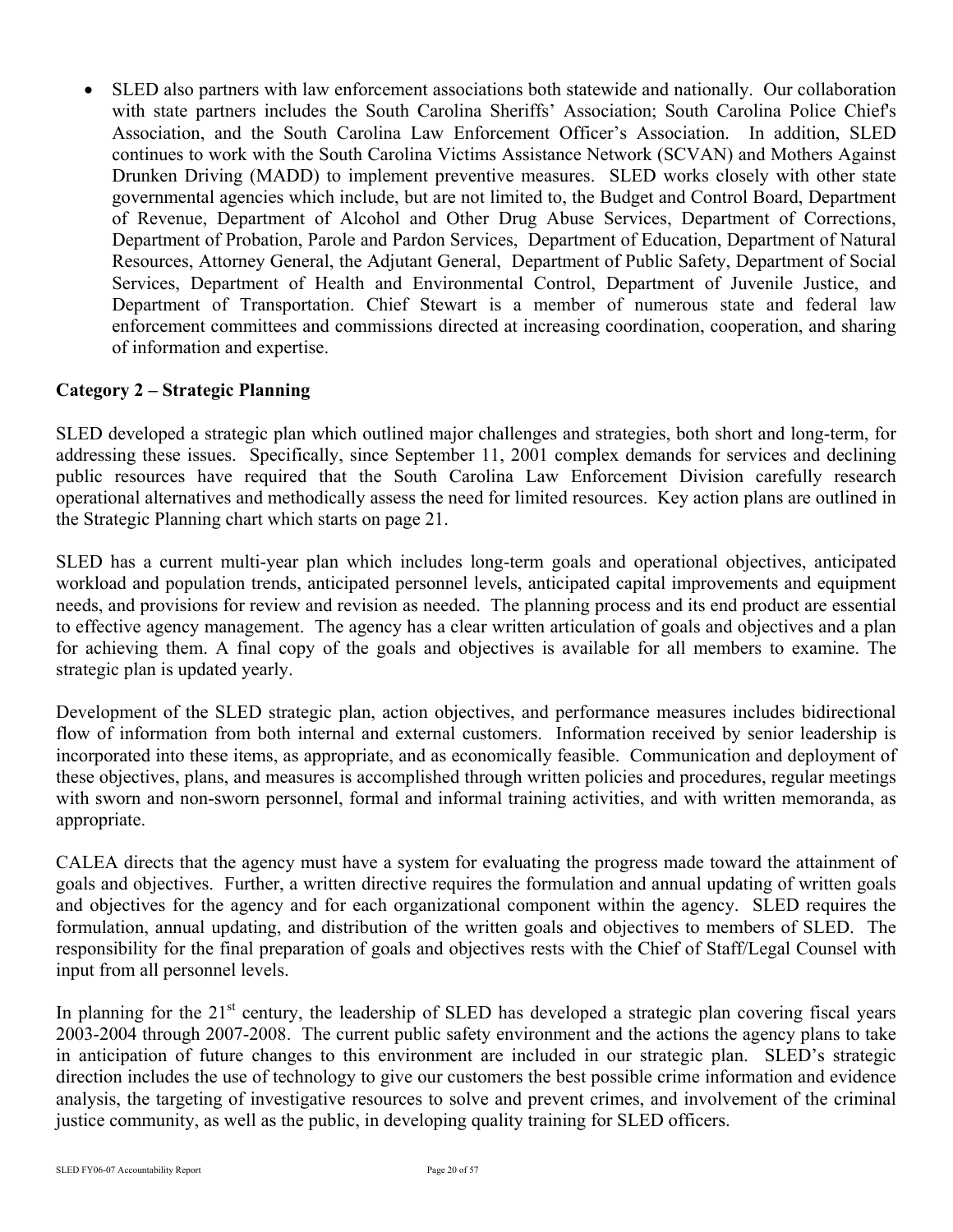- SLED also partners with law enforcement associations both statewide and nationally. Our collaboration with state partners includes the South Carolina Sheriffs' Association; South Carolina Police Chief's Association, and the South Carolina Law Enforcement Officer's Association. In addition, SLED continues to work with the South Carolina Victims Assistance Network (SCVAN) and Mothers Against Drunken Driving (MADD) to implement preventive measures. SLED works closely with other state governmental agencies which include, but are not limited to, the Budget and Control Board, Department of Revenue, Department of Alcohol and Other Drug Abuse Services, Department of Corrections, Department of Probation, Parole and Pardon Services, Department of Education, Department of Natural Resources, Attorney General, the Adjutant General, Department of Public Safety, Department of Social Services, Department of Health and Environmental Control, Department of Juvenile Justice, and Department of Transportation. Chief Stewart is a member of numerous state and federal law enforcement committees and commissions directed at increasing coordination, cooperation, and sharing of information and expertise.

**Category 2 – Strategic Planning**

SLED developed a strategic plan which outlined major challenges and strategies, both short and long-term, for addressing these issues. Specifically, since September 11, 2001 complex demands for services and declining public resources have required that the South Carolina Law Enforcement Division carefully research operational alternatives and methodically assess the need for limited resources. Key action plans are outlined in the Strategic Planning chart which starts on page 21.

SLED has a current multi-year plan which includes long-term goals and operational objectives, anticipated workload and population trends, anticipated personnel levels, anticipated capital improvements and equipment needs, and provisions for review and revision as needed. The planning process and its end product are essential to effective agency management. The agency has a clear written articulation of goals and objectives and a plan for achieving them. A final copy of the goals and objectives is available for all members to examine. The strategic plan is updated yearly.

Development of the SLED strategic plan, action objectives, and performance measures includes bidirectional flow of information from both internal and external customers. Information received by senior leadership is incorporated into these items, as appropriate, and as economically feasible. Communication and deployment of these objectives, plans, and measures is accomplished through written policies and procedures, regular meetings with sworn and non-sworn personnel, formal and informal training activities, and with written memoranda, as appropriate.

CALEA directs that the agency must have a system for evaluating the progress made toward the attainment of goals and objectives. Further, a written directive requires the formulation and annual updating of written goals and objectives for the agency and for each organizational component within the agency. SLED requires the formulation, annual updating, and distribution of the written goals and objectives to members of SLED. The responsibility for the final preparation of goals and objectives rests with the Chief of Staff/Legal Counsel with input from all personnel levels.

In planning for the 21st century, the leadership of SLED has developed a strategic plan covering fiscal years 2003-2004 through 2007-2008. The current public safety environment and the actions the agency plans to take in anticipation of future changes to this environment are included in our strategic plan. SLED's strategic direction includes the use of technology to give our customers the best possible crime information and evidence analysis, the targeting of investigative resources to solve and prevent crimes, and involvement of the criminal justice community, as well as the public, in developing quality training for SLED officers.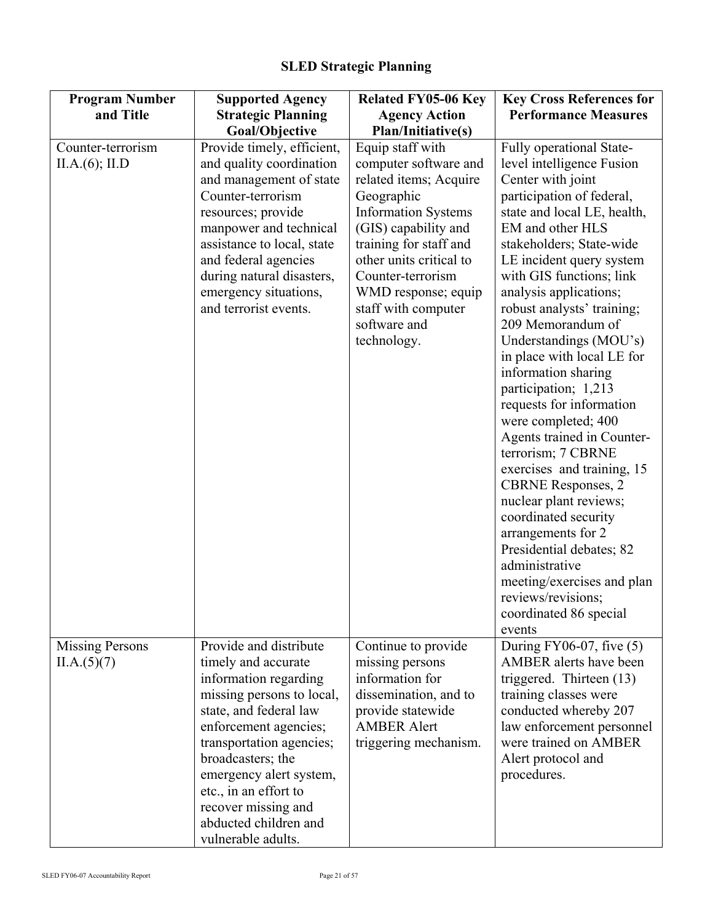## SLED Strategic Planning

| Program Number and Title | Supported Agency Strategic Planning Goal/Objective | Related FY05-06 Key Agency Action Plan/Initiative(s) | Key Cross References for Performance Measures |
|---|---|---|---|
| Counter-terrorism II.A.(6); II.D | Provide timely, efficient, and quality coordination and management of state Counter-terrorism resources; provide manpower and technical assistance to local, state and federal agencies during natural disasters, emergency situations, and terrorist events. | Equip staff with computer software and related items; Acquire Geographic Information Systems (GIS) capability and training for staff and other units critical to Counter-terrorism WMD response; equip staff with computer software and technology. | Fully operational State-level intelligence Fusion Center with joint participation of federal, state and local LE, health, EM and other HLS stakeholders; State-wide LE incident query system with GIS functions; link analysis applications; robust analysts' training; 209 Memorandum of Understandings (MOU's) in place with local LE for information sharing participation; 1,213 requests for information were completed; 400 Agents trained in Counter-terrorism; 7 CBRNE exercises and training, 15 CBRNE Responses, 2 nuclear plant reviews; coordinated security arrangements for 2 Presidential debates; 82 administrative meeting/exercises and plan reviews/revisions; coordinated 86 special events |
| Missing Persons II.A.(5)(7) | Provide and distribute timely and accurate information regarding missing persons to local, state, and federal law enforcement agencies; transportation agencies; broadcasters; the emergency alert system, etc., in an effort to recover missing and abducted children and vulnerable adults. | Continue to provide missing persons information for dissemination, and to provide statewide AMBER Alert triggering mechanism. | During FY06-07, five (5) AMBER alerts have been triggered. Thirteen (13) training classes were conducted whereby 207 law enforcement personnel were trained on AMBER Alert protocol and procedures. |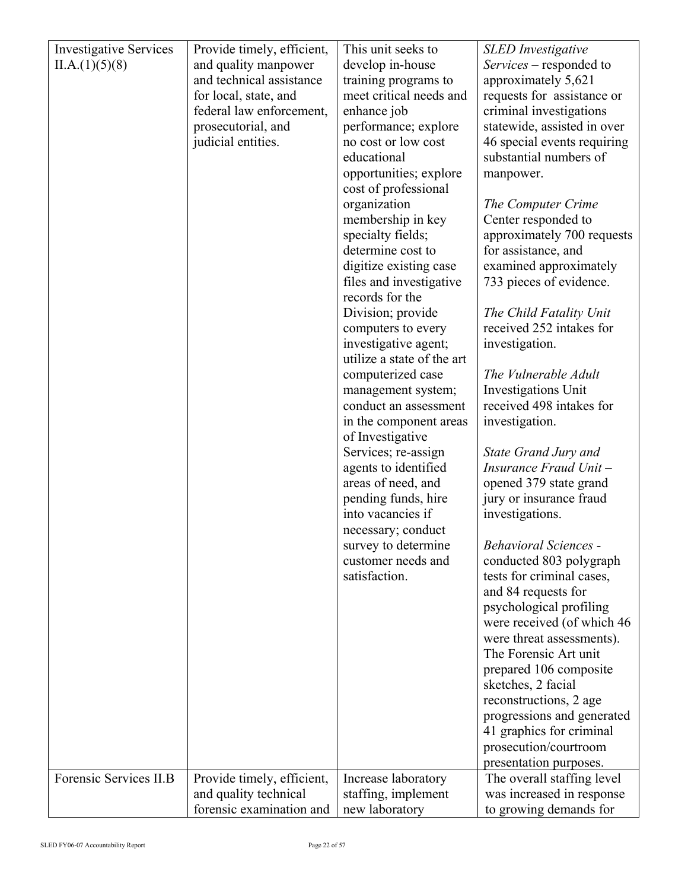| | | | |
|---|---|---|---|
| Investigative Services II.A.(1)(5)(8) | Provide timely, efficient, and quality manpower and technical assistance for local, state, and federal law enforcement, prosecutorial, and judicial entities. | This unit seeks to develop in-house training programs to meet critical needs and enhance job performance; explore no cost or low cost educational opportunities; explore cost of professional organization membership in key specialty fields; determine cost to digitize existing case files and investigative records for the Division; provide computers to every investigative agent; utilize a state of the art computerized case management system; conduct an assessment in the component areas of Investigative Services; re-assign agents to identified areas of need, and pending funds, hire into vacancies if necessary; conduct survey to determine customer needs and satisfaction. | *SLED Investigative Services* – responded to approximately 5,621 requests for assistance or criminal investigations statewide, assisted in over 46 special events requiring substantial numbers of manpower.<br><br>*The Computer Crime* Center responded to approximately 700 requests for assistance, and examined approximately 733 pieces of evidence.<br><br>*The Child Fatality Unit* received 252 intakes for investigation.<br><br>*The Vulnerable Adult* Investigations Unit received 498 intakes for investigation.<br><br>*State Grand Jury and Insurance Fraud Unit* – opened 379 state grand jury or insurance fraud investigations.<br><br>*Behavioral Sciences* - conducted 803 polygraph tests for criminal cases, and 84 requests for psychological profiling were received (of which 46 were threat assessments). The Forensic Art unit prepared 106 composite sketches, 2 facial reconstructions, 2 age progressions and generated 41 graphics for criminal prosecution/courtroom presentation purposes. |
| Forensic Services II.B | Provide timely, efficient, and quality technical forensic examination and | Increase laboratory staffing, implement new laboratory | The overall staffing level was increased in response to growing demands for |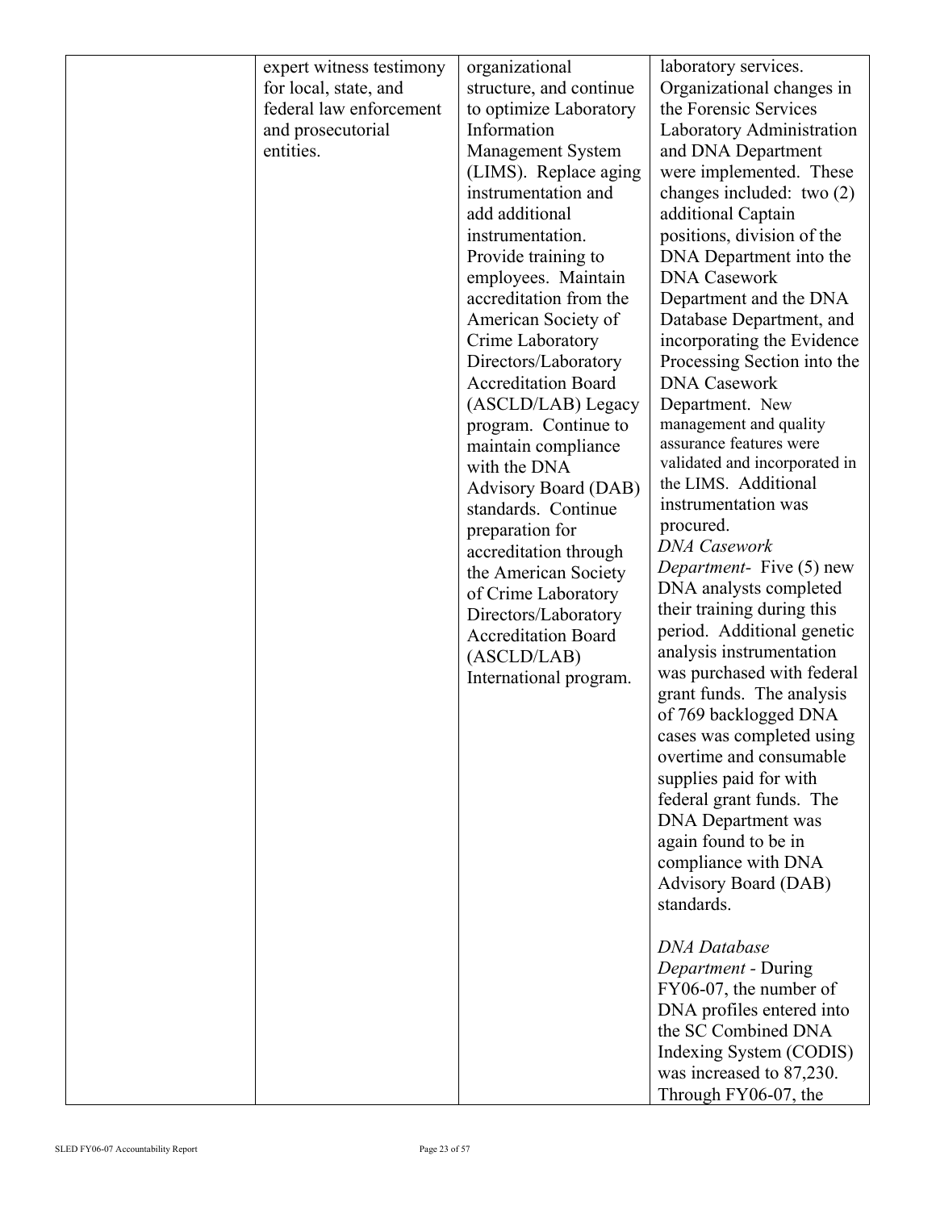| | | | |
|---|---|---|---|
| | expert witness testimony for local, state, and federal law enforcement and prosecutorial entities. | organizational structure, and continue to optimize Laboratory Information Management System (LIMS). Replace aging instrumentation and add additional instrumentation. Provide training to employees. Maintain accreditation from the American Society of Crime Laboratory Directors/Laboratory Accreditation Board (ASCLD/LAB) Legacy program. Continue to maintain compliance with the DNA Advisory Board (DAB) standards. Continue preparation for accreditation through the American Society of Crime Laboratory Directors/Laboratory Accreditation Board (ASCLD/LAB) International program. | laboratory services. Organizational changes in the Forensic Services Laboratory Administration and DNA Department were implemented. These changes included: two (2) additional Captain positions, division of the DNA Department into the DNA Casework Department and the DNA Database Department, and incorporating the Evidence Processing Section into the DNA Casework Department. New management and quality assurance features were validated and incorporated in the LIMS. Additional instrumentation was procured.<br>*DNA Casework Department*- Five (5) new DNA analysts completed their training during this period. Additional genetic analysis instrumentation was purchased with federal grant funds. The analysis of 769 backlogged DNA cases was completed using overtime and consumable supplies paid for with federal grant funds. The DNA Department was again found to be in compliance with DNA Advisory Board (DAB) standards.<br><br>*DNA Database Department* - During FY06-07, the number of DNA profiles entered into the SC Combined DNA Indexing System (CODIS) was increased to 87,230. Through FY06-07, the |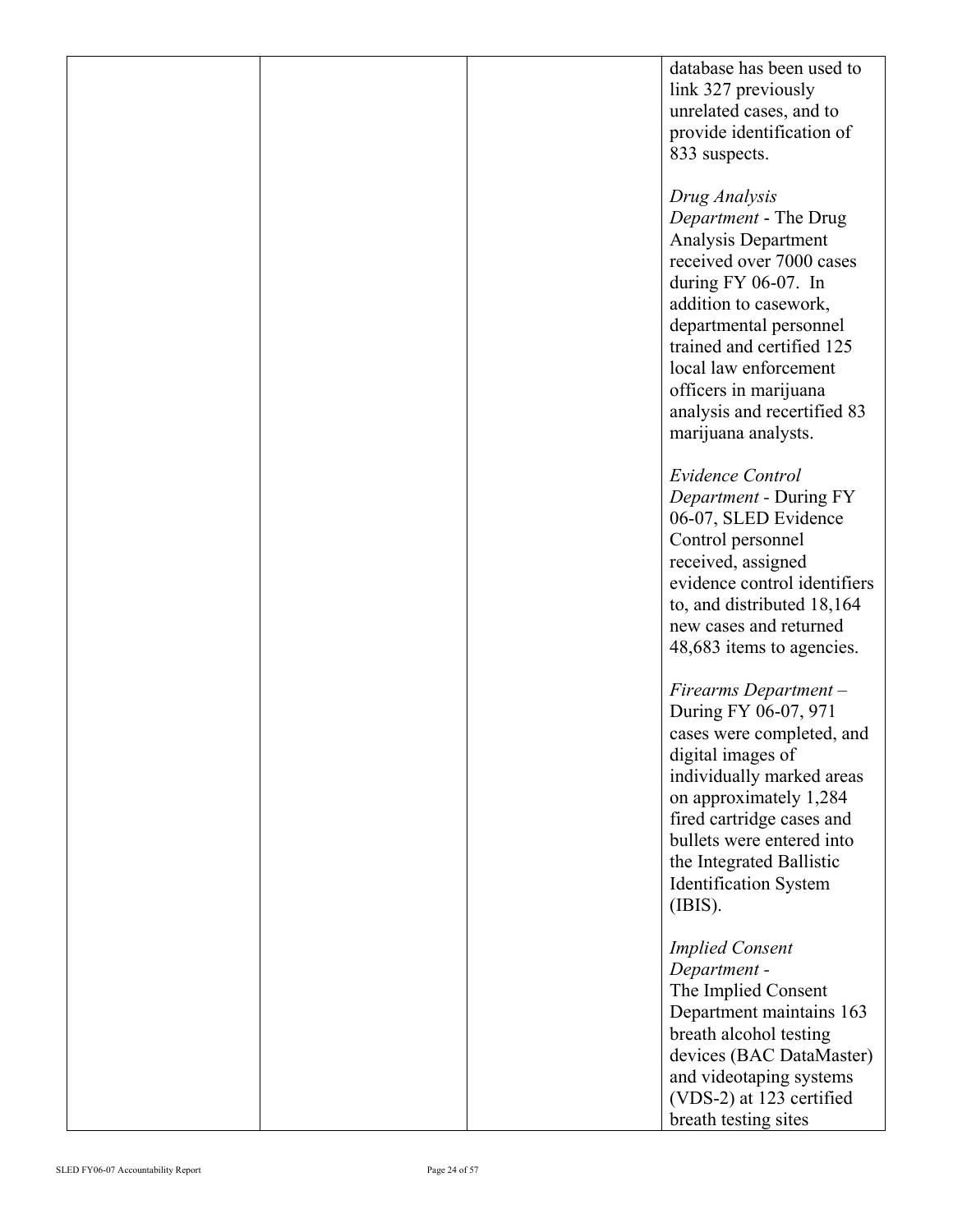| | | | |
|---|---|---|---|
| | | | database has been used to link 327 previously unrelated cases, and to provide identification of 833 suspects.<br><br>*Drug Analysis Department* - The Drug Analysis Department received over 7000 cases during FY 06-07. In addition to casework, departmental personnel trained and certified 125 local law enforcement officers in marijuana analysis and recertified 83 marijuana analysts.<br><br>*Evidence Control Department* - During FY 06-07, SLED Evidence Control personnel received, assigned evidence control identifiers to, and distributed 18,164 new cases and returned 48,683 items to agencies.<br><br>*Firearms Department* – During FY 06-07, 971 cases were completed, and digital images of individually marked areas on approximately 1,284 fired cartridge cases and bullets were entered into the Integrated Ballistic Identification System (IBIS).<br><br>*Implied Consent Department* -<br>The Implied Consent Department maintains 163 breath alcohol testing devices (BAC DataMaster) and videotaping systems (VDS-2) at 123 certified breath testing sites |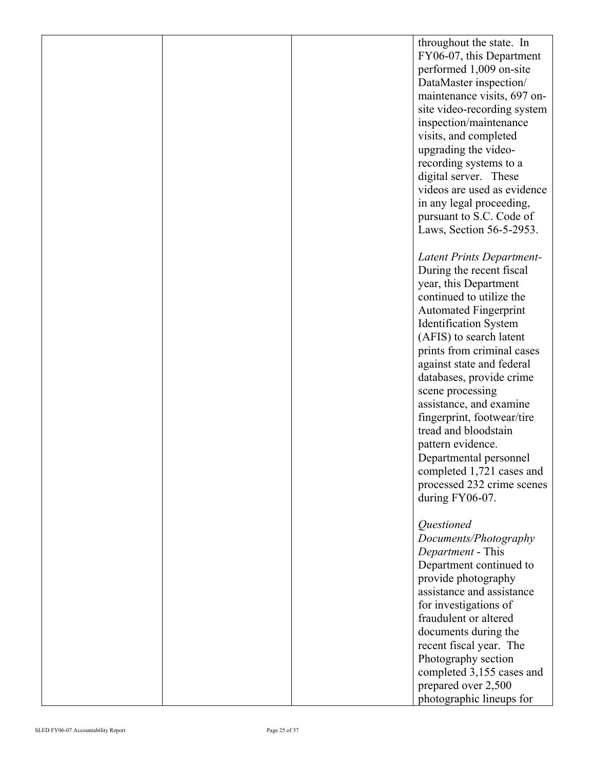| | | | |
|---|---|---|---|
| | | | throughout the state. In FY06-07, this Department performed 1,009 on-site DataMaster inspection/ maintenance visits, 697 on-site video-recording system inspection/maintenance visits, and completed upgrading the video-recording systems to a digital server. These videos are used as evidence in any legal proceeding, pursuant to S.C. Code of Laws, Section 56-5-2953.<br><br>*Latent Prints Department*- During the recent fiscal year, this Department continued to utilize the Automated Fingerprint Identification System (AFIS) to search latent prints from criminal cases against state and federal databases, provide crime scene processing assistance, and examine fingerprint, footwear/tire tread and bloodstain pattern evidence. Departmental personnel completed 1,721 cases and processed 232 crime scenes during FY06-07.<br><br>*Questioned Documents/Photography Department* - This Department continued to provide photography assistance and assistance for investigations of fraudulent or altered documents during the recent fiscal year. The Photography section completed 3,155 cases and prepared over 2,500 photographic lineups for |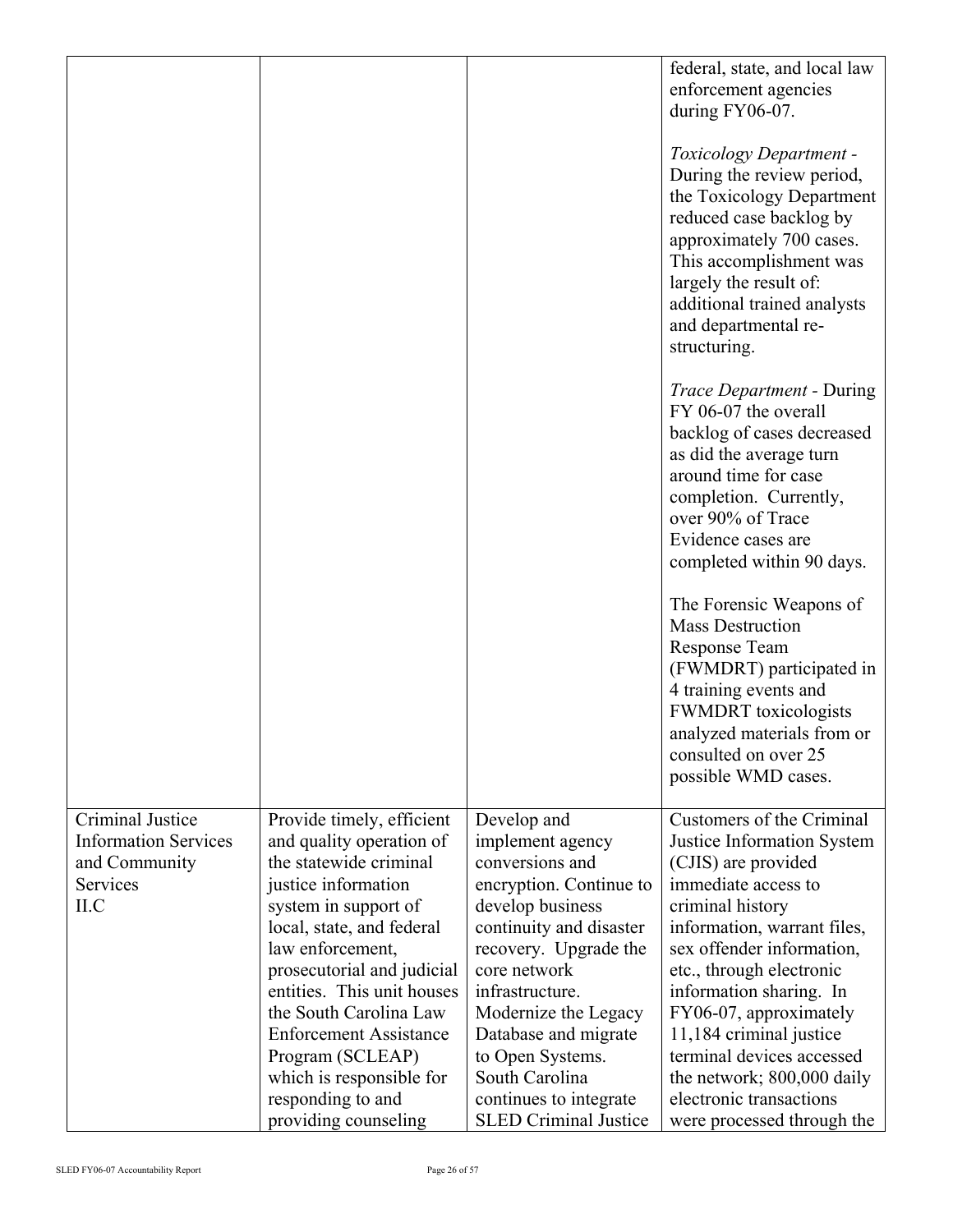| | | | |
|---|---|---|---|
| | | | federal, state, and local law enforcement agencies during FY06-07.<br><br>*Toxicology Department* - During the review period, the Toxicology Department reduced case backlog by approximately 700 cases. This accomplishment was largely the result of: additional trained analysts and departmental re-structuring.<br><br>*Trace Department* - During FY 06-07 the overall backlog of cases decreased as did the average turn around time for case completion. Currently, over 90% of Trace Evidence cases are completed within 90 days.<br><br>The Forensic Weapons of Mass Destruction Response Team (FWMDRT) participated in 4 training events and FWMDRT toxicologists analyzed materials from or consulted on over 25 possible WMD cases. |
| Criminal Justice Information Services and Community Services<br>II.C | Provide timely, efficient and quality operation of the statewide criminal justice information system in support of local, state, and federal law enforcement, prosecutorial and judicial entities. This unit houses the South Carolina Law Enforcement Assistance Program (SCLEAP) which is responsible for responding to and providing counseling | Develop and implement agency conversions and encryption. Continue to develop business continuity and disaster recovery. Upgrade the core network infrastructure. Modernize the Legacy Database and migrate to Open Systems. South Carolina continues to integrate SLED Criminal Justice | Customers of the Criminal Justice Information System (CJIS) are provided immediate access to criminal history information, warrant files, sex offender information, etc., through electronic information sharing. In FY06-07, approximately 11,184 criminal justice terminal devices accessed the network; 800,000 daily electronic transactions were processed through the |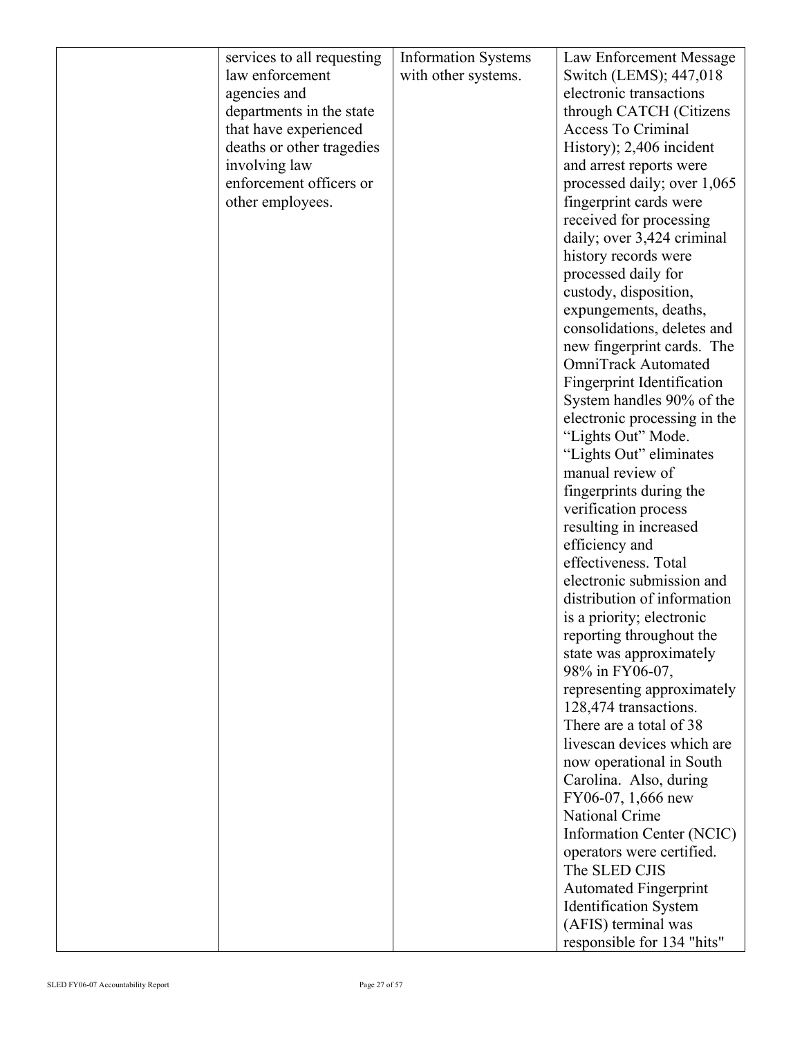| | | | |
|---|---|---|---|
| | services to all requesting law enforcement agencies and departments in the state that have experienced deaths or other tragedies involving law enforcement officers or other employees. | Information Systems with other systems. | Law Enforcement Message Switch (LEMS); 447,018 electronic transactions through CATCH (Citizens Access To Criminal History); 2,406 incident and arrest reports were processed daily; over 1,065 fingerprint cards were received for processing daily; over 3,424 criminal history records were processed daily for custody, disposition, expungements, deaths, consolidations, deletes and new fingerprint cards. The OmniTrack Automated Fingerprint Identification System handles 90% of the electronic processing in the "Lights Out" Mode. "Lights Out" eliminates manual review of fingerprints during the verification process resulting in increased efficiency and effectiveness. Total electronic submission and distribution of information is a priority; electronic reporting throughout the state was approximately 98% in FY06-07, representing approximately 128,474 transactions. There are a total of 38 livescan devices which are now operational in South Carolina. Also, during FY06-07, 1,666 new National Crime Information Center (NCIC) operators were certified. The SLED CJIS Automated Fingerprint Identification System (AFIS) terminal was responsible for 134 "hits" |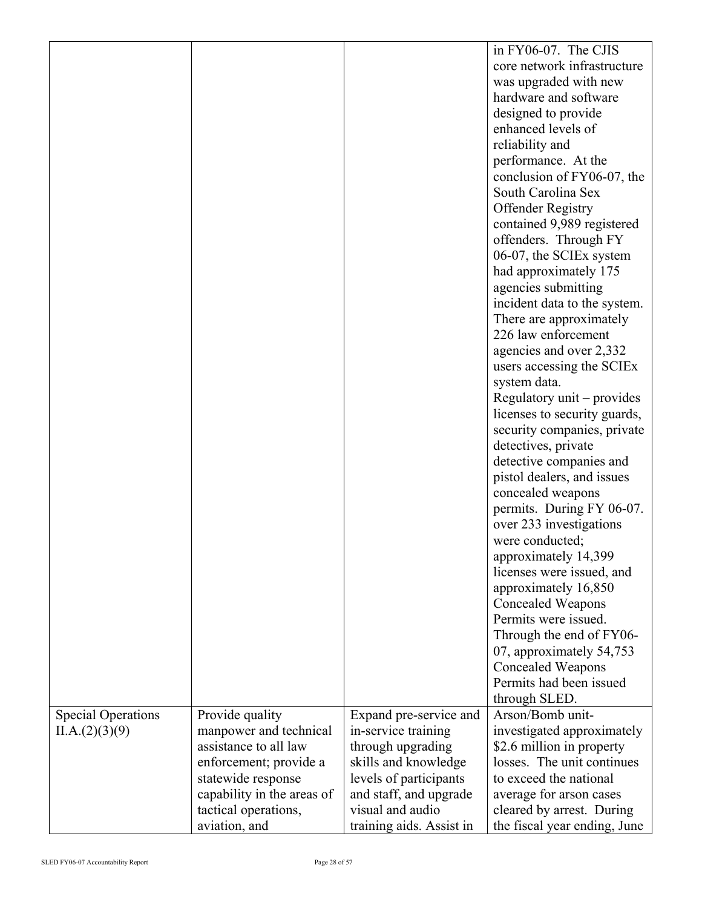| | | | |
|---|---|---|---|
| | | | in FY06-07. The CJIS core network infrastructure was upgraded with new hardware and software designed to provide enhanced levels of reliability and performance. At the conclusion of FY06-07, the South Carolina Sex Offender Registry contained 9,989 registered offenders. Through FY 06-07, the SCIEx system had approximately 175 agencies submitting incident data to the system. There are approximately 226 law enforcement agencies and over 2,332 users accessing the SCIEx system data.<br>Regulatory unit – provides licenses to security guards, security companies, private detectives, private detective companies and pistol dealers, and issues concealed weapons permits. During FY 06-07. over 233 investigations were conducted; approximately 14,399 licenses were issued, and approximately 16,850 Concealed Weapons Permits were issued. Through the end of FY06-07, approximately 54,753 Concealed Weapons Permits had been issued through SLED. |
| Special Operations II.A.(2)(3)(9) | Provide quality manpower and technical assistance to all law enforcement; provide a statewide response capability in the areas of tactical operations, aviation, and | Expand pre-service and in-service training through upgrading skills and knowledge levels of participants and staff, and upgrade visual and audio training aids. Assist in | Arson/Bomb unit- investigated approximately $2.6 million in property losses. The unit continues to exceed the national average for arson cases cleared by arrest. During the fiscal year ending, June |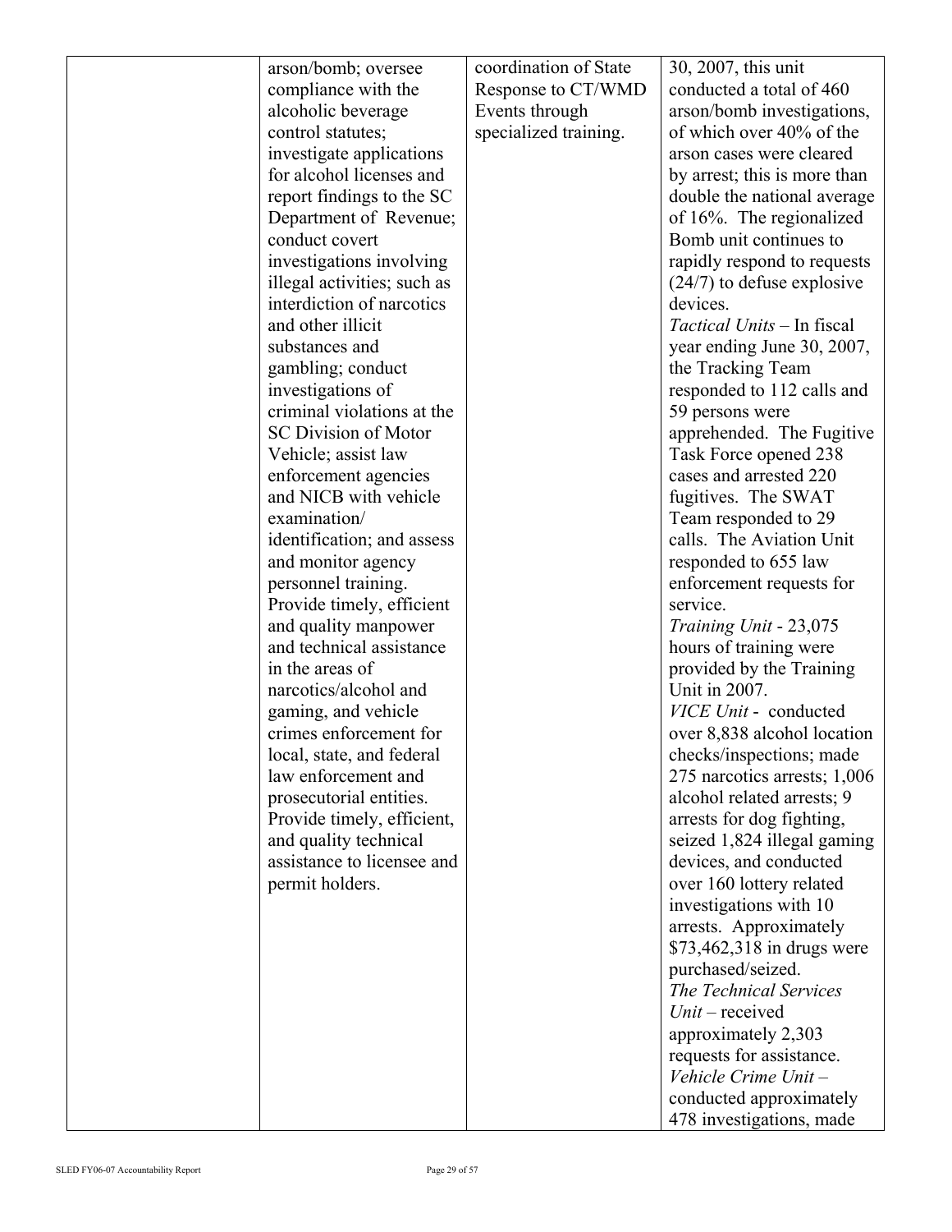| | | | |
|---|---|---|---|
| | arson/bomb; oversee compliance with the alcoholic beverage control statutes; investigate applications for alcohol licenses and report findings to the SC Department of Revenue; conduct covert investigations involving illegal activities; such as interdiction of narcotics and other illicit substances and gambling; conduct investigations of criminal violations at the SC Division of Motor Vehicle; assist law enforcement agencies and NICB with vehicle examination/ identification; and assess and monitor agency personnel training. Provide timely, efficient and quality manpower and technical assistance in the areas of narcotics/alcohol and gaming, and vehicle crimes enforcement for local, state, and federal law enforcement and prosecutorial entities. Provide timely, efficient, and quality technical assistance to licensee and permit holders. | coordination of State Response to CT/WMD Events through specialized training. | 30, 2007, this unit conducted a total of 460 arson/bomb investigations, of which over 40% of the arson cases were cleared by arrest; this is more than double the national average of 16%. The regionalized Bomb unit continues to rapidly respond to requests (24/7) to defuse explosive devices. *Tactical Units* – In fiscal year ending June 30, 2007, the Tracking Team responded to 112 calls and 59 persons were apprehended. The Fugitive Task Force opened 238 cases and arrested 220 fugitives. The SWAT Team responded to 29 calls. The Aviation Unit responded to 655 law enforcement requests for service. *Training Unit* - 23,075 hours of training were provided by the Training Unit in 2007. *VICE Unit* - conducted over 8,838 alcohol location checks/inspections; made 275 narcotics arrests; 1,006 alcohol related arrests; 9 arrests for dog fighting, seized 1,824 illegal gaming devices, and conducted over 160 lottery related investigations with 10 arrests. Approximately $73,462,318 in drugs were purchased/seized. *The Technical Services Unit* – received approximately 2,303 requests for assistance. *Vehicle Crime Unit* – conducted approximately 478 investigations, made |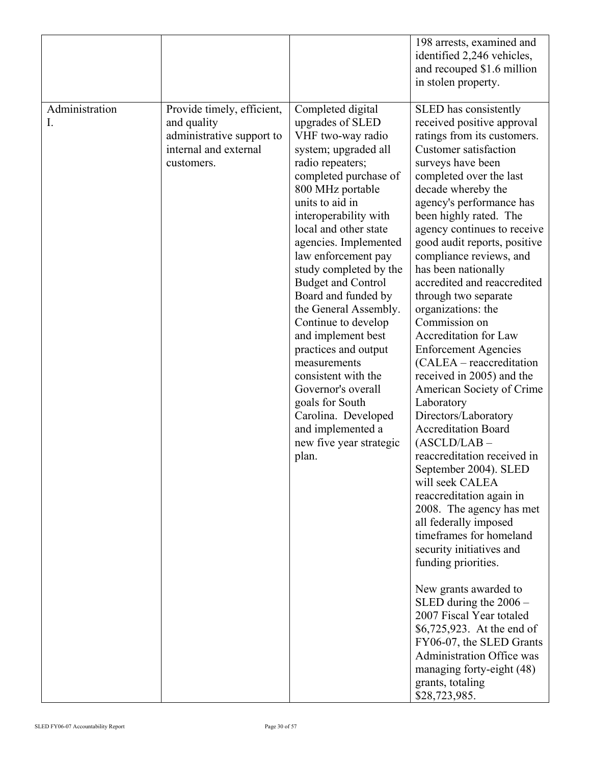| | | | |
|---|---|---|---|
| | | | 198 arrests, examined and identified 2,246 vehicles, and recouped $1.6 million in stolen property. |
| Administration I. | Provide timely, efficient, and quality administrative support to internal and external customers. | Completed digital upgrades of SLED VHF two-way radio system; upgraded all radio repeaters; completed purchase of 800 MHz portable units to aid in interoperability with local and other state agencies. Implemented law enforcement pay study completed by the Budget and Control Board and funded by the General Assembly. Continue to develop and implement best practices and output measurements consistent with the Governor's overall goals for South Carolina. Developed and implemented a new five year strategic plan. | SLED has consistently received positive approval ratings from its customers. Customer satisfaction surveys have been completed over the last decade whereby the agency's performance has been highly rated. The agency continues to receive good audit reports, positive compliance reviews, and has been nationally accredited and reaccredited through two separate organizations: the Commission on Accreditation for Law Enforcement Agencies (CALEA – reaccreditation received in 2005) and the American Society of Crime Laboratory Directors/Laboratory Accreditation Board (ASCLD/LAB – reaccreditation received in September 2004). SLED will seek CALEA reaccreditation again in 2008. The agency has met all federally imposed timeframes for homeland security initiatives and funding priorities.<br><br>New grants awarded to SLED during the 2006 – 2007 Fiscal Year totaled $6,725,923. At the end of FY06-07, the SLED Grants Administration Office was managing forty-eight (48) grants, totaling $28,723,985. |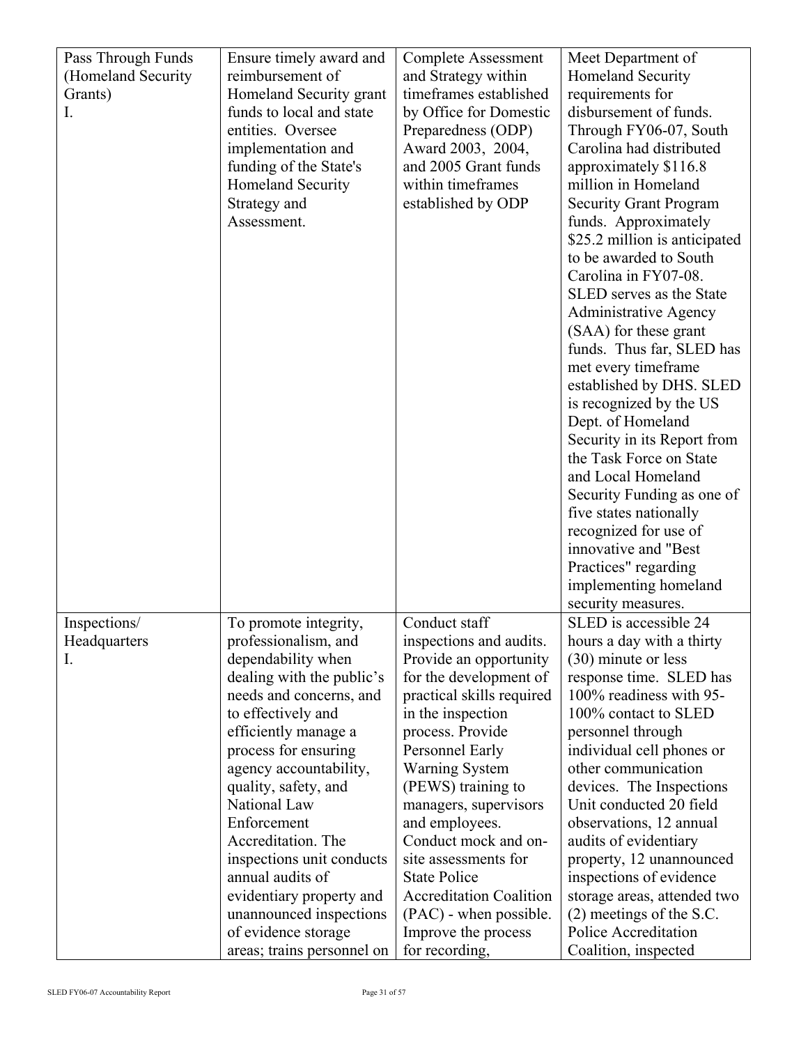| | | | |
|---|---|---|---|
| Pass Through Funds (Homeland Security Grants)<br>I. | Ensure timely award and reimbursement of Homeland Security grant funds to local and state entities. Oversee implementation and funding of the State's Homeland Security Strategy and Assessment. | Complete Assessment and Strategy within timeframes established by Office for Domestic Preparedness (ODP) Award 2003, 2004, and 2005 Grant funds within timeframes established by ODP | Meet Department of Homeland Security requirements for disbursement of funds. Through FY06-07, South Carolina had distributed approximately $116.8 million in Homeland Security Grant Program funds. Approximately $25.2 million is anticipated to be awarded to South Carolina in FY07-08. SLED serves as the State Administrative Agency (SAA) for these grant funds. Thus far, SLED has met every timeframe established by DHS. SLED is recognized by the US Dept. of Homeland Security in its Report from the Task Force on State and Local Homeland Security Funding as one of five states nationally recognized for use of innovative and "Best Practices" regarding implementing homeland security measures. |
| Inspections/ Headquarters<br>I. | To promote integrity, professionalism, and dependability when dealing with the public's needs and concerns, and to effectively and efficiently manage a process for ensuring agency accountability, quality, safety, and National Law Enforcement Accreditation. The inspections unit conducts annual audits of evidentiary property and unannounced inspections of evidence storage areas; trains personnel on | Conduct staff inspections and audits. Provide an opportunity for the development of practical skills required in the inspection process. Provide Personnel Early Warning System (PEWS) training to managers, supervisors and employees. Conduct mock and on-site assessments for State Police Accreditation Coalition (PAC) - when possible. Improve the process for recording, | SLED is accessible 24 hours a day with a thirty (30) minute or less response time. SLED has 100% readiness with 95-100% contact to SLED personnel through individual cell phones or other communication devices. The Inspections Unit conducted 20 field observations, 12 annual audits of evidentiary property, 12 unannounced inspections of evidence storage areas, attended two (2) meetings of the S.C. Police Accreditation Coalition, inspected |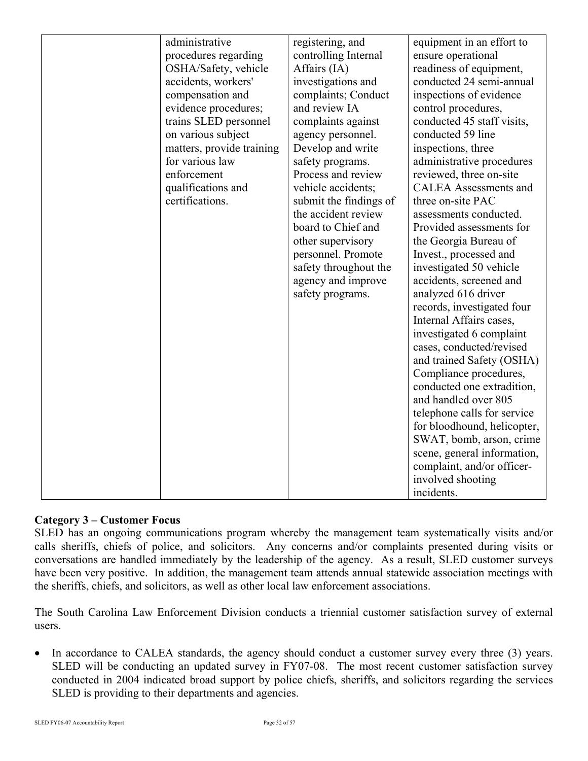| | | | |
|---|---|---|---|
| | administrative procedures regarding OSHA/Safety, vehicle accidents, workers' compensation and evidence procedures; trains SLED personnel on various subject matters, provide training for various law enforcement qualifications and certifications. | registering, and controlling Internal Affairs (IA) investigations and complaints; Conduct and review IA complaints against agency personnel. Develop and write safety programs. Process and review vehicle accidents; submit the findings of the accident review board to Chief and other supervisory personnel. Promote safety throughout the agency and improve safety programs. | equipment in an effort to ensure operational readiness of equipment, conducted 24 semi-annual inspections of evidence control procedures, conducted 45 staff visits, conducted 59 line inspections, three administrative procedures reviewed, three on-site CALEA Assessments and three on-site PAC assessments conducted. Provided assessments for the Georgia Bureau of Invest., processed and investigated 50 vehicle accidents, screened and analyzed 616 driver records, investigated four Internal Affairs cases, investigated 6 complaint cases, conducted/revised and trained Safety (OSHA) Compliance procedures, conducted one extradition, and handled over 805 telephone calls for service for bloodhound, helicopter, SWAT, bomb, arson, crime scene, general information, complaint, and/or officer-involved shooting incidents. |

**Category 3 – Customer Focus**

SLED has an ongoing communications program whereby the management team systematically visits and/or calls sheriffs, chiefs of police, and solicitors. Any concerns and/or complaints presented during visits or conversations are handled immediately by the leadership of the agency. As a result, SLED customer surveys have been very positive. In addition, the management team attends annual statewide association meetings with the sheriffs, chiefs, and solicitors, as well as other local law enforcement associations.

The South Carolina Law Enforcement Division conducts a triennial customer satisfaction survey of external users.

- In accordance to CALEA standards, the agency should conduct a customer survey every three (3) years. SLED will be conducting an updated survey in FY07-08. The most recent customer satisfaction survey conducted in 2004 indicated broad support by police chiefs, sheriffs, and solicitors regarding the services SLED is providing to their departments and agencies.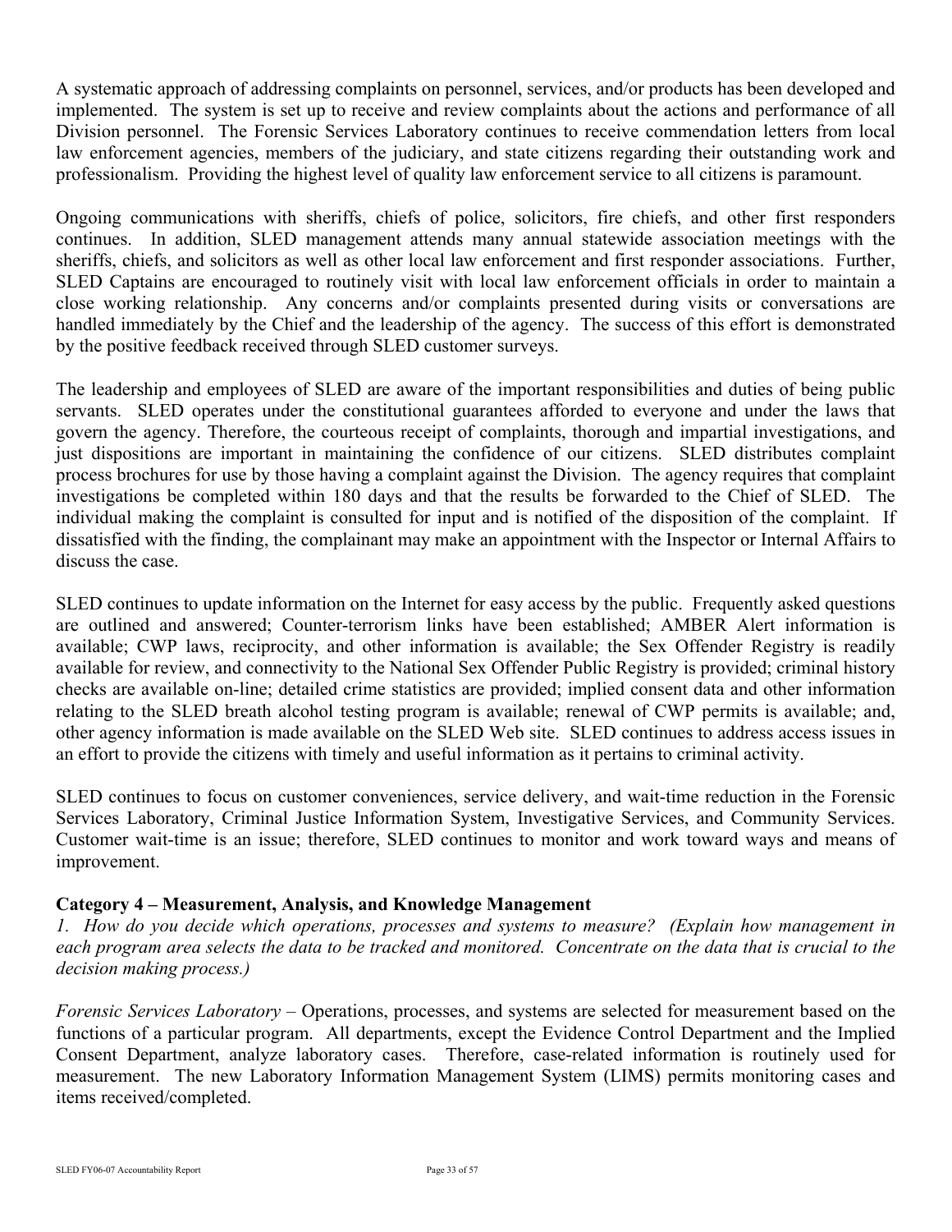A systematic approach of addressing complaints on personnel, services, and/or products has been developed and implemented. The system is set up to receive and review complaints about the actions and performance of all Division personnel. The Forensic Services Laboratory continues to receive commendation letters from local law enforcement agencies, members of the judiciary, and state citizens regarding their outstanding work and professionalism. Providing the highest level of quality law enforcement service to all citizens is paramount.

Ongoing communications with sheriffs, chiefs of police, solicitors, fire chiefs, and other first responders continues. In addition, SLED management attends many annual statewide association meetings with the sheriffs, chiefs, and solicitors as well as other local law enforcement and first responder associations. Further, SLED Captains are encouraged to routinely visit with local law enforcement officials in order to maintain a close working relationship. Any concerns and/or complaints presented during visits or conversations are handled immediately by the Chief and the leadership of the agency. The success of this effort is demonstrated by the positive feedback received through SLED customer surveys.

The leadership and employees of SLED are aware of the important responsibilities and duties of being public servants. SLED operates under the constitutional guarantees afforded to everyone and under the laws that govern the agency. Therefore, the courteous receipt of complaints, thorough and impartial investigations, and just dispositions are important in maintaining the confidence of our citizens. SLED distributes complaint process brochures for use by those having a complaint against the Division. The agency requires that complaint investigations be completed within 180 days and that the results be forwarded to the Chief of SLED. The individual making the complaint is consulted for input and is notified of the disposition of the complaint. If dissatisfied with the finding, the complainant may make an appointment with the Inspector or Internal Affairs to discuss the case.

SLED continues to update information on the Internet for easy access by the public. Frequently asked questions are outlined and answered; Counter-terrorism links have been established; AMBER Alert information is available; CWP laws, reciprocity, and other information is available; the Sex Offender Registry is readily available for review, and connectivity to the National Sex Offender Public Registry is provided; criminal history checks are available on-line; detailed crime statistics are provided; implied consent data and other information relating to the SLED breath alcohol testing program is available; renewal of CWP permits is available; and, other agency information is made available on the SLED Web site. SLED continues to address access issues in an effort to provide the citizens with timely and useful information as it pertains to criminal activity.

SLED continues to focus on customer conveniences, service delivery, and wait-time reduction in the Forensic Services Laboratory, Criminal Justice Information System, Investigative Services, and Community Services. Customer wait-time is an issue; therefore, SLED continues to monitor and work toward ways and means of improvement.

**Category 4 – Measurement, Analysis, and Knowledge Management**

*1. How do you decide which operations, processes and systems to measure? (Explain how management in each program area selects the data to be tracked and monitored. Concentrate on the data that is crucial to the decision making process.)*

*Forensic Services Laboratory* – Operations, processes, and systems are selected for measurement based on the functions of a particular program. All departments, except the Evidence Control Department and the Implied Consent Department, analyze laboratory cases. Therefore, case-related information is routinely used for measurement. The new Laboratory Information Management System (LIMS) permits monitoring cases and items received/completed.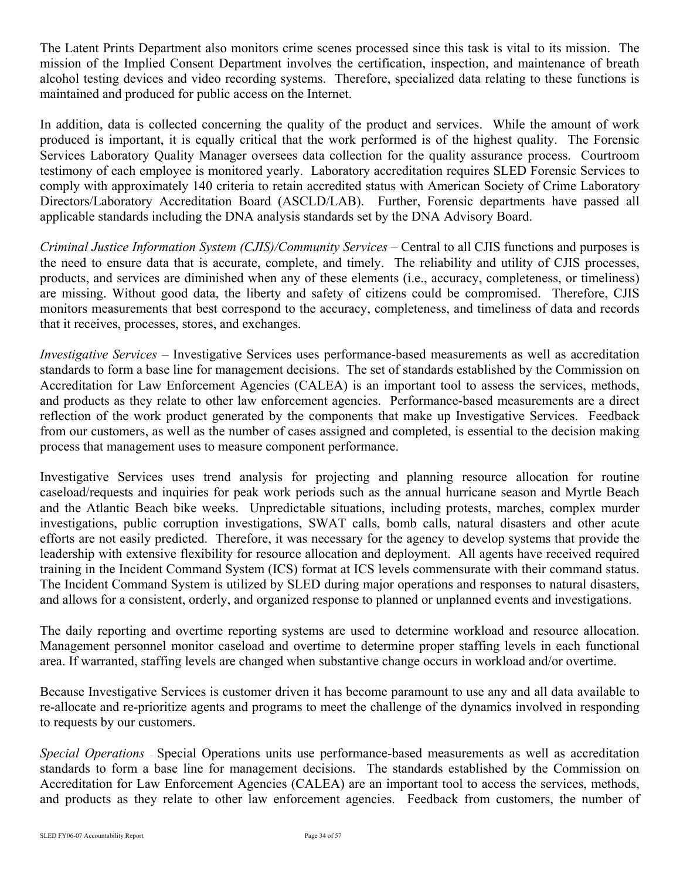The Latent Prints Department also monitors crime scenes processed since this task is vital to its mission. The mission of the Implied Consent Department involves the certification, inspection, and maintenance of breath alcohol testing devices and video recording systems. Therefore, specialized data relating to these functions is maintained and produced for public access on the Internet.

In addition, data is collected concerning the quality of the product and services. While the amount of work produced is important, it is equally critical that the work performed is of the highest quality. The Forensic Services Laboratory Quality Manager oversees data collection for the quality assurance process. Courtroom testimony of each employee is monitored yearly. Laboratory accreditation requires SLED Forensic Services to comply with approximately 140 criteria to retain accredited status with American Society of Crime Laboratory Directors/Laboratory Accreditation Board (ASCLD/LAB). Further, Forensic departments have passed all applicable standards including the DNA analysis standards set by the DNA Advisory Board.

*Criminal Justice Information System (CJIS)/Community Services* – Central to all CJIS functions and purposes is the need to ensure data that is accurate, complete, and timely. The reliability and utility of CJIS processes, products, and services are diminished when any of these elements (i.e., accuracy, completeness, or timeliness) are missing. Without good data, the liberty and safety of citizens could be compromised. Therefore, CJIS monitors measurements that best correspond to the accuracy, completeness, and timeliness of data and records that it receives, processes, stores, and exchanges.

*Investigative Services* – Investigative Services uses performance-based measurements as well as accreditation standards to form a base line for management decisions. The set of standards established by the Commission on Accreditation for Law Enforcement Agencies (CALEA) is an important tool to assess the services, methods, and products as they relate to other law enforcement agencies. Performance-based measurements are a direct reflection of the work product generated by the components that make up Investigative Services. Feedback from our customers, as well as the number of cases assigned and completed, is essential to the decision making process that management uses to measure component performance.

Investigative Services uses trend analysis for projecting and planning resource allocation for routine caseload/requests and inquiries for peak work periods such as the annual hurricane season and Myrtle Beach and the Atlantic Beach bike weeks. Unpredictable situations, including protests, marches, complex murder investigations, public corruption investigations, SWAT calls, bomb calls, natural disasters and other acute efforts are not easily predicted. Therefore, it was necessary for the agency to develop systems that provide the leadership with extensive flexibility for resource allocation and deployment. All agents have received required training in the Incident Command System (ICS) format at ICS levels commensurate with their command status. The Incident Command System is utilized by SLED during major operations and responses to natural disasters, and allows for a consistent, orderly, and organized response to planned or unplanned events and investigations.

The daily reporting and overtime reporting systems are used to determine workload and resource allocation. Management personnel monitor caseload and overtime to determine proper staffing levels in each functional area. If warranted, staffing levels are changed when substantive change occurs in workload and/or overtime.

Because Investigative Services is customer driven it has become paramount to use any and all data available to re-allocate and re-prioritize agents and programs to meet the challenge of the dynamics involved in responding to requests by our customers.

*Special Operations* – Special Operations units use performance-based measurements as well as accreditation standards to form a base line for management decisions. The standards established by the Commission on Accreditation for Law Enforcement Agencies (CALEA) are an important tool to access the services, methods, and products as they relate to other law enforcement agencies. Feedback from customers, the number of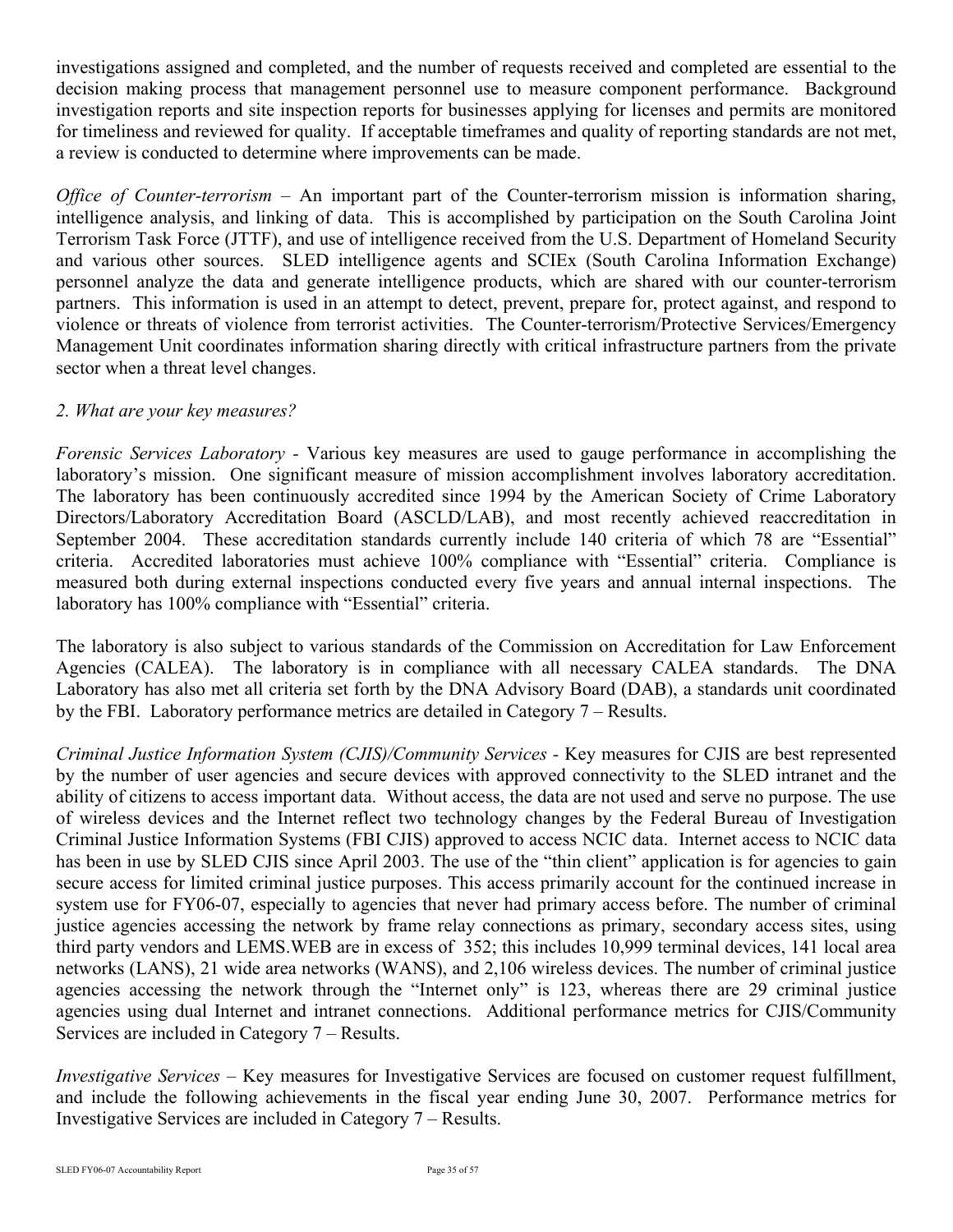investigations assigned and completed, and the number of requests received and completed are essential to the decision making process that management personnel use to measure component performance. Background investigation reports and site inspection reports for businesses applying for licenses and permits are monitored for timeliness and reviewed for quality. If acceptable timeframes and quality of reporting standards are not met, a review is conducted to determine where improvements can be made.

*Office of Counter-terrorism* – An important part of the Counter-terrorism mission is information sharing, intelligence analysis, and linking of data. This is accomplished by participation on the South Carolina Joint Terrorism Task Force (JTTF), and use of intelligence received from the U.S. Department of Homeland Security and various other sources. SLED intelligence agents and SCIEx (South Carolina Information Exchange) personnel analyze the data and generate intelligence products, which are shared with our counter-terrorism partners. This information is used in an attempt to detect, prevent, prepare for, protect against, and respond to violence or threats of violence from terrorist activities. The Counter-terrorism/Protective Services/Emergency Management Unit coordinates information sharing directly with critical infrastructure partners from the private sector when a threat level changes.

*2. What are your key measures?*

*Forensic Services Laboratory* - Various key measures are used to gauge performance in accomplishing the laboratory's mission. One significant measure of mission accomplishment involves laboratory accreditation. The laboratory has been continuously accredited since 1994 by the American Society of Crime Laboratory Directors/Laboratory Accreditation Board (ASCLD/LAB), and most recently achieved reaccreditation in September 2004. These accreditation standards currently include 140 criteria of which 78 are "Essential" criteria. Accredited laboratories must achieve 100% compliance with "Essential" criteria. Compliance is measured both during external inspections conducted every five years and annual internal inspections. The laboratory has 100% compliance with "Essential" criteria.

The laboratory is also subject to various standards of the Commission on Accreditation for Law Enforcement Agencies (CALEA). The laboratory is in compliance with all necessary CALEA standards. The DNA Laboratory has also met all criteria set forth by the DNA Advisory Board (DAB), a standards unit coordinated by the FBI. Laboratory performance metrics are detailed in Category 7 – Results.

*Criminal Justice Information System (CJIS)/Community Services* - Key measures for CJIS are best represented by the number of user agencies and secure devices with approved connectivity to the SLED intranet and the ability of citizens to access important data. Without access, the data are not used and serve no purpose. The use of wireless devices and the Internet reflect two technology changes by the Federal Bureau of Investigation Criminal Justice Information Systems (FBI CJIS) approved to access NCIC data. Internet access to NCIC data has been in use by SLED CJIS since April 2003. The use of the "thin client" application is for agencies to gain secure access for limited criminal justice purposes. This access primarily account for the continued increase in system use for FY06-07, especially to agencies that never had primary access before. The number of criminal justice agencies accessing the network by frame relay connections as primary, secondary access sites, using third party vendors and LEMS.WEB are in excess of 352; this includes 10,999 terminal devices, 141 local area networks (LANS), 21 wide area networks (WANS), and 2,106 wireless devices. The number of criminal justice agencies accessing the network through the "Internet only" is 123, whereas there are 29 criminal justice agencies using dual Internet and intranet connections. Additional performance metrics for CJIS/Community Services are included in Category 7 – Results.

*Investigative Services* – Key measures for Investigative Services are focused on customer request fulfillment, and include the following achievements in the fiscal year ending June 30, 2007. Performance metrics for Investigative Services are included in Category 7 – Results.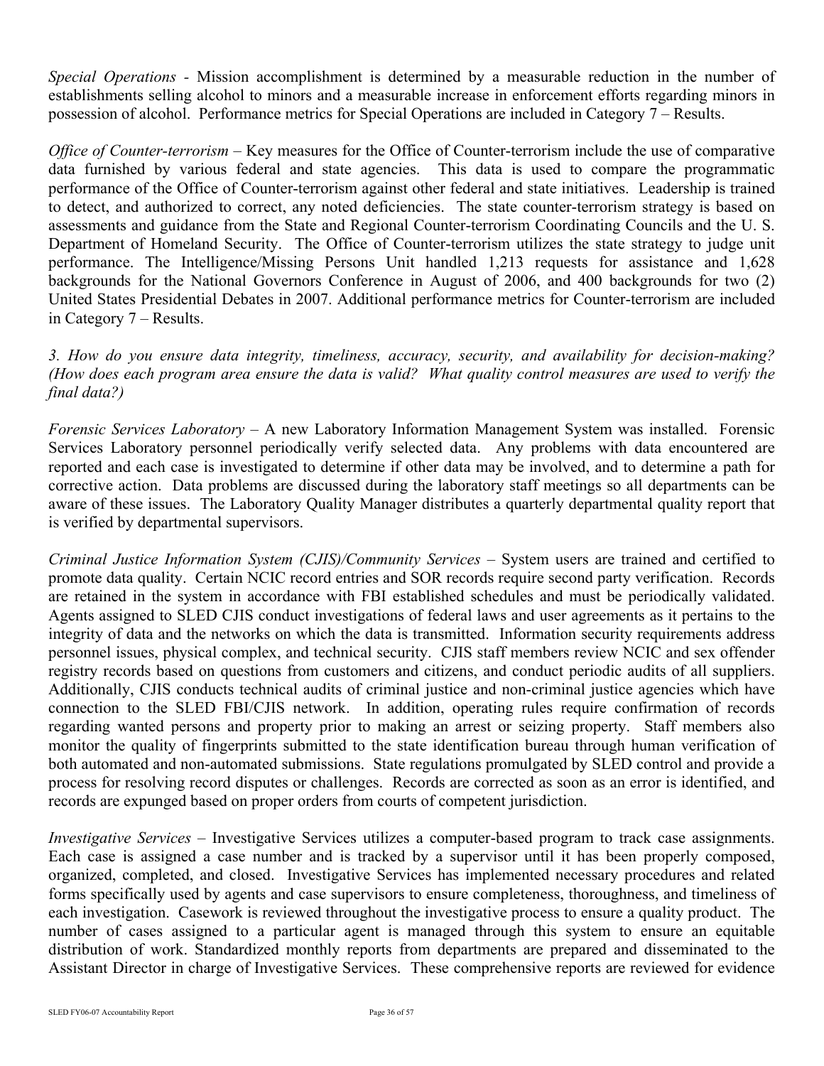*Special Operations* - Mission accomplishment is determined by a measurable reduction in the number of establishments selling alcohol to minors and a measurable increase in enforcement efforts regarding minors in possession of alcohol. Performance metrics for Special Operations are included in Category 7 – Results.

*Office of Counter-terrorism* – Key measures for the Office of Counter-terrorism include the use of comparative data furnished by various federal and state agencies. This data is used to compare the programmatic performance of the Office of Counter-terrorism against other federal and state initiatives. Leadership is trained to detect, and authorized to correct, any noted deficiencies. The state counter-terrorism strategy is based on assessments and guidance from the State and Regional Counter-terrorism Coordinating Councils and the U. S. Department of Homeland Security. The Office of Counter-terrorism utilizes the state strategy to judge unit performance. The Intelligence/Missing Persons Unit handled 1,213 requests for assistance and 1,628 backgrounds for the National Governors Conference in August of 2006, and 400 backgrounds for two (2) United States Presidential Debates in 2007. Additional performance metrics for Counter-terrorism are included in Category 7 – Results.

*3. How do you ensure data integrity, timeliness, accuracy, security, and availability for decision-making? (How does each program area ensure the data is valid? What quality control measures are used to verify the final data?)*

*Forensic Services Laboratory* – A new Laboratory Information Management System was installed. Forensic Services Laboratory personnel periodically verify selected data. Any problems with data encountered are reported and each case is investigated to determine if other data may be involved, and to determine a path for corrective action. Data problems are discussed during the laboratory staff meetings so all departments can be aware of these issues. The Laboratory Quality Manager distributes a quarterly departmental quality report that is verified by departmental supervisors.

*Criminal Justice Information System (CJIS)/Community Services* – System users are trained and certified to promote data quality. Certain NCIC record entries and SOR records require second party verification. Records are retained in the system in accordance with FBI established schedules and must be periodically validated. Agents assigned to SLED CJIS conduct investigations of federal laws and user agreements as it pertains to the integrity of data and the networks on which the data is transmitted. Information security requirements address personnel issues, physical complex, and technical security. CJIS staff members review NCIC and sex offender registry records based on questions from customers and citizens, and conduct periodic audits of all suppliers. Additionally, CJIS conducts technical audits of criminal justice and non-criminal justice agencies which have connection to the SLED FBI/CJIS network. In addition, operating rules require confirmation of records regarding wanted persons and property prior to making an arrest or seizing property. Staff members also monitor the quality of fingerprints submitted to the state identification bureau through human verification of both automated and non-automated submissions. State regulations promulgated by SLED control and provide a process for resolving record disputes or challenges. Records are corrected as soon as an error is identified, and records are expunged based on proper orders from courts of competent jurisdiction.

*Investigative Services* – Investigative Services utilizes a computer-based program to track case assignments. Each case is assigned a case number and is tracked by a supervisor until it has been properly composed, organized, completed, and closed. Investigative Services has implemented necessary procedures and related forms specifically used by agents and case supervisors to ensure completeness, thoroughness, and timeliness of each investigation. Casework is reviewed throughout the investigative process to ensure a quality product. The number of cases assigned to a particular agent is managed through this system to ensure an equitable distribution of work. Standardized monthly reports from departments are prepared and disseminated to the Assistant Director in charge of Investigative Services. These comprehensive reports are reviewed for evidence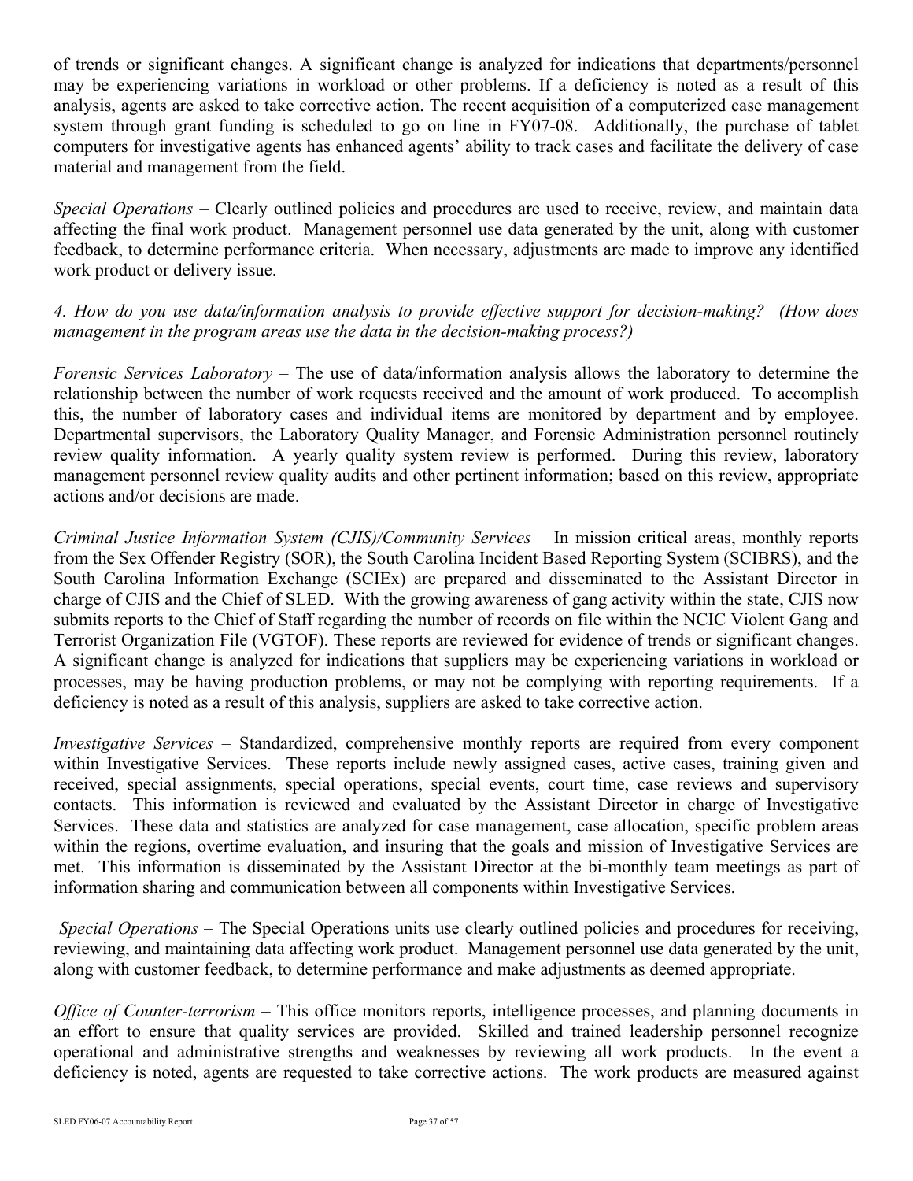of trends or significant changes. A significant change is analyzed for indications that departments/personnel may be experiencing variations in workload or other problems. If a deficiency is noted as a result of this analysis, agents are asked to take corrective action. The recent acquisition of a computerized case management system through grant funding is scheduled to go on line in FY07-08. Additionally, the purchase of tablet computers for investigative agents has enhanced agents' ability to track cases and facilitate the delivery of case material and management from the field.

*Special Operations* – Clearly outlined policies and procedures are used to receive, review, and maintain data affecting the final work product. Management personnel use data generated by the unit, along with customer feedback, to determine performance criteria. When necessary, adjustments are made to improve any identified work product or delivery issue.

*4. How do you use data/information analysis to provide effective support for decision-making? (How does management in the program areas use the data in the decision-making process?)*

*Forensic Services Laboratory* – The use of data/information analysis allows the laboratory to determine the relationship between the number of work requests received and the amount of work produced. To accomplish this, the number of laboratory cases and individual items are monitored by department and by employee. Departmental supervisors, the Laboratory Quality Manager, and Forensic Administration personnel routinely review quality information. A yearly quality system review is performed. During this review, laboratory management personnel review quality audits and other pertinent information; based on this review, appropriate actions and/or decisions are made.

*Criminal Justice Information System (CJIS)/Community Services* – In mission critical areas, monthly reports from the Sex Offender Registry (SOR), the South Carolina Incident Based Reporting System (SCIBRS), and the South Carolina Information Exchange (SCIEx) are prepared and disseminated to the Assistant Director in charge of CJIS and the Chief of SLED. With the growing awareness of gang activity within the state, CJIS now submits reports to the Chief of Staff regarding the number of records on file within the NCIC Violent Gang and Terrorist Organization File (VGTOF). These reports are reviewed for evidence of trends or significant changes. A significant change is analyzed for indications that suppliers may be experiencing variations in workload or processes, may be having production problems, or may not be complying with reporting requirements. If a deficiency is noted as a result of this analysis, suppliers are asked to take corrective action.

*Investigative Services* – Standardized, comprehensive monthly reports are required from every component within Investigative Services. These reports include newly assigned cases, active cases, training given and received, special assignments, special operations, special events, court time, case reviews and supervisory contacts. This information is reviewed and evaluated by the Assistant Director in charge of Investigative Services. These data and statistics are analyzed for case management, case allocation, specific problem areas within the regions, overtime evaluation, and insuring that the goals and mission of Investigative Services are met. This information is disseminated by the Assistant Director at the bi-monthly team meetings as part of information sharing and communication between all components within Investigative Services.

*Special Operations* – The Special Operations units use clearly outlined policies and procedures for receiving, reviewing, and maintaining data affecting work product. Management personnel use data generated by the unit, along with customer feedback, to determine performance and make adjustments as deemed appropriate.

*Office of Counter-terrorism* – This office monitors reports, intelligence processes, and planning documents in an effort to ensure that quality services are provided. Skilled and trained leadership personnel recognize operational and administrative strengths and weaknesses by reviewing all work products. In the event a deficiency is noted, agents are requested to take corrective actions. The work products are measured against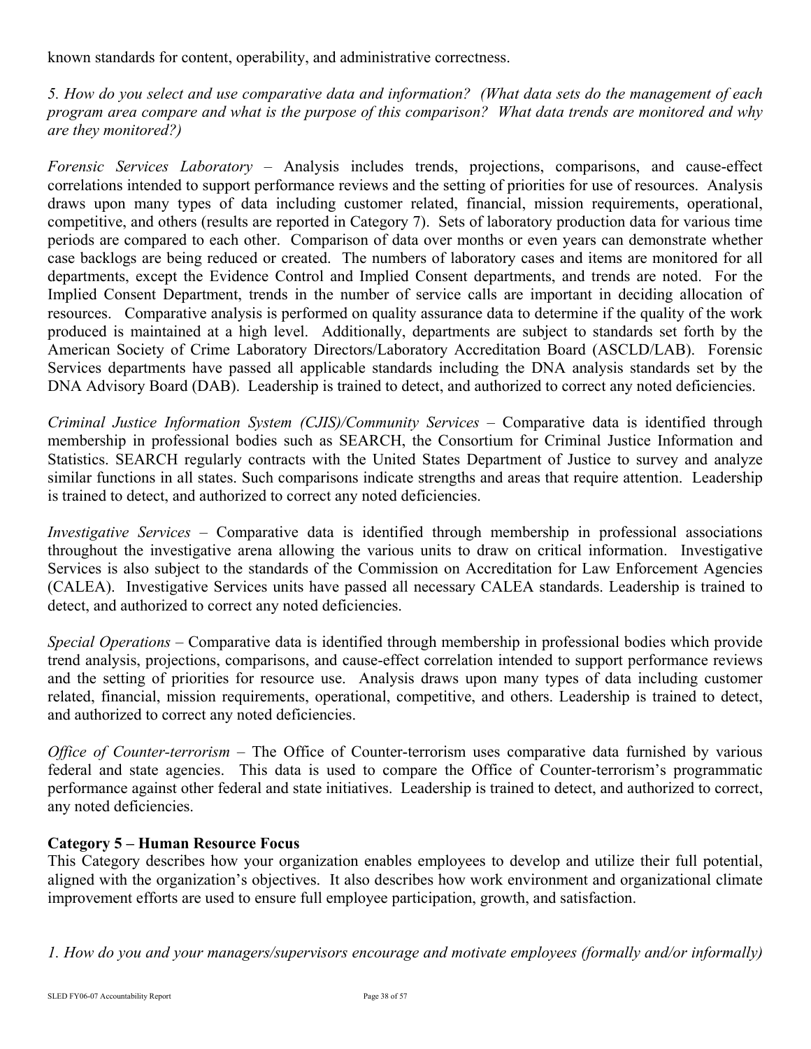known standards for content, operability, and administrative correctness.

*5. How do you select and use comparative data and information? (What data sets do the management of each program area compare and what is the purpose of this comparison? What data trends are monitored and why are they monitored?)*

*Forensic Services Laboratory* – Analysis includes trends, projections, comparisons, and cause-effect correlations intended to support performance reviews and the setting of priorities for use of resources. Analysis draws upon many types of data including customer related, financial, mission requirements, operational, competitive, and others (results are reported in Category 7). Sets of laboratory production data for various time periods are compared to each other. Comparison of data over months or even years can demonstrate whether case backlogs are being reduced or created. The numbers of laboratory cases and items are monitored for all departments, except the Evidence Control and Implied Consent departments, and trends are noted. For the Implied Consent Department, trends in the number of service calls are important in deciding allocation of resources. Comparative analysis is performed on quality assurance data to determine if the quality of the work produced is maintained at a high level. Additionally, departments are subject to standards set forth by the American Society of Crime Laboratory Directors/Laboratory Accreditation Board (ASCLD/LAB). Forensic Services departments have passed all applicable standards including the DNA analysis standards set by the DNA Advisory Board (DAB). Leadership is trained to detect, and authorized to correct any noted deficiencies.

*Criminal Justice Information System (CJIS)/Community Services* – Comparative data is identified through membership in professional bodies such as SEARCH, the Consortium for Criminal Justice Information and Statistics. SEARCH regularly contracts with the United States Department of Justice to survey and analyze similar functions in all states. Such comparisons indicate strengths and areas that require attention. Leadership is trained to detect, and authorized to correct any noted deficiencies.

*Investigative Services* – Comparative data is identified through membership in professional associations throughout the investigative arena allowing the various units to draw on critical information. Investigative Services is also subject to the standards of the Commission on Accreditation for Law Enforcement Agencies (CALEA). Investigative Services units have passed all necessary CALEA standards. Leadership is trained to detect, and authorized to correct any noted deficiencies.

*Special Operations* – Comparative data is identified through membership in professional bodies which provide trend analysis, projections, comparisons, and cause-effect correlation intended to support performance reviews and the setting of priorities for resource use. Analysis draws upon many types of data including customer related, financial, mission requirements, operational, competitive, and others. Leadership is trained to detect, and authorized to correct any noted deficiencies.

*Office of Counter-terrorism* – The Office of Counter-terrorism uses comparative data furnished by various federal and state agencies. This data is used to compare the Office of Counter-terrorism's programmatic performance against other federal and state initiatives. Leadership is trained to detect, and authorized to correct, any noted deficiencies.

**Category 5 – Human Resource Focus**

This Category describes how your organization enables employees to develop and utilize their full potential, aligned with the organization's objectives. It also describes how work environment and organizational climate improvement efforts are used to ensure full employee participation, growth, and satisfaction.

*1. How do you and your managers/supervisors encourage and motivate employees (formally and/or informally)*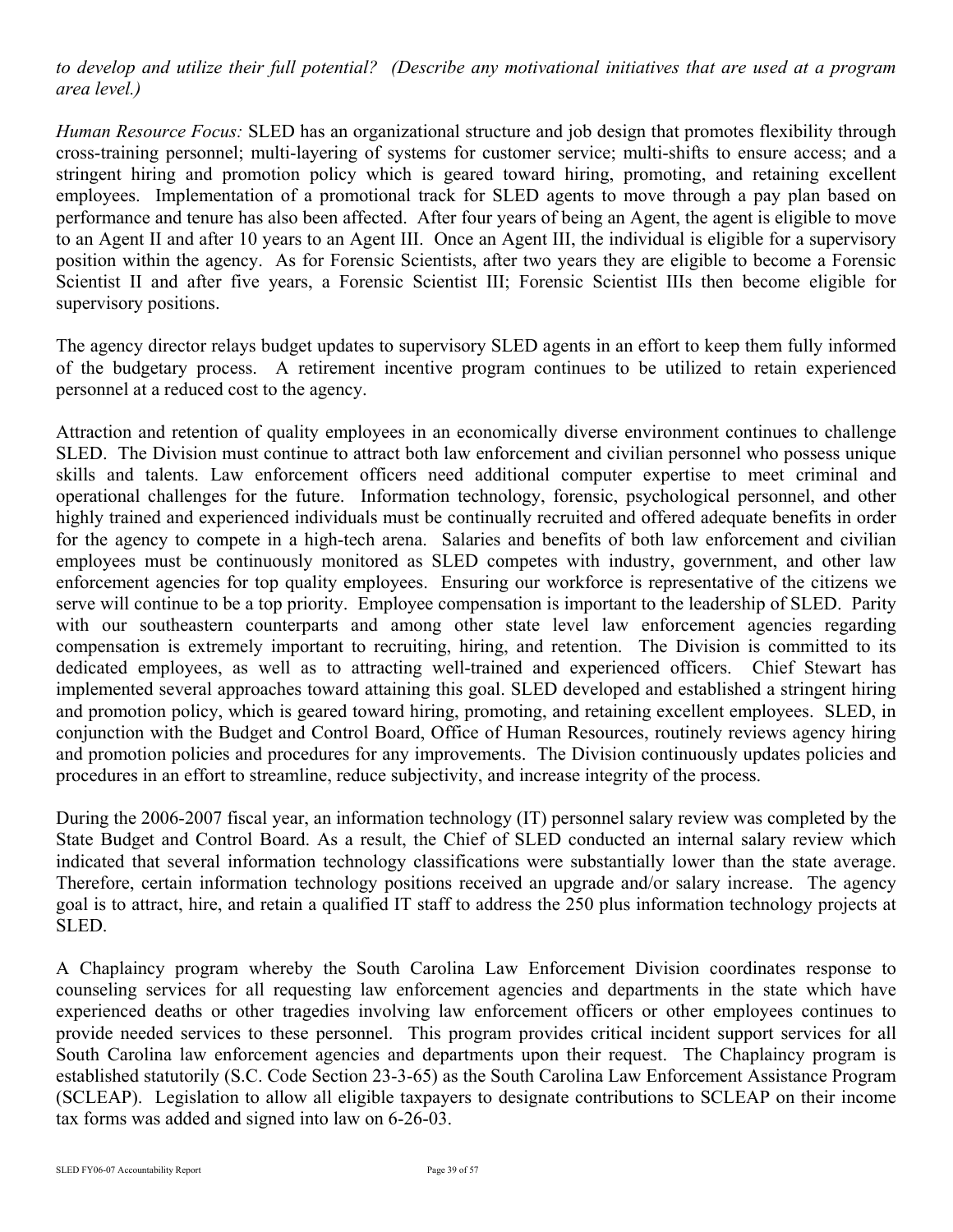*to develop and utilize their full potential? (Describe any motivational initiatives that are used at a program area level.)*

*Human Resource Focus:* SLED has an organizational structure and job design that promotes flexibility through cross-training personnel; multi-layering of systems for customer service; multi-shifts to ensure access; and a stringent hiring and promotion policy which is geared toward hiring, promoting, and retaining excellent employees. Implementation of a promotional track for SLED agents to move through a pay plan based on performance and tenure has also been affected. After four years of being an Agent, the agent is eligible to move to an Agent II and after 10 years to an Agent III. Once an Agent III, the individual is eligible for a supervisory position within the agency. As for Forensic Scientists, after two years they are eligible to become a Forensic Scientist II and after five years, a Forensic Scientist III; Forensic Scientist IIIs then become eligible for supervisory positions.

The agency director relays budget updates to supervisory SLED agents in an effort to keep them fully informed of the budgetary process. A retirement incentive program continues to be utilized to retain experienced personnel at a reduced cost to the agency.

Attraction and retention of quality employees in an economically diverse environment continues to challenge SLED. The Division must continue to attract both law enforcement and civilian personnel who possess unique skills and talents. Law enforcement officers need additional computer expertise to meet criminal and operational challenges for the future. Information technology, forensic, psychological personnel, and other highly trained and experienced individuals must be continually recruited and offered adequate benefits in order for the agency to compete in a high-tech arena. Salaries and benefits of both law enforcement and civilian employees must be continuously monitored as SLED competes with industry, government, and other law enforcement agencies for top quality employees. Ensuring our workforce is representative of the citizens we serve will continue to be a top priority. Employee compensation is important to the leadership of SLED. Parity with our southeastern counterparts and among other state level law enforcement agencies regarding compensation is extremely important to recruiting, hiring, and retention. The Division is committed to its dedicated employees, as well as to attracting well-trained and experienced officers. Chief Stewart has implemented several approaches toward attaining this goal. SLED developed and established a stringent hiring and promotion policy, which is geared toward hiring, promoting, and retaining excellent employees. SLED, in conjunction with the Budget and Control Board, Office of Human Resources, routinely reviews agency hiring and promotion policies and procedures for any improvements. The Division continuously updates policies and procedures in an effort to streamline, reduce subjectivity, and increase integrity of the process.

During the 2006-2007 fiscal year, an information technology (IT) personnel salary review was completed by the State Budget and Control Board. As a result, the Chief of SLED conducted an internal salary review which indicated that several information technology classifications were substantially lower than the state average. Therefore, certain information technology positions received an upgrade and/or salary increase. The agency goal is to attract, hire, and retain a qualified IT staff to address the 250 plus information technology projects at SLED.

A Chaplaincy program whereby the South Carolina Law Enforcement Division coordinates response to counseling services for all requesting law enforcement agencies and departments in the state which have experienced deaths or other tragedies involving law enforcement officers or other employees continues to provide needed services to these personnel. This program provides critical incident support services for all South Carolina law enforcement agencies and departments upon their request. The Chaplaincy program is established statutorily (S.C. Code Section 23-3-65) as the South Carolina Law Enforcement Assistance Program (SCLEAP). Legislation to allow all eligible taxpayers to designate contributions to SCLEAP on their income tax forms was added and signed into law on 6-26-03.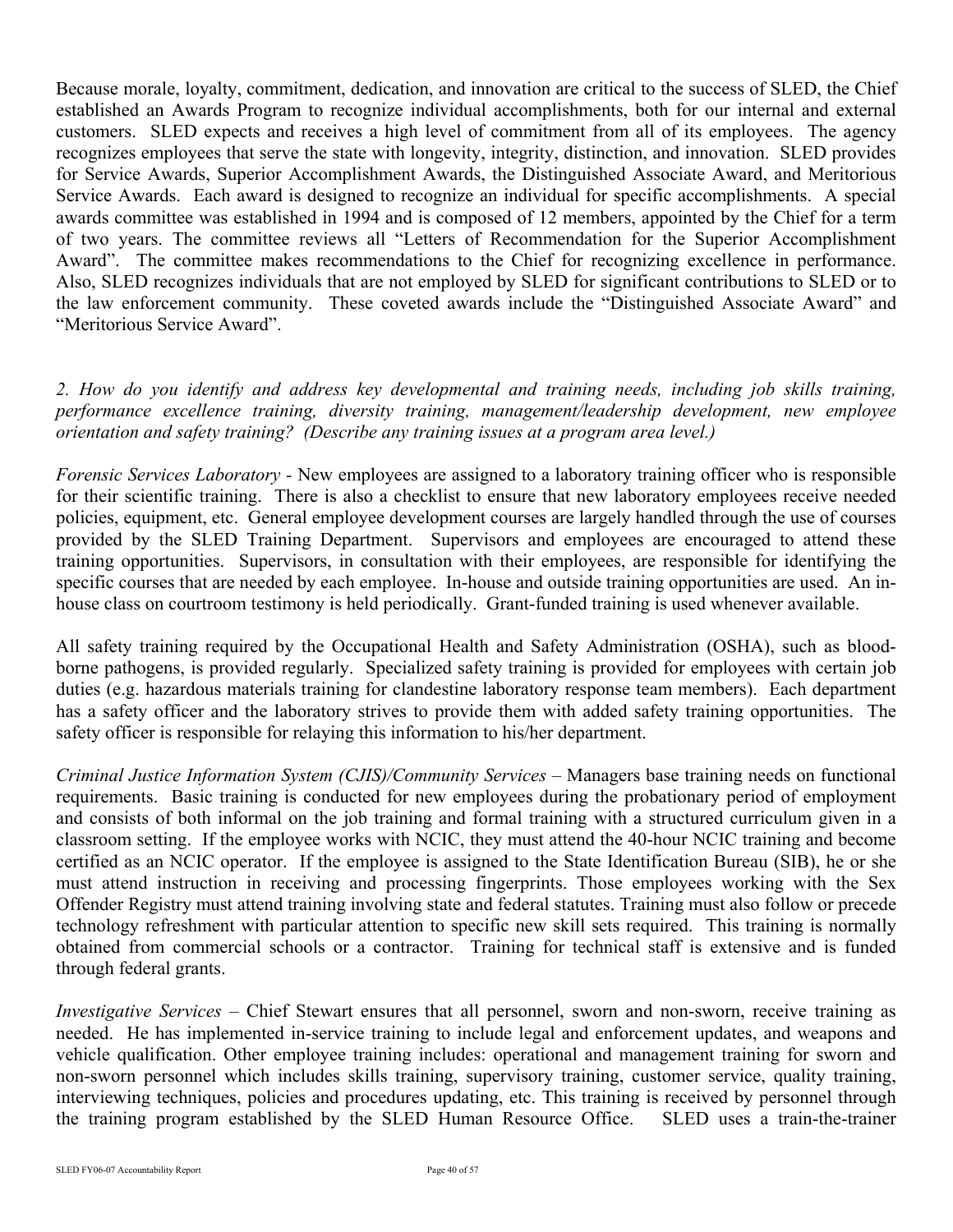Because morale, loyalty, commitment, dedication, and innovation are critical to the success of SLED, the Chief established an Awards Program to recognize individual accomplishments, both for our internal and external customers. SLED expects and receives a high level of commitment from all of its employees. The agency recognizes employees that serve the state with longevity, integrity, distinction, and innovation. SLED provides for Service Awards, Superior Accomplishment Awards, the Distinguished Associate Award, and Meritorious Service Awards. Each award is designed to recognize an individual for specific accomplishments. A special awards committee was established in 1994 and is composed of 12 members, appointed by the Chief for a term of two years. The committee reviews all "Letters of Recommendation for the Superior Accomplishment Award". The committee makes recommendations to the Chief for recognizing excellence in performance. Also, SLED recognizes individuals that are not employed by SLED for significant contributions to SLED or to the law enforcement community. These coveted awards include the "Distinguished Associate Award" and "Meritorious Service Award".

*2. How do you identify and address key developmental and training needs, including job skills training, performance excellence training, diversity training, management/leadership development, new employee orientation and safety training? (Describe any training issues at a program area level.)*

*Forensic Services Laboratory* - New employees are assigned to a laboratory training officer who is responsible for their scientific training. There is also a checklist to ensure that new laboratory employees receive needed policies, equipment, etc. General employee development courses are largely handled through the use of courses provided by the SLED Training Department. Supervisors and employees are encouraged to attend these training opportunities. Supervisors, in consultation with their employees, are responsible for identifying the specific courses that are needed by each employee. In-house and outside training opportunities are used. An in-house class on courtroom testimony is held periodically. Grant-funded training is used whenever available.

All safety training required by the Occupational Health and Safety Administration (OSHA), such as blood-borne pathogens, is provided regularly. Specialized safety training is provided for employees with certain job duties (e.g. hazardous materials training for clandestine laboratory response team members). Each department has a safety officer and the laboratory strives to provide them with added safety training opportunities. The safety officer is responsible for relaying this information to his/her department.

*Criminal Justice Information System (CJIS)/Community Services* – Managers base training needs on functional requirements. Basic training is conducted for new employees during the probationary period of employment and consists of both informal on the job training and formal training with a structured curriculum given in a classroom setting. If the employee works with NCIC, they must attend the 40-hour NCIC training and become certified as an NCIC operator. If the employee is assigned to the State Identification Bureau (SIB), he or she must attend instruction in receiving and processing fingerprints. Those employees working with the Sex Offender Registry must attend training involving state and federal statutes. Training must also follow or precede technology refreshment with particular attention to specific new skill sets required. This training is normally obtained from commercial schools or a contractor. Training for technical staff is extensive and is funded through federal grants.

*Investigative Services* – Chief Stewart ensures that all personnel, sworn and non-sworn, receive training as needed. He has implemented in-service training to include legal and enforcement updates, and weapons and vehicle qualification. Other employee training includes: operational and management training for sworn and non-sworn personnel which includes skills training, supervisory training, customer service, quality training, interviewing techniques, policies and procedures updating, etc. This training is received by personnel through the training program established by the SLED Human Resource Office. SLED uses a train-the-trainer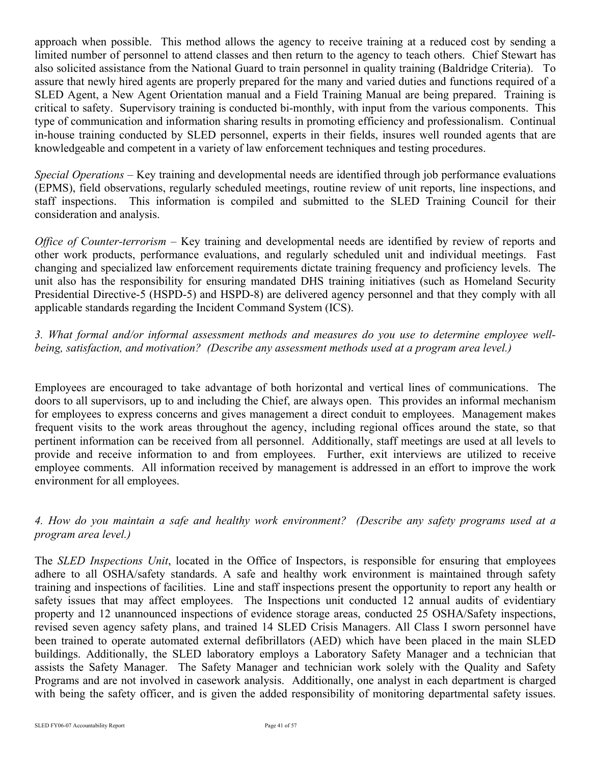approach when possible. This method allows the agency to receive training at a reduced cost by sending a limited number of personnel to attend classes and then return to the agency to teach others. Chief Stewart has also solicited assistance from the National Guard to train personnel in quality training (Baldridge Criteria). To assure that newly hired agents are properly prepared for the many and varied duties and functions required of a SLED Agent, a New Agent Orientation manual and a Field Training Manual are being prepared. Training is critical to safety. Supervisory training is conducted bi-monthly, with input from the various components. This type of communication and information sharing results in promoting efficiency and professionalism. Continual in-house training conducted by SLED personnel, experts in their fields, insures well rounded agents that are knowledgeable and competent in a variety of law enforcement techniques and testing procedures.

*Special Operations* – Key training and developmental needs are identified through job performance evaluations (EPMS), field observations, regularly scheduled meetings, routine review of unit reports, line inspections, and staff inspections. This information is compiled and submitted to the SLED Training Council for their consideration and analysis.

*Office of Counter-terrorism* – Key training and developmental needs are identified by review of reports and other work products, performance evaluations, and regularly scheduled unit and individual meetings. Fast changing and specialized law enforcement requirements dictate training frequency and proficiency levels. The unit also has the responsibility for ensuring mandated DHS training initiatives (such as Homeland Security Presidential Directive-5 (HSPD-5) and HSPD-8) are delivered agency personnel and that they comply with all applicable standards regarding the Incident Command System (ICS).

*3. What formal and/or informal assessment methods and measures do you use to determine employee well-being, satisfaction, and motivation? (Describe any assessment methods used at a program area level.)*

Employees are encouraged to take advantage of both horizontal and vertical lines of communications. The doors to all supervisors, up to and including the Chief, are always open. This provides an informal mechanism for employees to express concerns and gives management a direct conduit to employees. Management makes frequent visits to the work areas throughout the agency, including regional offices around the state, so that pertinent information can be received from all personnel. Additionally, staff meetings are used at all levels to provide and receive information to and from employees. Further, exit interviews are utilized to receive employee comments. All information received by management is addressed in an effort to improve the work environment for all employees.

*4. How do you maintain a safe and healthy work environment? (Describe any safety programs used at a program area level.)*

The *SLED Inspections Unit*, located in the Office of Inspectors, is responsible for ensuring that employees adhere to all OSHA/safety standards. A safe and healthy work environment is maintained through safety training and inspections of facilities. Line and staff inspections present the opportunity to report any health or safety issues that may affect employees. The Inspections unit conducted 12 annual audits of evidentiary property and 12 unannounced inspections of evidence storage areas, conducted 25 OSHA/Safety inspections, revised seven agency safety plans, and trained 14 SLED Crisis Managers. All Class I sworn personnel have been trained to operate automated external defibrillators (AED) which have been placed in the main SLED buildings. Additionally, the SLED laboratory employs a Laboratory Safety Manager and a technician that assists the Safety Manager. The Safety Manager and technician work solely with the Quality and Safety Programs and are not involved in casework analysis. Additionally, one analyst in each department is charged with being the safety officer, and is given the added responsibility of monitoring departmental safety issues.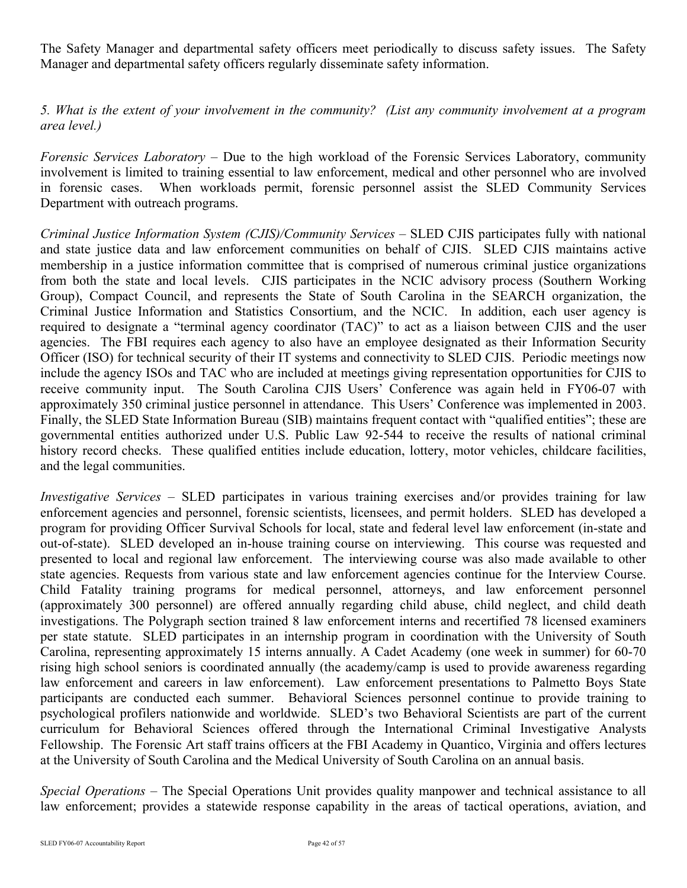The Safety Manager and departmental safety officers meet periodically to discuss safety issues. The Safety Manager and departmental safety officers regularly disseminate safety information.

*5. What is the extent of your involvement in the community? (List any community involvement at a program area level.)*

*Forensic Services Laboratory* – Due to the high workload of the Forensic Services Laboratory, community involvement is limited to training essential to law enforcement, medical and other personnel who are involved in forensic cases. When workloads permit, forensic personnel assist the SLED Community Services Department with outreach programs.

*Criminal Justice Information System (CJIS)/Community Services* – SLED CJIS participates fully with national and state justice data and law enforcement communities on behalf of CJIS. SLED CJIS maintains active membership in a justice information committee that is comprised of numerous criminal justice organizations from both the state and local levels. CJIS participates in the NCIC advisory process (Southern Working Group), Compact Council, and represents the State of South Carolina in the SEARCH organization, the Criminal Justice Information and Statistics Consortium, and the NCIC. In addition, each user agency is required to designate a "terminal agency coordinator (TAC)" to act as a liaison between CJIS and the user agencies. The FBI requires each agency to also have an employee designated as their Information Security Officer (ISO) for technical security of their IT systems and connectivity to SLED CJIS. Periodic meetings now include the agency ISOs and TAC who are included at meetings giving representation opportunities for CJIS to receive community input. The South Carolina CJIS Users' Conference was again held in FY06-07 with approximately 350 criminal justice personnel in attendance. This Users' Conference was implemented in 2003. Finally, the SLED State Information Bureau (SIB) maintains frequent contact with "qualified entities"; these are governmental entities authorized under U.S. Public Law 92-544 to receive the results of national criminal history record checks. These qualified entities include education, lottery, motor vehicles, childcare facilities, and the legal communities.

*Investigative Services* – SLED participates in various training exercises and/or provides training for law enforcement agencies and personnel, forensic scientists, licensees, and permit holders. SLED has developed a program for providing Officer Survival Schools for local, state and federal level law enforcement (in-state and out-of-state). SLED developed an in-house training course on interviewing. This course was requested and presented to local and regional law enforcement. The interviewing course was also made available to other state agencies. Requests from various state and law enforcement agencies continue for the Interview Course. Child Fatality training programs for medical personnel, attorneys, and law enforcement personnel (approximately 300 personnel) are offered annually regarding child abuse, child neglect, and child death investigations. The Polygraph section trained 8 law enforcement interns and recertified 78 licensed examiners per state statute. SLED participates in an internship program in coordination with the University of South Carolina, representing approximately 15 interns annually. A Cadet Academy (one week in summer) for 60-70 rising high school seniors is coordinated annually (the academy/camp is used to provide awareness regarding law enforcement and careers in law enforcement). Law enforcement presentations to Palmetto Boys State participants are conducted each summer. Behavioral Sciences personnel continue to provide training to psychological profilers nationwide and worldwide. SLED's two Behavioral Scientists are part of the current curriculum for Behavioral Sciences offered through the International Criminal Investigative Analysts Fellowship. The Forensic Art staff trains officers at the FBI Academy in Quantico, Virginia and offers lectures at the University of South Carolina and the Medical University of South Carolina on an annual basis.

*Special Operations* – The Special Operations Unit provides quality manpower and technical assistance to all law enforcement; provides a statewide response capability in the areas of tactical operations, aviation, and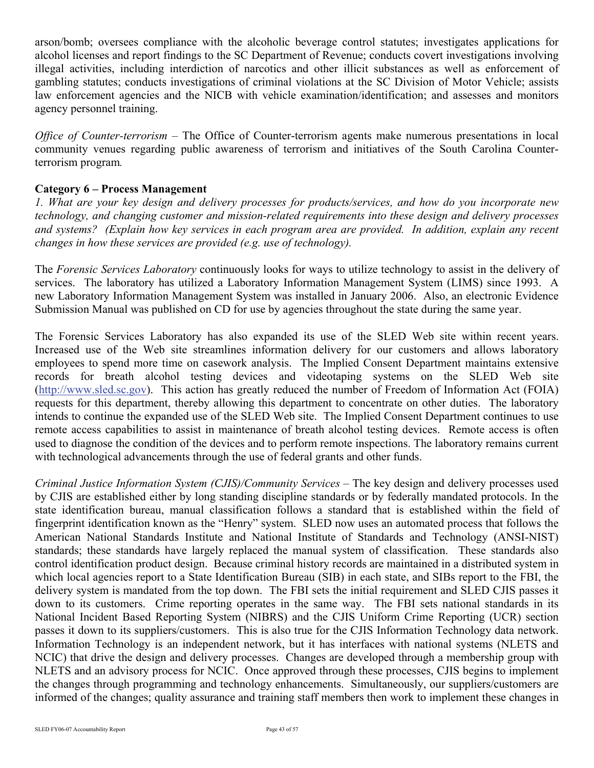arson/bomb; oversees compliance with the alcoholic beverage control statutes; investigates applications for alcohol licenses and report findings to the SC Department of Revenue; conducts covert investigations involving illegal activities, including interdiction of narcotics and other illicit substances as well as enforcement of gambling statutes; conducts investigations of criminal violations at the SC Division of Motor Vehicle; assists law enforcement agencies and the NICB with vehicle examination/identification; and assesses and monitors agency personnel training.

*Office of Counter-terrorism* – The Office of Counter-terrorism agents make numerous presentations in local community venues regarding public awareness of terrorism and initiatives of the South Carolina Counter-terrorism program.

**Category 6 – Process Management**

*1. What are your key design and delivery processes for products/services, and how do you incorporate new technology, and changing customer and mission-related requirements into these design and delivery processes and systems? (Explain how key services in each program area are provided. In addition, explain any recent changes in how these services are provided (e.g. use of technology).*

The *Forensic Services Laboratory* continuously looks for ways to utilize technology to assist in the delivery of services. The laboratory has utilized a Laboratory Information Management System (LIMS) since 1993. A new Laboratory Information Management System was installed in January 2006. Also, an electronic Evidence Submission Manual was published on CD for use by agencies throughout the state during the same year.

The Forensic Services Laboratory has also expanded its use of the SLED Web site within recent years. Increased use of the Web site streamlines information delivery for our customers and allows laboratory employees to spend more time on casework analysis. The Implied Consent Department maintains extensive records for breath alcohol testing devices and videotaping systems on the SLED Web site (http://www.sled.sc.gov). This action has greatly reduced the number of Freedom of Information Act (FOIA) requests for this department, thereby allowing this department to concentrate on other duties. The laboratory intends to continue the expanded use of the SLED Web site. The Implied Consent Department continues to use remote access capabilities to assist in maintenance of breath alcohol testing devices. Remote access is often used to diagnose the condition of the devices and to perform remote inspections. The laboratory remains current with technological advancements through the use of federal grants and other funds.

*Criminal Justice Information System (CJIS)/Community Services* – The key design and delivery processes used by CJIS are established either by long standing discipline standards or by federally mandated protocols. In the state identification bureau, manual classification follows a standard that is established within the field of fingerprint identification known as the "Henry" system. SLED now uses an automated process that follows the American National Standards Institute and National Institute of Standards and Technology (ANSI-NIST) standards; these standards have largely replaced the manual system of classification. These standards also control identification product design. Because criminal history records are maintained in a distributed system in which local agencies report to a State Identification Bureau (SIB) in each state, and SIBs report to the FBI, the delivery system is mandated from the top down. The FBI sets the initial requirement and SLED CJIS passes it down to its customers. Crime reporting operates in the same way. The FBI sets national standards in its National Incident Based Reporting System (NIBRS) and the CJIS Uniform Crime Reporting (UCR) section passes it down to its suppliers/customers. This is also true for the CJIS Information Technology data network. Information Technology is an independent network, but it has interfaces with national systems (NLETS and NCIC) that drive the design and delivery processes. Changes are developed through a membership group with NLETS and an advisory process for NCIC. Once approved through these processes, CJIS begins to implement the changes through programming and technology enhancements. Simultaneously, our suppliers/customers are informed of the changes; quality assurance and training staff members then work to implement these changes in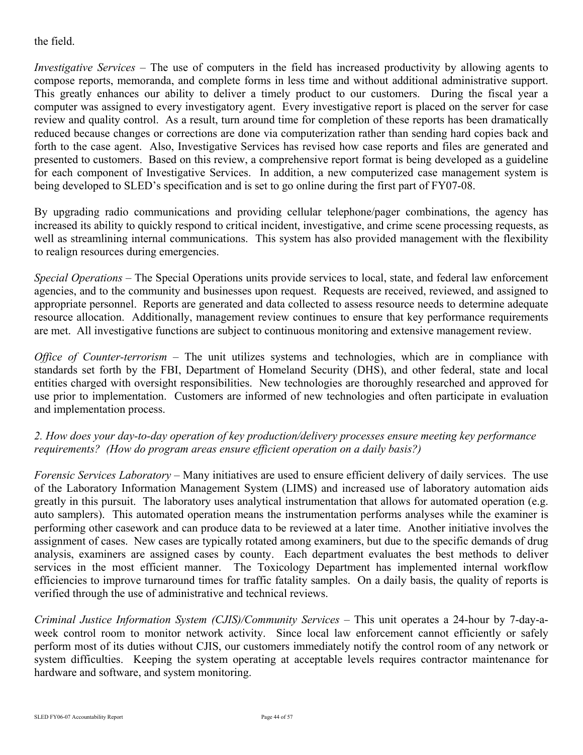the field.

*Investigative Services* – The use of computers in the field has increased productivity by allowing agents to compose reports, memoranda, and complete forms in less time and without additional administrative support. This greatly enhances our ability to deliver a timely product to our customers. During the fiscal year a computer was assigned to every investigatory agent. Every investigative report is placed on the server for case review and quality control. As a result, turn around time for completion of these reports has been dramatically reduced because changes or corrections are done via computerization rather than sending hard copies back and forth to the case agent. Also, Investigative Services has revised how case reports and files are generated and presented to customers. Based on this review, a comprehensive report format is being developed as a guideline for each component of Investigative Services. In addition, a new computerized case management system is being developed to SLED's specification and is set to go online during the first part of FY07-08.

By upgrading radio communications and providing cellular telephone/pager combinations, the agency has increased its ability to quickly respond to critical incident, investigative, and crime scene processing requests, as well as streamlining internal communications. This system has also provided management with the flexibility to realign resources during emergencies.

*Special Operations* – The Special Operations units provide services to local, state, and federal law enforcement agencies, and to the community and businesses upon request. Requests are received, reviewed, and assigned to appropriate personnel. Reports are generated and data collected to assess resource needs to determine adequate resource allocation. Additionally, management review continues to ensure that key performance requirements are met. All investigative functions are subject to continuous monitoring and extensive management review.

*Office of Counter-terrorism* – The unit utilizes systems and technologies, which are in compliance with standards set forth by the FBI, Department of Homeland Security (DHS), and other federal, state and local entities charged with oversight responsibilities. New technologies are thoroughly researched and approved for use prior to implementation. Customers are informed of new technologies and often participate in evaluation and implementation process.

*2. How does your day-to-day operation of key production/delivery processes ensure meeting key performance requirements? (How do program areas ensure efficient operation on a daily basis?)*

*Forensic Services Laboratory* – Many initiatives are used to ensure efficient delivery of daily services. The use of the Laboratory Information Management System (LIMS) and increased use of laboratory automation aids greatly in this pursuit. The laboratory uses analytical instrumentation that allows for automated operation (e.g. auto samplers). This automated operation means the instrumentation performs analyses while the examiner is performing other casework and can produce data to be reviewed at a later time. Another initiative involves the assignment of cases. New cases are typically rotated among examiners, but due to the specific demands of drug analysis, examiners are assigned cases by county. Each department evaluates the best methods to deliver services in the most efficient manner. The Toxicology Department has implemented internal workflow efficiencies to improve turnaround times for traffic fatality samples. On a daily basis, the quality of reports is verified through the use of administrative and technical reviews.

*Criminal Justice Information System (CJIS)/Community Services* – This unit operates a 24-hour by 7-day-a-week control room to monitor network activity. Since local law enforcement cannot efficiently or safely perform most of its duties without CJIS, our customers immediately notify the control room of any network or system difficulties. Keeping the system operating at acceptable levels requires contractor maintenance for hardware and software, and system monitoring.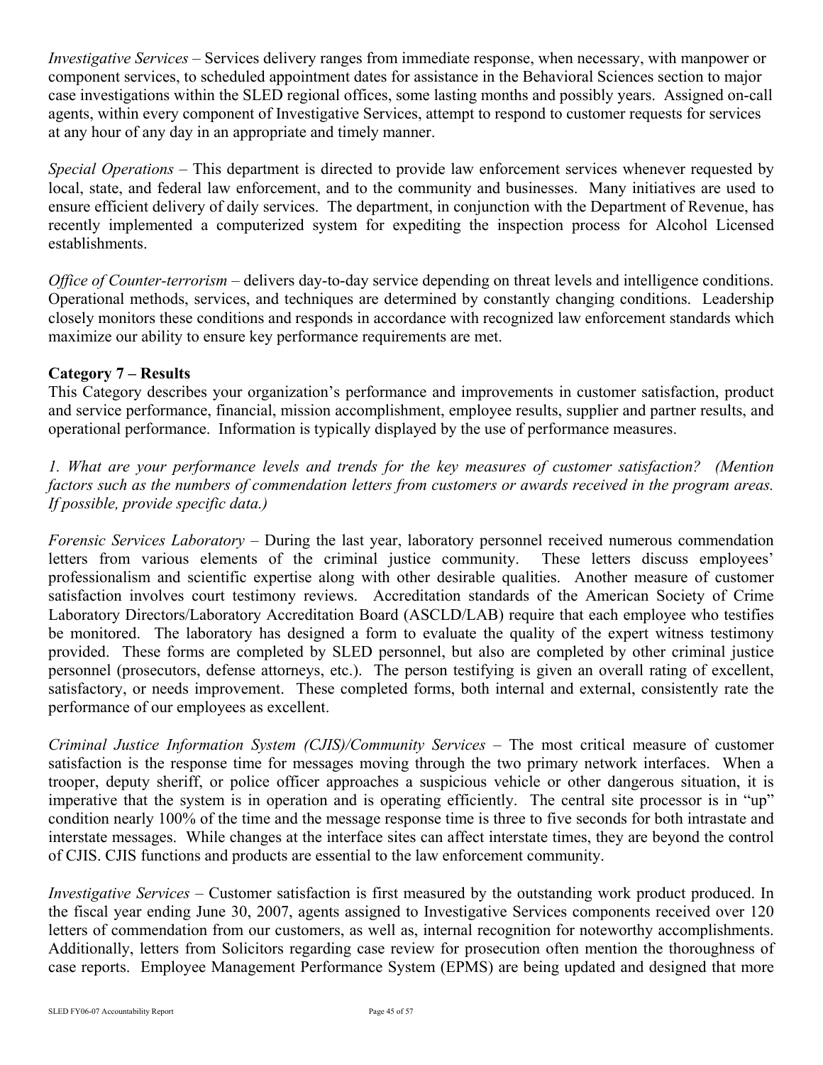*Investigative Services* – Services delivery ranges from immediate response, when necessary, with manpower or component services, to scheduled appointment dates for assistance in the Behavioral Sciences section to major case investigations within the SLED regional offices, some lasting months and possibly years. Assigned on-call agents, within every component of Investigative Services, attempt to respond to customer requests for services at any hour of any day in an appropriate and timely manner.

*Special Operations* – This department is directed to provide law enforcement services whenever requested by local, state, and federal law enforcement, and to the community and businesses. Many initiatives are used to ensure efficient delivery of daily services. The department, in conjunction with the Department of Revenue, has recently implemented a computerized system for expediting the inspection process for Alcohol Licensed establishments.

*Office of Counter-terrorism* – delivers day-to-day service depending on threat levels and intelligence conditions. Operational methods, services, and techniques are determined by constantly changing conditions. Leadership closely monitors these conditions and responds in accordance with recognized law enforcement standards which maximize our ability to ensure key performance requirements are met.

**Category 7 – Results**

This Category describes your organization's performance and improvements in customer satisfaction, product and service performance, financial, mission accomplishment, employee results, supplier and partner results, and operational performance. Information is typically displayed by the use of performance measures.

*1. What are your performance levels and trends for the key measures of customer satisfaction? (Mention factors such as the numbers of commendation letters from customers or awards received in the program areas. If possible, provide specific data.)*

*Forensic Services Laboratory* – During the last year, laboratory personnel received numerous commendation letters from various elements of the criminal justice community. These letters discuss employees' professionalism and scientific expertise along with other desirable qualities. Another measure of customer satisfaction involves court testimony reviews. Accreditation standards of the American Society of Crime Laboratory Directors/Laboratory Accreditation Board (ASCLD/LAB) require that each employee who testifies be monitored. The laboratory has designed a form to evaluate the quality of the expert witness testimony provided. These forms are completed by SLED personnel, but also are completed by other criminal justice personnel (prosecutors, defense attorneys, etc.). The person testifying is given an overall rating of excellent, satisfactory, or needs improvement. These completed forms, both internal and external, consistently rate the performance of our employees as excellent.

*Criminal Justice Information System (CJIS)/Community Services* – The most critical measure of customer satisfaction is the response time for messages moving through the two primary network interfaces. When a trooper, deputy sheriff, or police officer approaches a suspicious vehicle or other dangerous situation, it is imperative that the system is in operation and is operating efficiently. The central site processor is in "up" condition nearly 100% of the time and the message response time is three to five seconds for both intrastate and interstate messages. While changes at the interface sites can affect interstate times, they are beyond the control of CJIS. CJIS functions and products are essential to the law enforcement community.

*Investigative Services* – Customer satisfaction is first measured by the outstanding work product produced. In the fiscal year ending June 30, 2007, agents assigned to Investigative Services components received over 120 letters of commendation from our customers, as well as, internal recognition for noteworthy accomplishments. Additionally, letters from Solicitors regarding case review for prosecution often mention the thoroughness of case reports. Employee Management Performance System (EPMS) are being updated and designed that more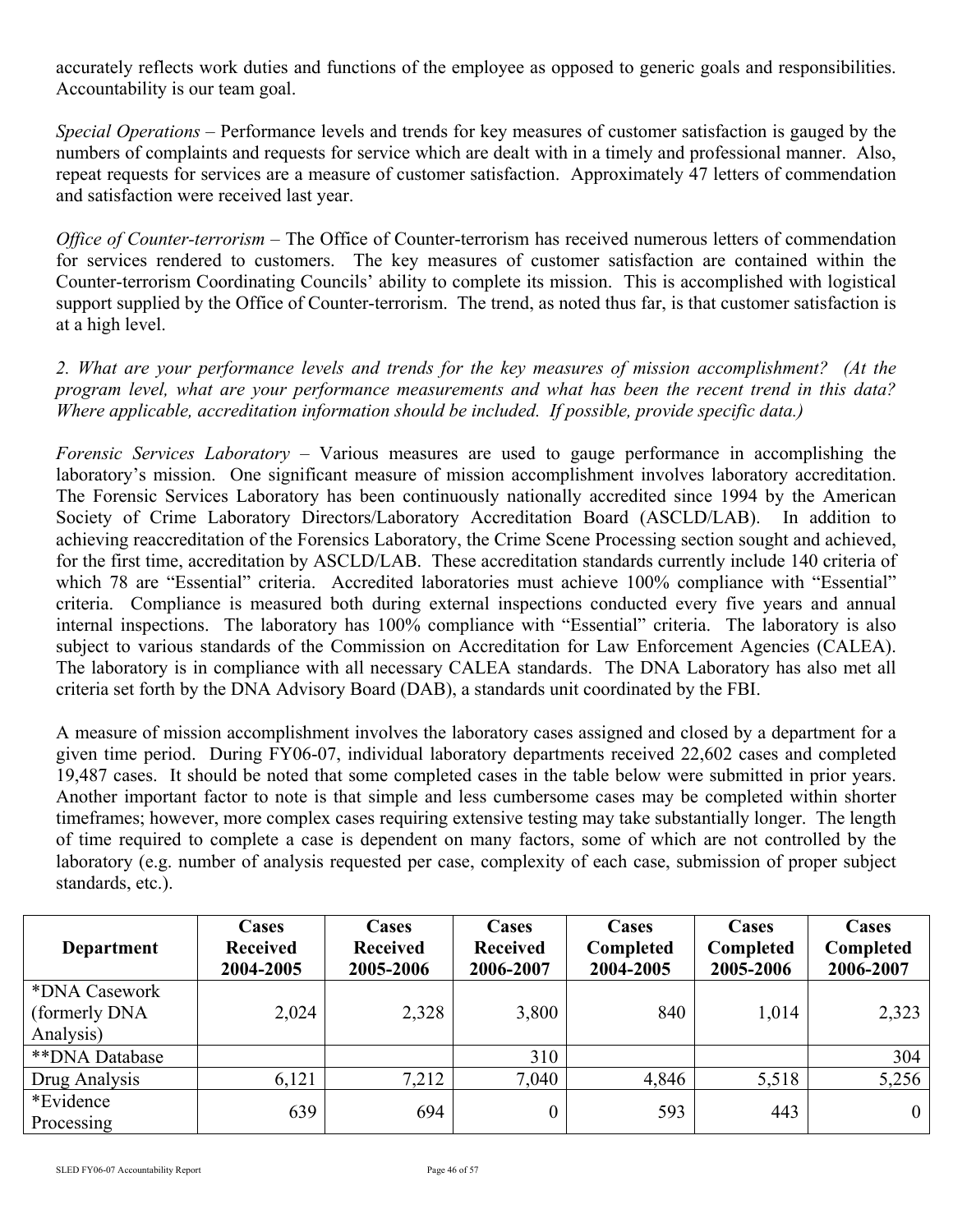accurately reflects work duties and functions of the employee as opposed to generic goals and responsibilities. Accountability is our team goal.

*Special Operations* – Performance levels and trends for key measures of customer satisfaction is gauged by the numbers of complaints and requests for service which are dealt with in a timely and professional manner. Also, repeat requests for services are a measure of customer satisfaction. Approximately 47 letters of commendation and satisfaction were received last year.

*Office of Counter-terrorism* – The Office of Counter-terrorism has received numerous letters of commendation for services rendered to customers. The key measures of customer satisfaction are contained within the Counter-terrorism Coordinating Councils' ability to complete its mission. This is accomplished with logistical support supplied by the Office of Counter-terrorism. The trend, as noted thus far, is that customer satisfaction is at a high level.

*2. What are your performance levels and trends for the key measures of mission accomplishment? (At the program level, what are your performance measurements and what has been the recent trend in this data? Where applicable, accreditation information should be included. If possible, provide specific data.)*

*Forensic Services Laboratory* – Various measures are used to gauge performance in accomplishing the laboratory's mission. One significant measure of mission accomplishment involves laboratory accreditation. The Forensic Services Laboratory has been continuously nationally accredited since 1994 by the American Society of Crime Laboratory Directors/Laboratory Accreditation Board (ASCLD/LAB). In addition to achieving reaccreditation of the Forensics Laboratory, the Crime Scene Processing section sought and achieved, for the first time, accreditation by ASCLD/LAB. These accreditation standards currently include 140 criteria of which 78 are "Essential" criteria. Accredited laboratories must achieve 100% compliance with "Essential" criteria. Compliance is measured both during external inspections conducted every five years and annual internal inspections. The laboratory has 100% compliance with "Essential" criteria. The laboratory is also subject to various standards of the Commission on Accreditation for Law Enforcement Agencies (CALEA). The laboratory is in compliance with all necessary CALEA standards. The DNA Laboratory has also met all criteria set forth by the DNA Advisory Board (DAB), a standards unit coordinated by the FBI.

A measure of mission accomplishment involves the laboratory cases assigned and closed by a department for a given time period. During FY06-07, individual laboratory departments received 22,602 cases and completed 19,487 cases. It should be noted that some completed cases in the table below were submitted in prior years. Another important factor to note is that simple and less cumbersome cases may be completed within shorter timeframes; however, more complex cases requiring extensive testing may take substantially longer. The length of time required to complete a case is dependent on many factors, some of which are not controlled by the laboratory (e.g. number of analysis requested per case, complexity of each case, submission of proper subject standards, etc.).

| Department | Cases Received 2004-2005 | Cases Received 2005-2006 | Cases Received 2006-2007 | Cases Completed 2004-2005 | Cases Completed 2005-2006 | Cases Completed 2006-2007 |
|---|---|---|---|---|---|---|
| *DNA Casework (formerly DNA Analysis) | 2,024 | 2,328 | 3,800 | 840 | 1,014 | 2,323 |
| **DNA Database | | | 310 | | | 304 |
| Drug Analysis | 6,121 | 7,212 | 7,040 | 4,846 | 5,518 | 5,256 |
| *Evidence Processing | 639 | 694 | 0 | 593 | 443 | 0 |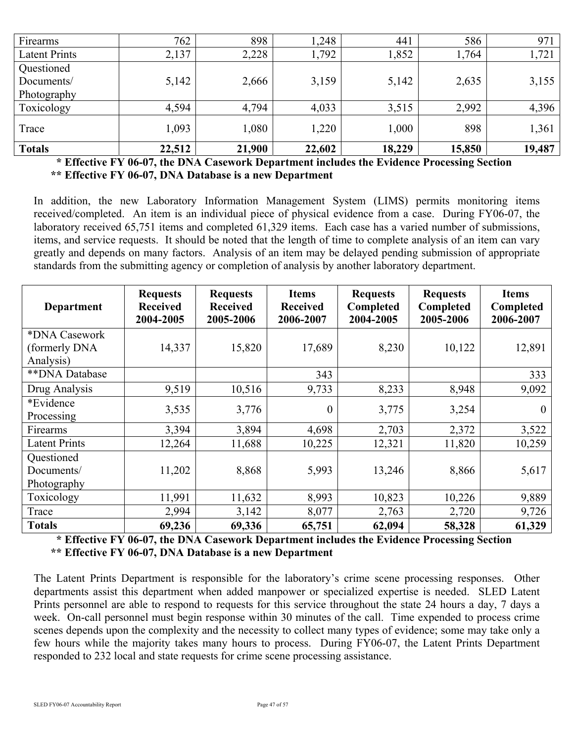| | | | | | | |
|---|---|---|---|---|---|---|
| Firearms | 762 | 898 | 1,248 | 441 | 586 | 971 |
| Latent Prints | 2,137 | 2,228 | 1,792 | 1,852 | 1,764 | 1,721 |
| Questioned Documents/ Photography | 5,142 | 2,666 | 3,159 | 5,142 | 2,635 | 3,155 |
| Toxicology | 4,594 | 4,794 | 4,033 | 3,515 | 2,992 | 4,396 |
| Trace | 1,093 | 1,080 | 1,220 | 1,000 | 898 | 1,361 |
| **Totals** | **22,512** | **21,900** | **22,602** | **18,229** | **15,850** | **19,487** |

**\* Effective FY 06-07, the DNA Casework Department includes the Evidence Processing Section**
**\*\* Effective FY 06-07, DNA Database is a new Department**

In addition, the new Laboratory Information Management System (LIMS) permits monitoring items received/completed. An item is an individual piece of physical evidence from a case. During FY06-07, the laboratory received 65,751 items and completed 61,329 items. Each case has a varied number of submissions, items, and service requests. It should be noted that the length of time to complete analysis of an item can vary greatly and depends on many factors. Analysis of an item may be delayed pending submission of appropriate standards from the submitting agency or completion of analysis by another laboratory department.

| Department | Requests Received 2004-2005 | Requests Received 2005-2006 | Items Received 2006-2007 | Requests Completed 2004-2005 | Requests Completed 2005-2006 | Items Completed 2006-2007 |
|---|---|---|---|---|---|---|
| *DNA Casework (formerly DNA Analysis) | 14,337 | 15,820 | 17,689 | 8,230 | 10,122 | 12,891 |
| **DNA Database | | | 343 | | | 333 |
| Drug Analysis | 9,519 | 10,516 | 9,733 | 8,233 | 8,948 | 9,092 |
| *Evidence Processing | 3,535 | 3,776 | 0 | 3,775 | 3,254 | 0 |
| Firearms | 3,394 | 3,894 | 4,698 | 2,703 | 2,372 | 3,522 |
| Latent Prints | 12,264 | 11,688 | 10,225 | 12,321 | 11,820 | 10,259 |
| Questioned Documents/ Photography | 11,202 | 8,868 | 5,993 | 13,246 | 8,866 | 5,617 |
| Toxicology | 11,991 | 11,632 | 8,993 | 10,823 | 10,226 | 9,889 |
| Trace | 2,994 | 3,142 | 8,077 | 2,763 | 2,720 | 9,726 |
| **Totals** | **69,236** | **69,336** | **65,751** | **62,094** | **58,328** | **61,329** |

**\* Effective FY 06-07, the DNA Casework Department includes the Evidence Processing Section**
**\*\* Effective FY 06-07, DNA Database is a new Department**

The Latent Prints Department is responsible for the laboratory's crime scene processing responses. Other departments assist this department when added manpower or specialized expertise is needed. SLED Latent Prints personnel are able to respond to requests for this service throughout the state 24 hours a day, 7 days a week. On-call personnel must begin response within 30 minutes of the call. Time expended to process crime scenes depends upon the complexity and the necessity to collect many types of evidence; some may take only a few hours while the majority takes many hours to process. During FY06-07, the Latent Prints Department responded to 232 local and state requests for crime scene processing assistance.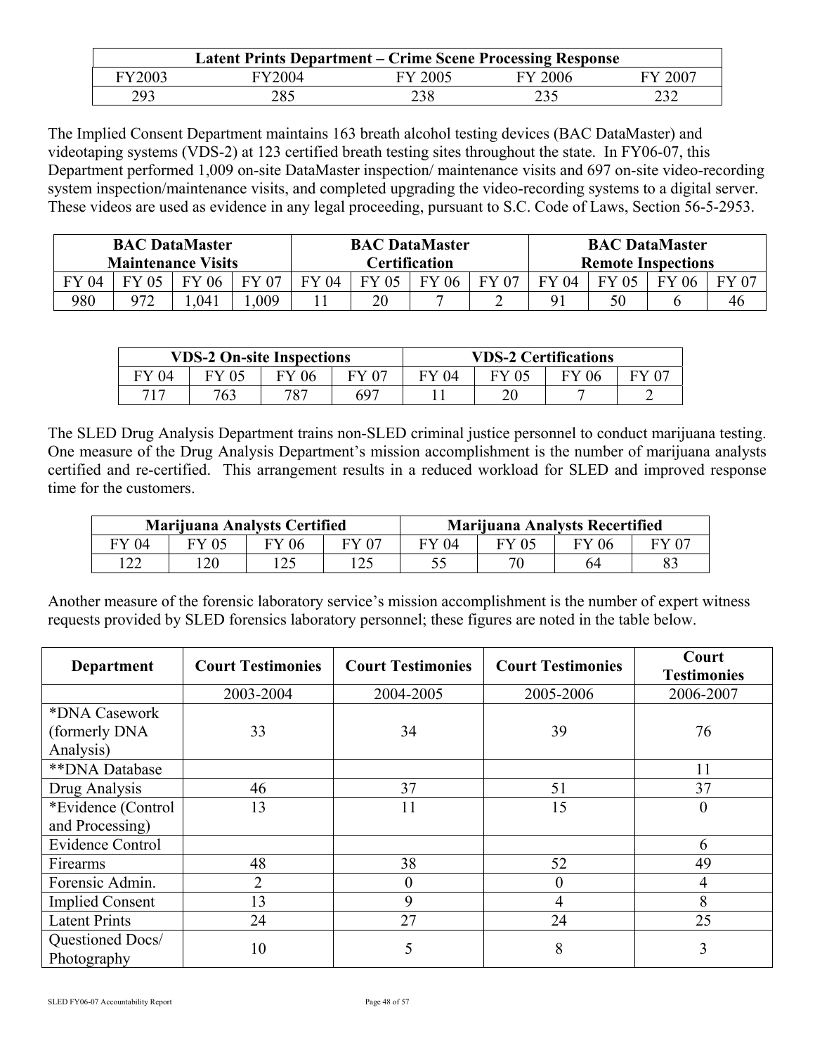| Latent Prints Department – Crime Scene Processing Response | | | | |
|---|---|---|---|---|
| FY2003 | FY2004 | FY 2005 | FY 2006 | FY 2007 |
| 293 | 285 | 238 | 235 | 232 |

The Implied Consent Department maintains 163 breath alcohol testing devices (BAC DataMaster) and videotaping systems (VDS-2) at 123 certified breath testing sites throughout the state. In FY06-07, this Department performed 1,009 on-site DataMaster inspection/ maintenance visits and 697 on-site video-recording system inspection/maintenance visits, and completed upgrading the video-recording systems to a digital server. These videos are used as evidence in any legal proceeding, pursuant to S.C. Code of Laws, Section 56-5-2953.

| BAC DataMaster Maintenance Visits | | | | BAC DataMaster Certification | | | | BAC DataMaster Remote Inspections | | | |
|---|---|---|---|---|---|---|---|---|---|---|---|
| FY 04 | FY 05 | FY 06 | FY 07 | FY 04 | FY 05 | FY 06 | FY 07 | FY 04 | FY 05 | FY 06 | FY 07 |
| 980 | 972 | 1,041 | 1,009 | 11 | 20 | 7 | 2 | 91 | 50 | 6 | 46 |

| VDS-2 On-site Inspections | | | | VDS-2 Certifications | | | |
|---|---|---|---|---|---|---|---|
| FY 04 | FY 05 | FY 06 | FY 07 | FY 04 | FY 05 | FY 06 | FY 07 |
| 717 | 763 | 787 | 697 | 11 | 20 | 7 | 2 |

The SLED Drug Analysis Department trains non-SLED criminal justice personnel to conduct marijuana testing. One measure of the Drug Analysis Department's mission accomplishment is the number of marijuana analysts certified and re-certified. This arrangement results in a reduced workload for SLED and improved response time for the customers.

| Marijuana Analysts Certified | | | | Marijuana Analysts Recertified | | | |
|---|---|---|---|---|---|---|---|
| FY 04 | FY 05 | FY 06 | FY 07 | FY 04 | FY 05 | FY 06 | FY 07 |
| 122 | 120 | 125 | 125 | 55 | 70 | 64 | 83 |

Another measure of the forensic laboratory service's mission accomplishment is the number of expert witness requests provided by SLED forensics laboratory personnel; these figures are noted in the table below.

| Department | Court Testimonies | Court Testimonies | Court Testimonies | Court Testimonies |
|---|---|---|---|---|
| | 2003-2004 | 2004-2005 | 2005-2006 | 2006-2007 |
| *DNA Casework (formerly DNA Analysis) | 33 | 34 | 39 | 76 |
| **DNA Database | | | | 11 |
| Drug Analysis | 46 | 37 | 51 | 37 |
| *Evidence (Control and Processing) | 13 | 11 | 15 | 0 |
| Evidence Control | | | | 6 |
| Firearms | 48 | 38 | 52 | 49 |
| Forensic Admin. | 2 | 0 | 0 | 4 |
| Implied Consent | 13 | 9 | 4 | 8 |
| Latent Prints | 24 | 27 | 24 | 25 |
| Questioned Docs/ Photography | 10 | 5 | 8 | 3 |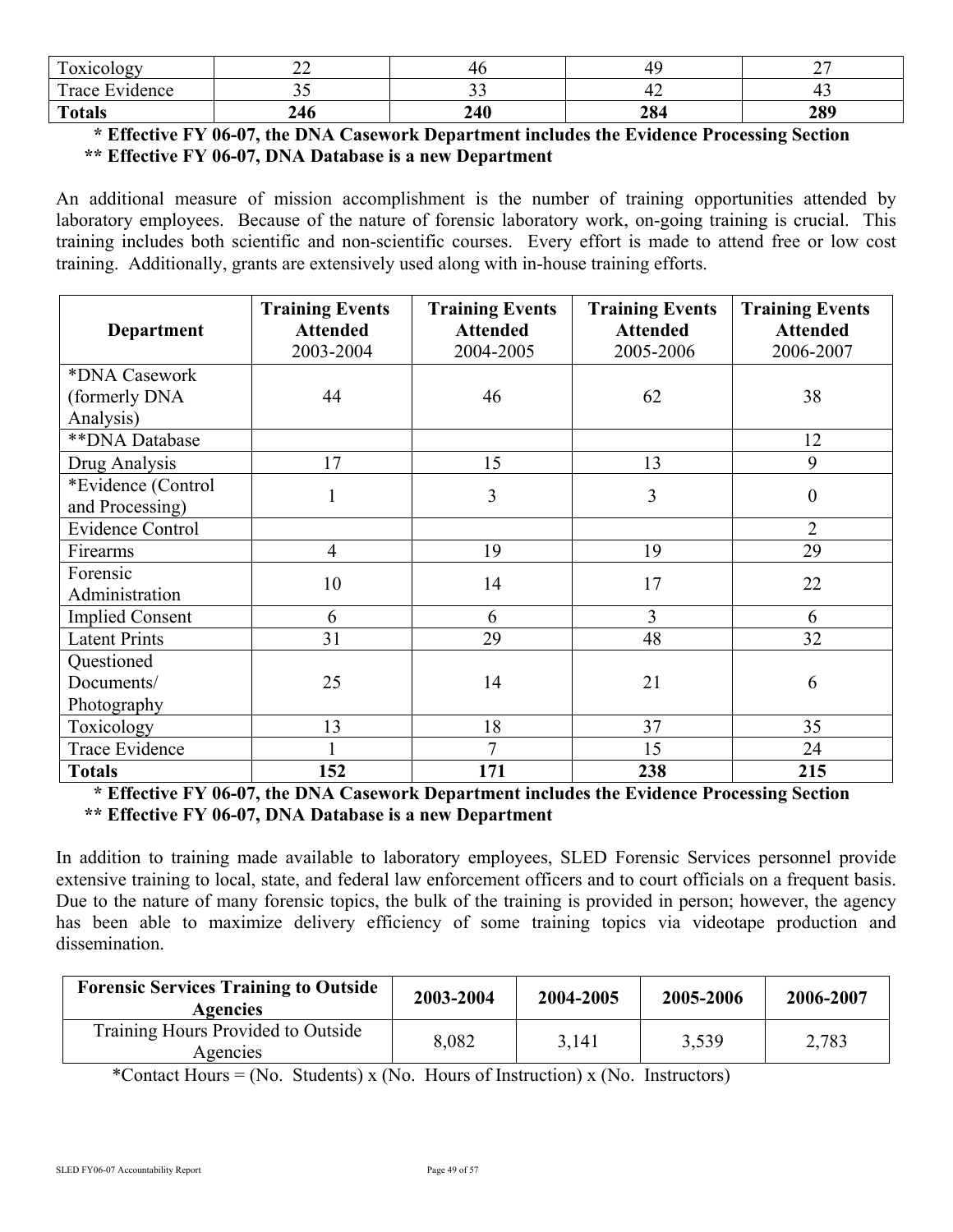| | | | | |
|---|---|---|---|---|
| Toxicology | 22 | 46 | 49 | 27 |
| Trace Evidence | 35 | 33 | 42 | 43 |
| **Totals** | **246** | **240** | **284** | **289** |

**\* Effective FY 06-07, the DNA Casework Department includes the Evidence Processing Section**
**\*\* Effective FY 06-07, DNA Database is a new Department**

An additional measure of mission accomplishment is the number of training opportunities attended by laboratory employees. Because of the nature of forensic laboratory work, on-going training is crucial. This training includes both scientific and non-scientific courses. Every effort is made to attend free or low cost training. Additionally, grants are extensively used along with in-house training efforts.

| **Department** | **Training Events Attended** 2003-2004 | **Training Events Attended** 2004-2005 | **Training Events Attended** 2005-2006 | **Training Events Attended** 2006-2007 |
|---|---|---|---|---|
| *DNA Casework (formerly DNA Analysis) | 44 | 46 | 62 | 38 |
| **DNA Database | | | | 12 |
| Drug Analysis | 17 | 15 | 13 | 9 |
| *Evidence (Control and Processing) | 1 | 3 | 3 | 0 |
| Evidence Control | | | | 2 |
| Firearms | 4 | 19 | 19 | 29 |
| Forensic Administration | 10 | 14 | 17 | 22 |
| Implied Consent | 6 | 6 | 3 | 6 |
| Latent Prints | 31 | 29 | 48 | 32 |
| Questioned Documents/ Photography | 25 | 14 | 21 | 6 |
| Toxicology | 13 | 18 | 37 | 35 |
| Trace Evidence | 1 | 7 | 15 | 24 |
| **Totals** | **152** | **171** | **238** | **215** |

**\* Effective FY 06-07, the DNA Casework Department includes the Evidence Processing Section**
**\*\* Effective FY 06-07, DNA Database is a new Department**

In addition to training made available to laboratory employees, SLED Forensic Services personnel provide extensive training to local, state, and federal law enforcement officers and to court officials on a frequent basis. Due to the nature of many forensic topics, the bulk of the training is provided in person; however, the agency has been able to maximize delivery efficiency of some training topics via videotape production and dissemination.

| **Forensic Services Training to Outside Agencies** | **2003-2004** | **2004-2005** | **2005-2006** | **2006-2007** |
|---|---|---|---|---|
| Training Hours Provided to Outside Agencies | 8,082 | 3,141 | 3,539 | 2,783 |

*Contact Hours = (No. Students) x (No. Hours of Instruction) x (No. Instructors)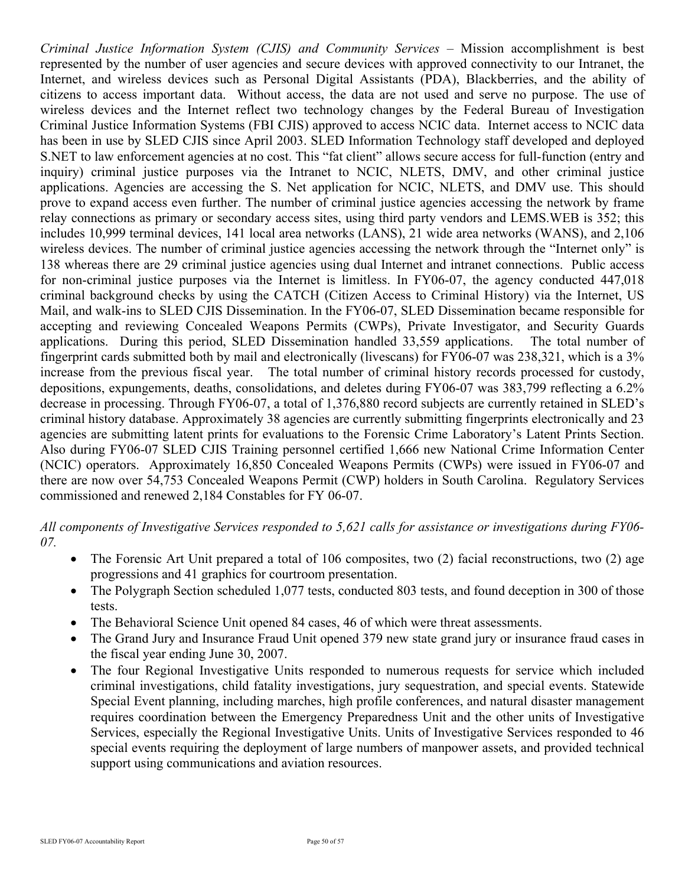*Criminal Justice Information System (CJIS) and Community Services* – Mission accomplishment is best represented by the number of user agencies and secure devices with approved connectivity to our Intranet, the Internet, and wireless devices such as Personal Digital Assistants (PDA), Blackberries, and the ability of citizens to access important data. Without access, the data are not used and serve no purpose. The use of wireless devices and the Internet reflect two technology changes by the Federal Bureau of Investigation Criminal Justice Information Systems (FBI CJIS) approved to access NCIC data. Internet access to NCIC data has been in use by SLED CJIS since April 2003. SLED Information Technology staff developed and deployed S.NET to law enforcement agencies at no cost. This "fat client" allows secure access for full-function (entry and inquiry) criminal justice purposes via the Intranet to NCIC, NLETS, DMV, and other criminal justice applications. Agencies are accessing the S. Net application for NCIC, NLETS, and DMV use. This should prove to expand access even further. The number of criminal justice agencies accessing the network by frame relay connections as primary or secondary access sites, using third party vendors and LEMS.WEB is 352; this includes 10,999 terminal devices, 141 local area networks (LANS), 21 wide area networks (WANS), and 2,106 wireless devices. The number of criminal justice agencies accessing the network through the "Internet only" is 138 whereas there are 29 criminal justice agencies using dual Internet and intranet connections. Public access for non-criminal justice purposes via the Internet is limitless. In FY06-07, the agency conducted 447,018 criminal background checks by using the CATCH (Citizen Access to Criminal History) via the Internet, US Mail, and walk-ins to SLED CJIS Dissemination. In the FY06-07, SLED Dissemination became responsible for accepting and reviewing Concealed Weapons Permits (CWPs), Private Investigator, and Security Guards applications. During this period, SLED Dissemination handled 33,559 applications. The total number of fingerprint cards submitted both by mail and electronically (livescans) for FY06-07 was 238,321, which is a 3% increase from the previous fiscal year. The total number of criminal history records processed for custody, depositions, expungements, deaths, consolidations, and deletes during FY06-07 was 383,799 reflecting a 6.2% decrease in processing. Through FY06-07, a total of 1,376,880 record subjects are currently retained in SLED's criminal history database. Approximately 38 agencies are currently submitting fingerprints electronically and 23 agencies are submitting latent prints for evaluations to the Forensic Crime Laboratory's Latent Prints Section. Also during FY06-07 SLED CJIS Training personnel certified 1,666 new National Crime Information Center (NCIC) operators. Approximately 16,850 Concealed Weapons Permits (CWPs) were issued in FY06-07 and there are now over 54,753 Concealed Weapons Permit (CWP) holders in South Carolina. Regulatory Services commissioned and renewed 2,184 Constables for FY 06-07.

*All components of Investigative Services responded to 5,621 calls for assistance or investigations during FY06-07.*

- The Forensic Art Unit prepared a total of 106 composites, two (2) facial reconstructions, two (2) age progressions and 41 graphics for courtroom presentation.
- The Polygraph Section scheduled 1,077 tests, conducted 803 tests, and found deception in 300 of those tests.
- The Behavioral Science Unit opened 84 cases, 46 of which were threat assessments.
- The Grand Jury and Insurance Fraud Unit opened 379 new state grand jury or insurance fraud cases in the fiscal year ending June 30, 2007.
- The four Regional Investigative Units responded to numerous requests for service which included criminal investigations, child fatality investigations, jury sequestration, and special events. Statewide Special Event planning, including marches, high profile conferences, and natural disaster management requires coordination between the Emergency Preparedness Unit and the other units of Investigative Services, especially the Regional Investigative Units. Units of Investigative Services responded to 46 special events requiring the deployment of large numbers of manpower assets, and provided technical support using communications and aviation resources.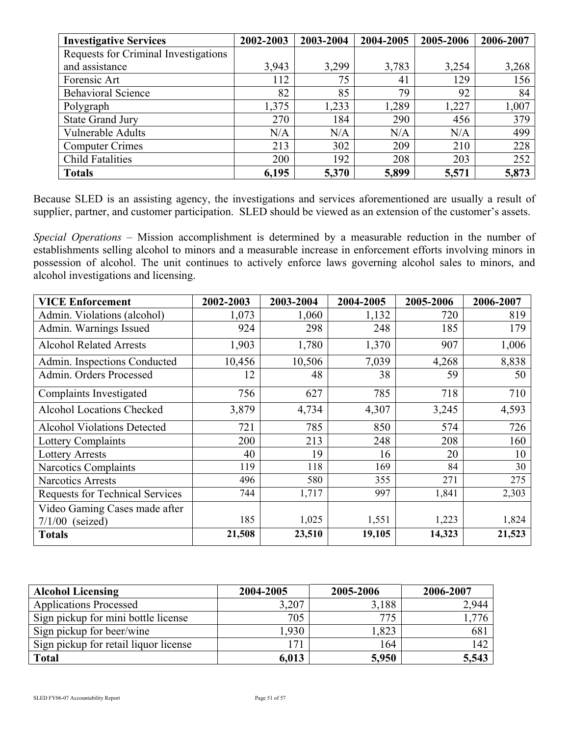| Investigative Services | 2002-2003 | 2003-2004 | 2004-2005 | 2005-2006 | 2006-2007 |
|---|---|---|---|---|---|
| Requests for Criminal Investigations and assistance | 3,943 | 3,299 | 3,783 | 3,254 | 3,268 |
| Forensic Art | 112 | 75 | 41 | 129 | 156 |
| Behavioral Science | 82 | 85 | 79 | 92 | 84 |
| Polygraph | 1,375 | 1,233 | 1,289 | 1,227 | 1,007 |
| State Grand Jury | 270 | 184 | 290 | 456 | 379 |
| Vulnerable Adults | N/A | N/A | N/A | N/A | 499 |
| Computer Crimes | 213 | 302 | 209 | 210 | 228 |
| Child Fatalities | 200 | 192 | 208 | 203 | 252 |
| **Totals** | **6,195** | **5,370** | **5,899** | **5,571** | **5,873** |

Because SLED is an assisting agency, the investigations and services aforementioned are usually a result of supplier, partner, and customer participation. SLED should be viewed as an extension of the customer's assets.

*Special Operations* – Mission accomplishment is determined by a measurable reduction in the number of establishments selling alcohol to minors and a measurable increase in enforcement efforts involving minors in possession of alcohol. The unit continues to actively enforce laws governing alcohol sales to minors, and alcohol investigations and licensing.

| VICE Enforcement | 2002-2003 | 2003-2004 | 2004-2005 | 2005-2006 | 2006-2007 |
|---|---|---|---|---|---|
| Admin. Violations (alcohol) | 1,073 | 1,060 | 1,132 | 720 | 819 |
| Admin. Warnings Issued | 924 | 298 | 248 | 185 | 179 |
| Alcohol Related Arrests | 1,903 | 1,780 | 1,370 | 907 | 1,006 |
| Admin. Inspections Conducted | 10,456 | 10,506 | 7,039 | 4,268 | 8,838 |
| Admin. Orders Processed | 12 | 48 | 38 | 59 | 50 |
| Complaints Investigated | 756 | 627 | 785 | 718 | 710 |
| Alcohol Locations Checked | 3,879 | 4,734 | 4,307 | 3,245 | 4,593 |
| Alcohol Violations Detected | 721 | 785 | 850 | 574 | 726 |
| Lottery Complaints | 200 | 213 | 248 | 208 | 160 |
| Lottery Arrests | 40 | 19 | 16 | 20 | 10 |
| Narcotics Complaints | 119 | 118 | 169 | 84 | 30 |
| Narcotics Arrests | 496 | 580 | 355 | 271 | 275 |
| Requests for Technical Services | 744 | 1,717 | 997 | 1,841 | 2,303 |
| Video Gaming Cases made after 7/1/00 (seized) | 185 | 1,025 | 1,551 | 1,223 | 1,824 |
| **Totals** | **21,508** | **23,510** | **19,105** | **14,323** | **21,523** |

| Alcohol Licensing | 2004-2005 | 2005-2006 | 2006-2007 |
|---|---|---|---|
| Applications Processed | 3,207 | 3,188 | 2,944 |
| Sign pickup for mini bottle license | 705 | 775 | 1,776 |
| Sign pickup for beer/wine | 1,930 | 1,823 | 681 |
| Sign pickup for retail liquor license | 171 | 164 | 142 |
| **Total** | **6,013** | **5,950** | **5,543** |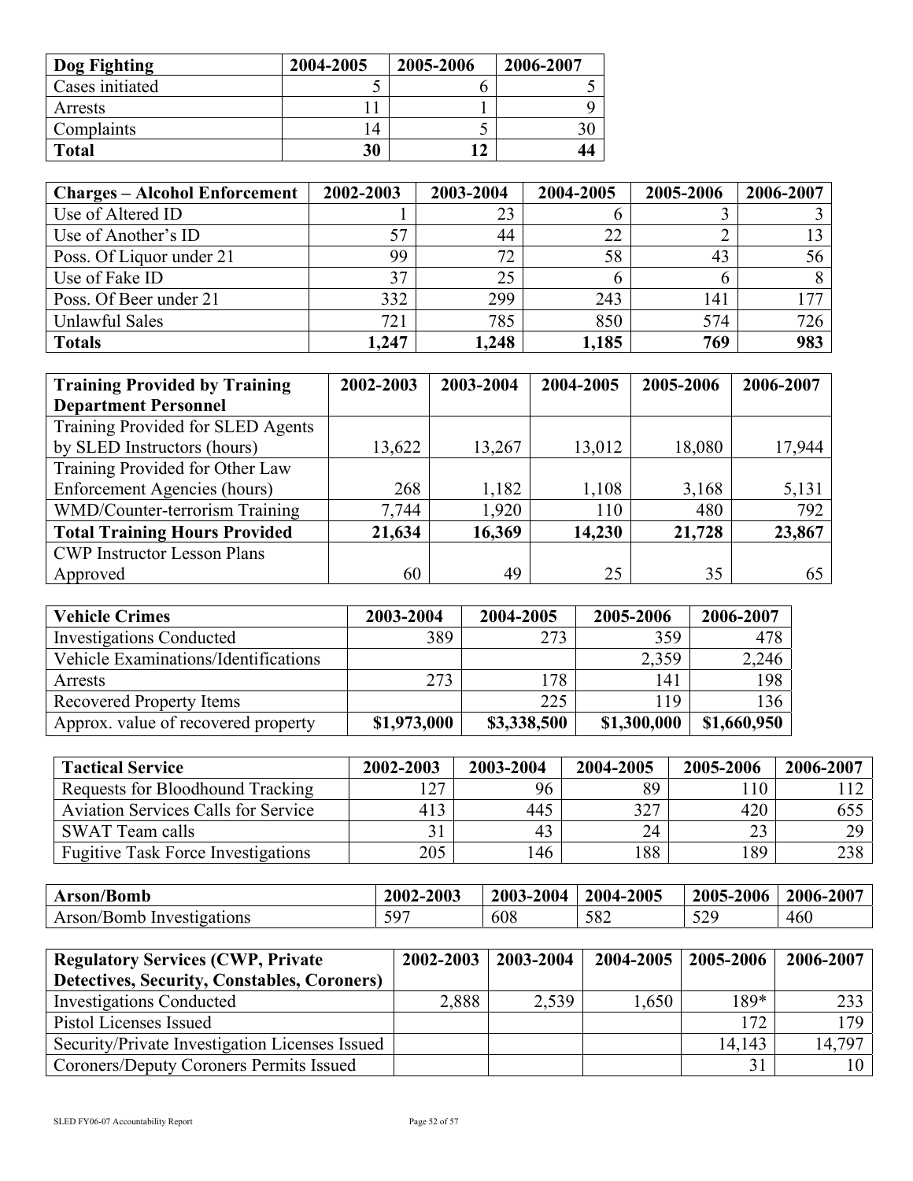| Dog Fighting | 2004-2005 | 2005-2006 | 2006-2007 |
|---|---|---|---|
| Cases initiated | 5 | 6 | 5 |
| Arrests | 11 | 1 | 9 |
| Complaints | 14 | 5 | 30 |
| **Total** | **30** | **12** | **44** |

| Charges – Alcohol Enforcement | 2002-2003 | 2003-2004 | 2004-2005 | 2005-2006 | 2006-2007 |
|---|---|---|---|---|---|
| Use of Altered ID | 1 | 23 | 6 | 3 | 3 |
| Use of Another's ID | 57 | 44 | 22 | 2 | 13 |
| Poss. Of Liquor under 21 | 99 | 72 | 58 | 43 | 56 |
| Use of Fake ID | 37 | 25 | 6 | 6 | 8 |
| Poss. Of Beer under 21 | 332 | 299 | 243 | 141 | 177 |
| Unlawful Sales | 721 | 785 | 850 | 574 | 726 |
| **Totals** | **1,247** | **1,248** | **1,185** | **769** | **983** |

| Training Provided by Training Department Personnel | 2002-2003 | 2003-2004 | 2004-2005 | 2005-2006 | 2006-2007 |
|---|---|---|---|---|---|
| Training Provided for SLED Agents by SLED Instructors (hours) | 13,622 | 13,267 | 13,012 | 18,080 | 17,944 |
| Training Provided for Other Law Enforcement Agencies (hours) | 268 | 1,182 | 1,108 | 3,168 | 5,131 |
| WMD/Counter-terrorism Training | 7,744 | 1,920 | 110 | 480 | 792 |
| **Total Training Hours Provided** | **21,634** | **16,369** | **14,230** | **21,728** | **23,867** |
| CWP Instructor Lesson Plans Approved | 60 | 49 | 25 | 35 | 65 |

| Vehicle Crimes | 2003-2004 | 2004-2005 | 2005-2006 | 2006-2007 |
|---|---|---|---|---|
| Investigations Conducted | 389 | 273 | 359 | 478 |
| Vehicle Examinations/Identifications | | | 2,359 | 2,246 |
| Arrests | 273 | 178 | 141 | 198 |
| Recovered Property Items | | 225 | 119 | 136 |
| Approx. value of recovered property | **$1,973,000** | **$3,338,500** | **$1,300,000** | **$1,660,950** |

| Tactical Service | 2002-2003 | 2003-2004 | 2004-2005 | 2005-2006 | 2006-2007 |
|---|---|---|---|---|---|
| Requests for Bloodhound Tracking | 127 | 96 | 89 | 110 | 112 |
| Aviation Services Calls for Service | 413 | 445 | 327 | 420 | 655 |
| SWAT Team calls | 31 | 43 | 24 | 23 | 29 |
| Fugitive Task Force Investigations | 205 | 146 | 188 | 189 | 238 |

| Arson/Bomb | 2002-2003 | 2003-2004 | 2004-2005 | 2005-2006 | 2006-2007 |
|---|---|---|---|---|---|
| Arson/Bomb Investigations | 597 | 608 | 582 | 529 | 460 |

| Regulatory Services (CWP, Private Detectives, Security, Constables, Coroners) | 2002-2003 | 2003-2004 | 2004-2005 | 2005-2006 | 2006-2007 |
|---|---|---|---|---|---|
| Investigations Conducted | 2,888 | 2,539 | 1,650 | 189* | 233 |
| Pistol Licenses Issued | | | | 172 | 179 |
| Security/Private Investigation Licenses Issued | | | | 14,143 | 14,797 |
| Coroners/Deputy Coroners Permits Issued | | | | 31 | 10 |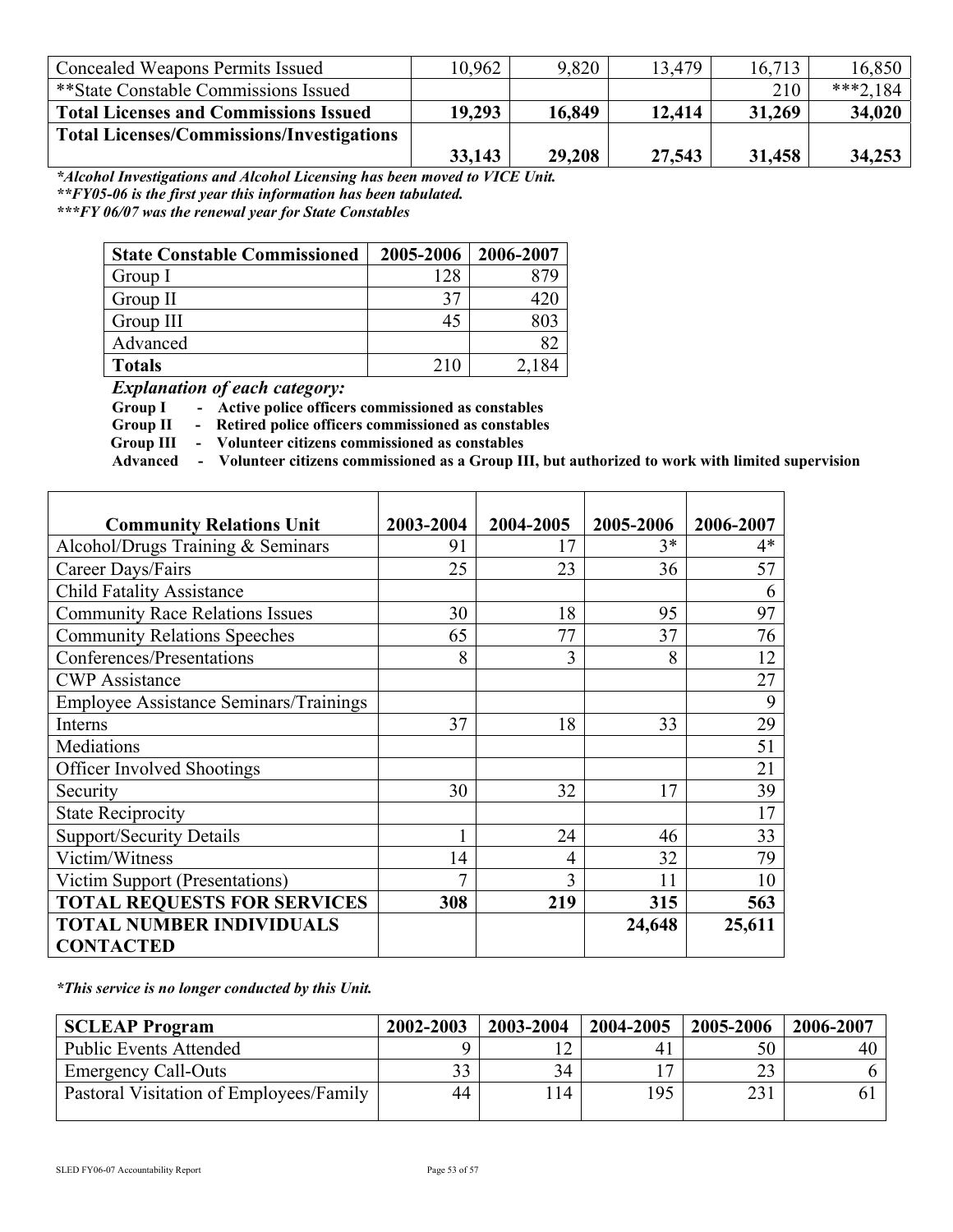| | | | | | |
|---|---|---|---|---|---|
| Concealed Weapons Permits Issued | 10,962 | 9,820 | 13,479 | 16,713 | 16,850 |
| **State Constable Commissions Issued | | | | 210 | ***2,184 |
| **Total Licenses and Commissions Issued** | **19,293** | **16,849** | **12,414** | **31,269** | **34,020** |
| **Total Licenses/Commissions/Investigations** | **33,143** | **29,208** | **27,543** | **31,458** | **34,253** |

***Alcohol Investigations and Alcohol Licensing has been moved to VICE Unit.***

****FY05-06 is the first year this information has been tabulated.***

*****FY 06/07 was the renewal year for State Constables***

| State Constable Commissioned | 2005-2006 | 2006-2007 |
|---|---|---|
| Group I | 128 | 879 |
| Group II | 37 | 420 |
| Group III | 45 | 803 |
| Advanced | | 82 |
| **Totals** | 210 | 2,184 |

***Explanation of each category:***

**Group I - Active police officers commissioned as constables**

**Group II - Retired police officers commissioned as constables**

**Group III - Volunteer citizens commissioned as constables**

**Advanced - Volunteer citizens commissioned as a Group III, but authorized to work with limited supervision**

| Community Relations Unit | 2003-2004 | 2004-2005 | 2005-2006 | 2006-2007 |
|---|---|---|---|---|
| Alcohol/Drugs Training & Seminars | 91 | 17 | 3* | 4* |
| Career Days/Fairs | 25 | 23 | 36 | 57 |
| Child Fatality Assistance | | | | 6 |
| Community Race Relations Issues | 30 | 18 | 95 | 97 |
| Community Relations Speeches | 65 | 77 | 37 | 76 |
| Conferences/Presentations | 8 | 3 | 8 | 12 |
| CWP Assistance | | | | 27 |
| Employee Assistance Seminars/Trainings | | | | 9 |
| Interns | 37 | 18 | 33 | 29 |
| Mediations | | | | 51 |
| Officer Involved Shootings | | | | 21 |
| Security | 30 | 32 | 17 | 39 |
| State Reciprocity | | | | 17 |
| Support/Security Details | 1 | 24 | 46 | 33 |
| Victim/Witness | 14 | 4 | 32 | 79 |
| Victim Support (Presentations) | 7 | 3 | 11 | 10 |
| **TOTAL REQUESTS FOR SERVICES** | **308** | **219** | **315** | **563** |
| **TOTAL NUMBER INDIVIDUALS CONTACTED** | | | **24,648** | **25,611** |

***This service is no longer conducted by this Unit.***

| SCLEAP Program | 2002-2003 | 2003-2004 | 2004-2005 | 2005-2006 | 2006-2007 |
|---|---|---|---|---|---|
| Public Events Attended | 9 | 12 | 41 | 50 | 40 |
| Emergency Call-Outs | 33 | 34 | 17 | 23 | 6 |
| Pastoral Visitation of Employees/Family | 44 | 114 | 195 | 231 | 61 |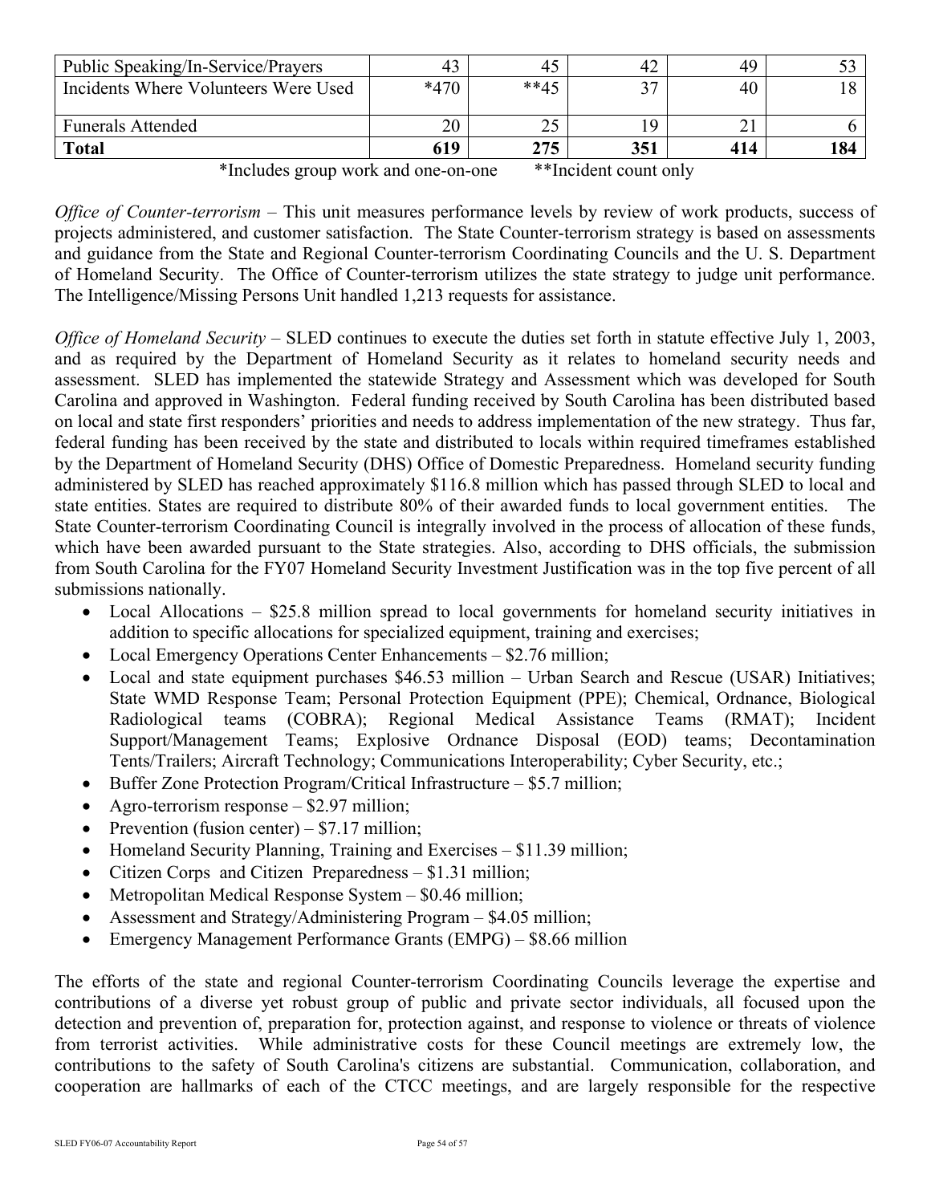| | | | | | |
|---|---|---|---|---|---|
| Public Speaking/In-Service/Prayers | 43 | 45 | 42 | 49 | 53 |
| Incidents Where Volunteers Were Used | *470 | **45 | 37 | 40 | 18 |
| Funerals Attended | 20 | 25 | 19 | 21 | 6 |
| **Total** | **619** | **275** | **351** | **414** | **184** |

*Includes group work and one-on-one **Incident count only

*Office of Counter-terrorism* – This unit measures performance levels by review of work products, success of projects administered, and customer satisfaction. The State Counter-terrorism strategy is based on assessments and guidance from the State and Regional Counter-terrorism Coordinating Councils and the U. S. Department of Homeland Security. The Office of Counter-terrorism utilizes the state strategy to judge unit performance. The Intelligence/Missing Persons Unit handled 1,213 requests for assistance.

*Office of Homeland Security* – SLED continues to execute the duties set forth in statute effective July 1, 2003, and as required by the Department of Homeland Security as it relates to homeland security needs and assessment. SLED has implemented the statewide Strategy and Assessment which was developed for South Carolina and approved in Washington. Federal funding received by South Carolina has been distributed based on local and state first responders' priorities and needs to address implementation of the new strategy. Thus far, federal funding has been received by the state and distributed to locals within required timeframes established by the Department of Homeland Security (DHS) Office of Domestic Preparedness. Homeland security funding administered by SLED has reached approximately $116.8 million which has passed through SLED to local and state entities. States are required to distribute 80% of their awarded funds to local government entities. The State Counter-terrorism Coordinating Council is integrally involved in the process of allocation of these funds, which have been awarded pursuant to the State strategies. Also, according to DHS officials, the submission from South Carolina for the FY07 Homeland Security Investment Justification was in the top five percent of all submissions nationally.

- Local Allocations – $25.8 million spread to local governments for homeland security initiatives in addition to specific allocations for specialized equipment, training and exercises;
- Local Emergency Operations Center Enhancements – $2.76 million;
- Local and state equipment purchases $46.53 million – Urban Search and Rescue (USAR) Initiatives; State WMD Response Team; Personal Protection Equipment (PPE); Chemical, Ordnance, Biological Radiological teams (COBRA); Regional Medical Assistance Teams (RMAT); Incident Support/Management Teams; Explosive Ordnance Disposal (EOD) teams; Decontamination Tents/Trailers; Aircraft Technology; Communications Interoperability; Cyber Security, etc.;
- Buffer Zone Protection Program/Critical Infrastructure – $5.7 million;
- Agro-terrorism response – $2.97 million;
- Prevention (fusion center) – $7.17 million;
- Homeland Security Planning, Training and Exercises – $11.39 million;
- Citizen Corps and Citizen Preparedness – $1.31 million;
- Metropolitan Medical Response System – $0.46 million;
- Assessment and Strategy/Administering Program – $4.05 million;
- Emergency Management Performance Grants (EMPG) – $8.66 million

The efforts of the state and regional Counter-terrorism Coordinating Councils leverage the expertise and contributions of a diverse yet robust group of public and private sector individuals, all focused upon the detection and prevention of, preparation for, protection against, and response to violence or threats of violence from terrorist activities. While administrative costs for these Council meetings are extremely low, the contributions to the safety of South Carolina's citizens are substantial. Communication, collaboration, and cooperation are hallmarks of each of the CTCC meetings, and are largely responsible for the respective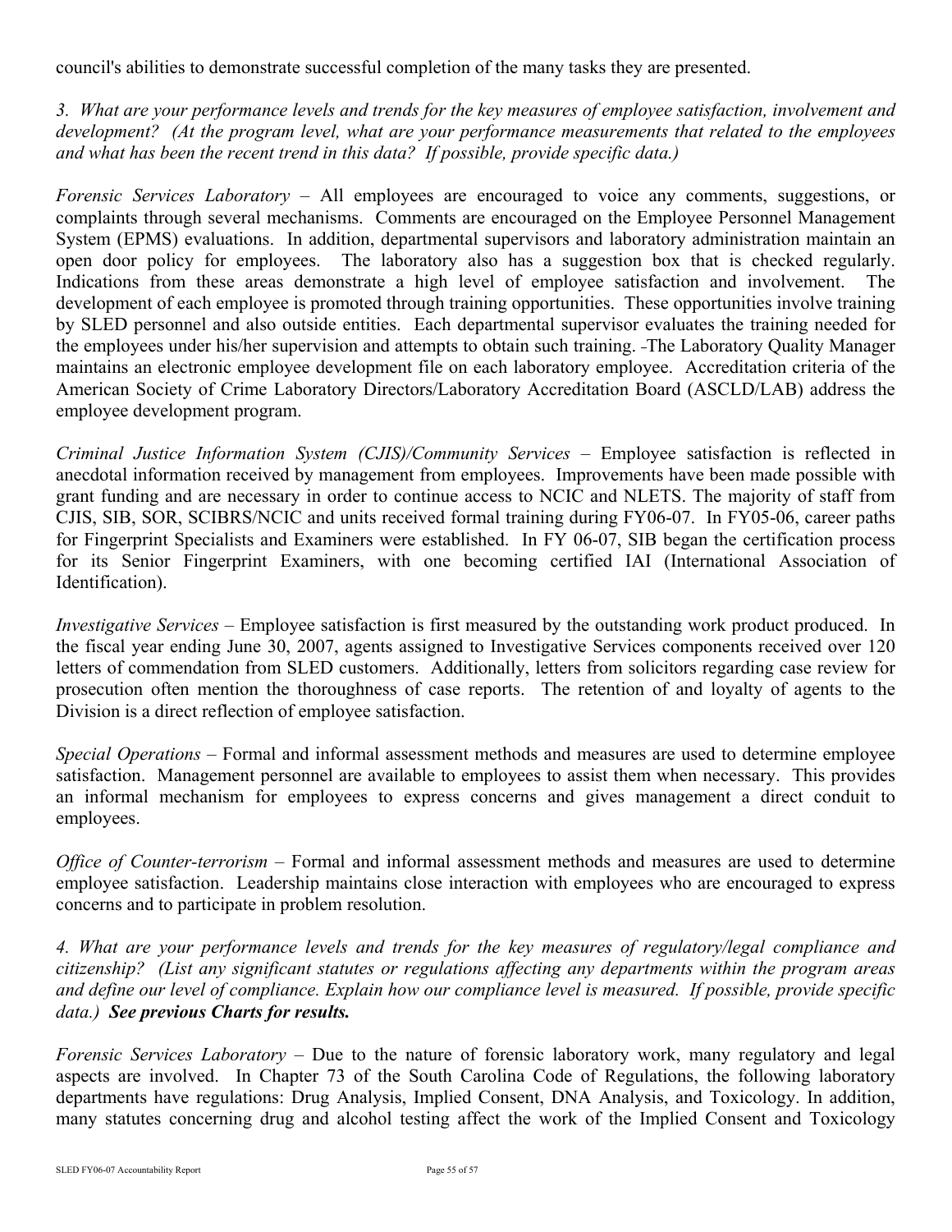council's abilities to demonstrate successful completion of the many tasks they are presented.

*3. What are your performance levels and trends for the key measures of employee satisfaction, involvement and development? (At the program level, what are your performance measurements that related to the employees and what has been the recent trend in this data? If possible, provide specific data.)*

*Forensic Services Laboratory* – All employees are encouraged to voice any comments, suggestions, or complaints through several mechanisms. Comments are encouraged on the Employee Personnel Management System (EPMS) evaluations. In addition, departmental supervisors and laboratory administration maintain an open door policy for employees. The laboratory also has a suggestion box that is checked regularly. Indications from these areas demonstrate a high level of employee satisfaction and involvement. The development of each employee is promoted through training opportunities. These opportunities involve training by SLED personnel and also outside entities. Each departmental supervisor evaluates the training needed for the employees under his/her supervision and attempts to obtain such training. The Laboratory Quality Manager maintains an electronic employee development file on each laboratory employee. Accreditation criteria of the American Society of Crime Laboratory Directors/Laboratory Accreditation Board (ASCLD/LAB) address the employee development program.

*Criminal Justice Information System (CJIS)/Community Services* – Employee satisfaction is reflected in anecdotal information received by management from employees. Improvements have been made possible with grant funding and are necessary in order to continue access to NCIC and NLETS. The majority of staff from CJIS, SIB, SOR, SCIBRS/NCIC and units received formal training during FY06-07. In FY05-06, career paths for Fingerprint Specialists and Examiners were established. In FY 06-07, SIB began the certification process for its Senior Fingerprint Examiners, with one becoming certified IAI (International Association of Identification).

*Investigative Services* – Employee satisfaction is first measured by the outstanding work product produced. In the fiscal year ending June 30, 2007, agents assigned to Investigative Services components received over 120 letters of commendation from SLED customers. Additionally, letters from solicitors regarding case review for prosecution often mention the thoroughness of case reports. The retention of and loyalty of agents to the Division is a direct reflection of employee satisfaction.

*Special Operations* – Formal and informal assessment methods and measures are used to determine employee satisfaction. Management personnel are available to employees to assist them when necessary. This provides an informal mechanism for employees to express concerns and gives management a direct conduit to employees.

*Office of Counter-terrorism* – Formal and informal assessment methods and measures are used to determine employee satisfaction. Leadership maintains close interaction with employees who are encouraged to express concerns and to participate in problem resolution.

*4. What are your performance levels and trends for the key measures of regulatory/legal compliance and citizenship? (List any significant statutes or regulations affecting any departments within the program areas and define our level of compliance. Explain how our compliance level is measured. If possible, provide specific data.)* ***See previous Charts for results.***

*Forensic Services Laboratory* – Due to the nature of forensic laboratory work, many regulatory and legal aspects are involved. In Chapter 73 of the South Carolina Code of Regulations, the following laboratory departments have regulations: Drug Analysis, Implied Consent, DNA Analysis, and Toxicology. In addition, many statutes concerning drug and alcohol testing affect the work of the Implied Consent and Toxicology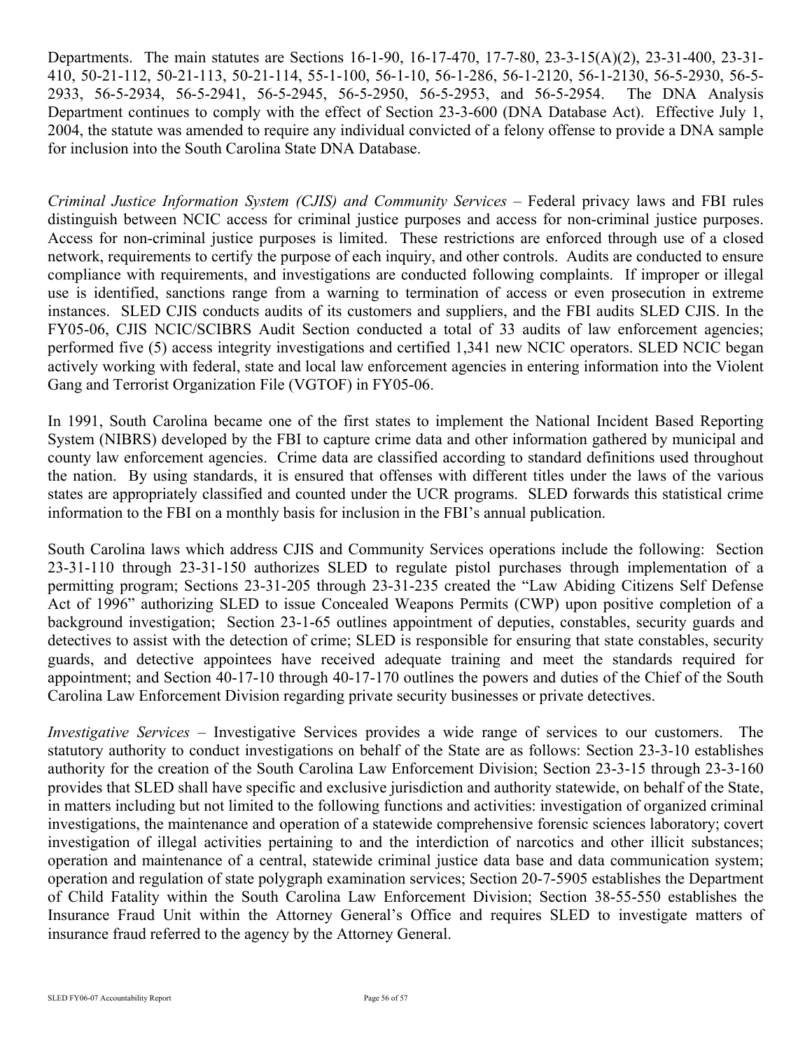Departments. The main statutes are Sections 16-1-90, 16-17-470, 17-7-80, 23-3-15(A)(2), 23-31-400, 23-31-410, 50-21-112, 50-21-113, 50-21-114, 55-1-100, 56-1-10, 56-1-286, 56-1-2120, 56-1-2130, 56-5-2930, 56-5-2933, 56-5-2934, 56-5-2941, 56-5-2945, 56-5-2950, 56-5-2953, and 56-5-2954. The DNA Analysis Department continues to comply with the effect of Section 23-3-600 (DNA Database Act). Effective July 1, 2004, the statute was amended to require any individual convicted of a felony offense to provide a DNA sample for inclusion into the South Carolina State DNA Database.

*Criminal Justice Information System (CJIS) and Community Services* – Federal privacy laws and FBI rules distinguish between NCIC access for criminal justice purposes and access for non-criminal justice purposes. Access for non-criminal justice purposes is limited. These restrictions are enforced through use of a closed network, requirements to certify the purpose of each inquiry, and other controls. Audits are conducted to ensure compliance with requirements, and investigations are conducted following complaints. If improper or illegal use is identified, sanctions range from a warning to termination of access or even prosecution in extreme instances. SLED CJIS conducts audits of its customers and suppliers, and the FBI audits SLED CJIS. In the FY05-06, CJIS NCIC/SCIBRS Audit Section conducted a total of 33 audits of law enforcement agencies; performed five (5) access integrity investigations and certified 1,341 new NCIC operators. SLED NCIC began actively working with federal, state and local law enforcement agencies in entering information into the Violent Gang and Terrorist Organization File (VGTOF) in FY05-06.

In 1991, South Carolina became one of the first states to implement the National Incident Based Reporting System (NIBRS) developed by the FBI to capture crime data and other information gathered by municipal and county law enforcement agencies. Crime data are classified according to standard definitions used throughout the nation. By using standards, it is ensured that offenses with different titles under the laws of the various states are appropriately classified and counted under the UCR programs. SLED forwards this statistical crime information to the FBI on a monthly basis for inclusion in the FBI's annual publication.

South Carolina laws which address CJIS and Community Services operations include the following: Section 23-31-110 through 23-31-150 authorizes SLED to regulate pistol purchases through implementation of a permitting program; Sections 23-31-205 through 23-31-235 created the "Law Abiding Citizens Self Defense Act of 1996" authorizing SLED to issue Concealed Weapons Permits (CWP) upon positive completion of a background investigation; Section 23-1-65 outlines appointment of deputies, constables, security guards and detectives to assist with the detection of crime; SLED is responsible for ensuring that state constables, security guards, and detective appointees have received adequate training and meet the standards required for appointment; and Section 40-17-10 through 40-17-170 outlines the powers and duties of the Chief of the South Carolina Law Enforcement Division regarding private security businesses or private detectives.

*Investigative Services* – Investigative Services provides a wide range of services to our customers. The statutory authority to conduct investigations on behalf of the State are as follows: Section 23-3-10 establishes authority for the creation of the South Carolina Law Enforcement Division; Section 23-3-15 through 23-3-160 provides that SLED shall have specific and exclusive jurisdiction and authority statewide, on behalf of the State, in matters including but not limited to the following functions and activities: investigation of organized criminal investigations, the maintenance and operation of a statewide comprehensive forensic sciences laboratory; covert investigation of illegal activities pertaining to and the interdiction of narcotics and other illicit substances; operation and maintenance of a central, statewide criminal justice data base and data communication system; operation and regulation of state polygraph examination services; Section 20-7-5905 establishes the Department of Child Fatality within the South Carolina Law Enforcement Division; Section 38-55-550 establishes the Insurance Fraud Unit within the Attorney General's Office and requires SLED to investigate matters of insurance fraud referred to the agency by the Attorney General.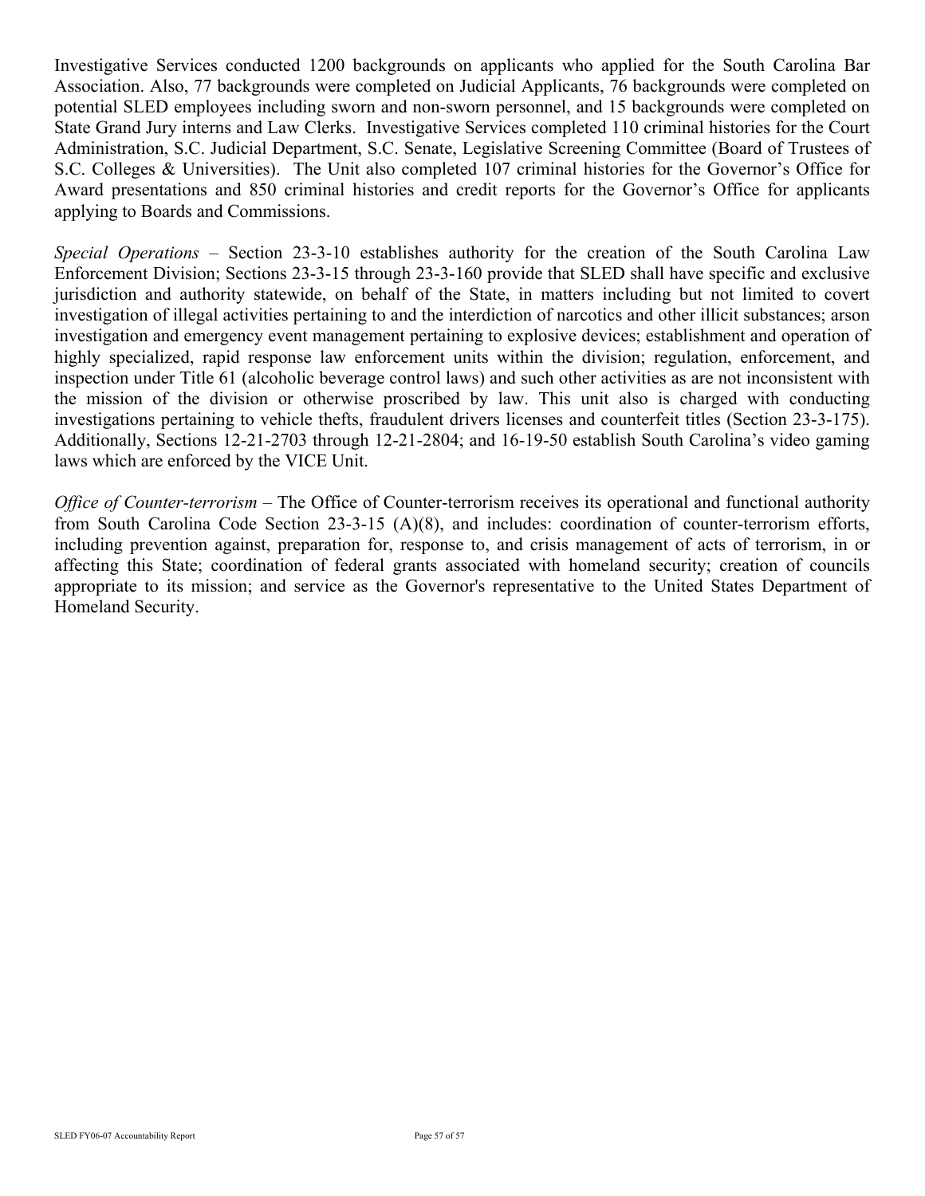Investigative Services conducted 1200 backgrounds on applicants who applied for the South Carolina Bar Association. Also, 77 backgrounds were completed on Judicial Applicants, 76 backgrounds were completed on potential SLED employees including sworn and non-sworn personnel, and 15 backgrounds were completed on State Grand Jury interns and Law Clerks. Investigative Services completed 110 criminal histories for the Court Administration, S.C. Judicial Department, S.C. Senate, Legislative Screening Committee (Board of Trustees of S.C. Colleges & Universities). The Unit also completed 107 criminal histories for the Governor's Office for Award presentations and 850 criminal histories and credit reports for the Governor's Office for applicants applying to Boards and Commissions.

*Special Operations* – Section 23-3-10 establishes authority for the creation of the South Carolina Law Enforcement Division; Sections 23-3-15 through 23-3-160 provide that SLED shall have specific and exclusive jurisdiction and authority statewide, on behalf of the State, in matters including but not limited to covert investigation of illegal activities pertaining to and the interdiction of narcotics and other illicit substances; arson investigation and emergency event management pertaining to explosive devices; establishment and operation of highly specialized, rapid response law enforcement units within the division; regulation, enforcement, and inspection under Title 61 (alcoholic beverage control laws) and such other activities as are not inconsistent with the mission of the division or otherwise proscribed by law. This unit also is charged with conducting investigations pertaining to vehicle thefts, fraudulent drivers licenses and counterfeit titles (Section 23-3-175). Additionally, Sections 12-21-2703 through 12-21-2804; and 16-19-50 establish South Carolina's video gaming laws which are enforced by the VICE Unit.

*Office of Counter-terrorism* – The Office of Counter-terrorism receives its operational and functional authority from South Carolina Code Section 23-3-15 (A)(8), and includes: coordination of counter-terrorism efforts, including prevention against, preparation for, response to, and crisis management of acts of terrorism, in or affecting this State; coordination of federal grants associated with homeland security; creation of councils appropriate to its mission; and service as the Governor's representative to the United States Department of Homeland Security.